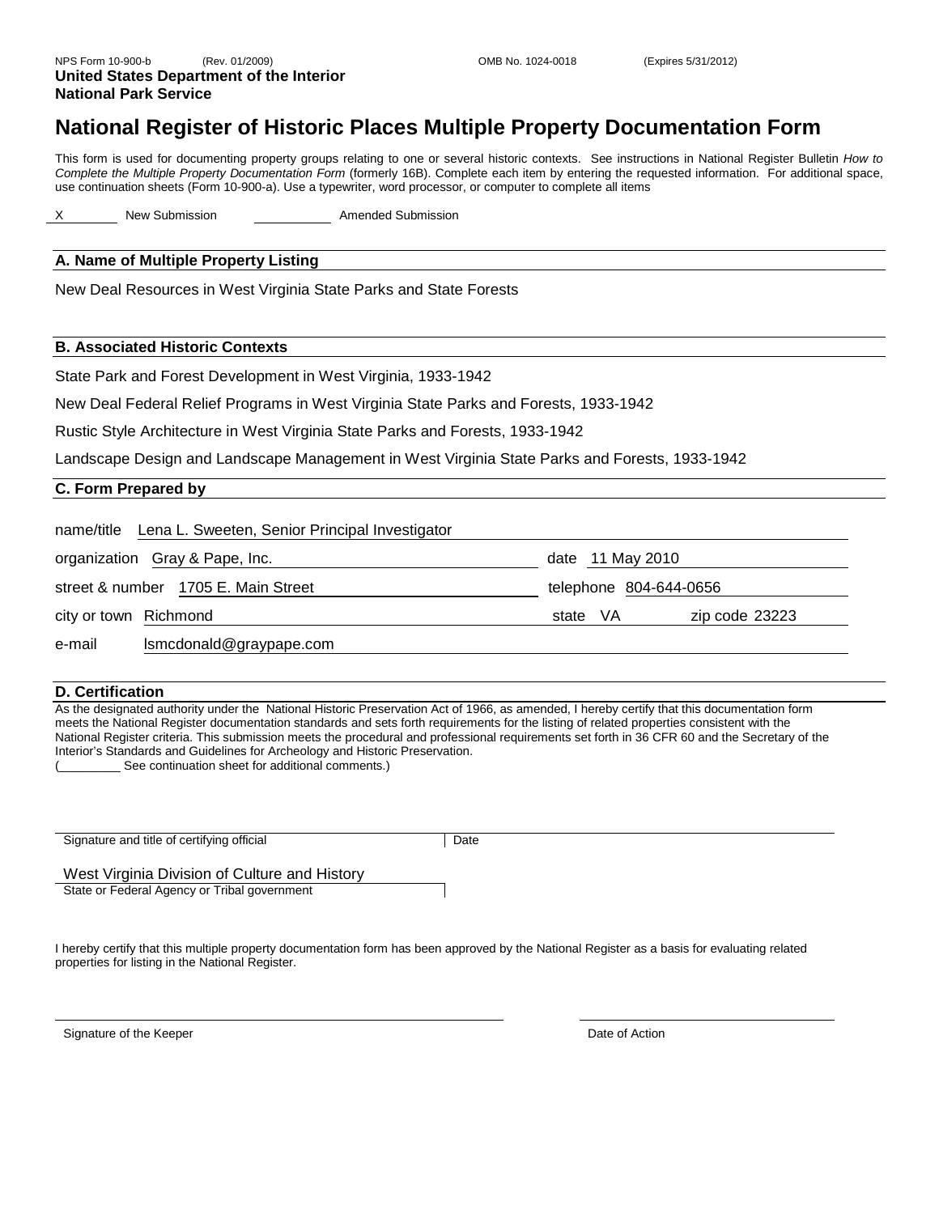NPS Form 10-900-b (Rev. 01/2009) OMB No. 1024-0018 (Expires 5/31/2012)

**United States Department of the Interior**
**National Park Service**

# National Register of Historic Places Multiple Property Documentation Form

This form is used for documenting property groups relating to one or several historic contexts. See instructions in National Register Bulletin *How to Complete the Multiple Property Documentation Form* (formerly 16B). Complete each item by entering the requested information. For additional space, use continuation sheets (Form 10-900-a). Use a typewriter, word processor, or computer to complete all items

X New Submission ______ Amended Submission

## A. Name of Multiple Property Listing

New Deal Resources in West Virginia State Parks and State Forests

## B. Associated Historic Contexts

State Park and Forest Development in West Virginia, 1933-1942

New Deal Federal Relief Programs in West Virginia State Parks and Forests, 1933-1942

Rustic Style Architecture in West Virginia State Parks and Forests, 1933-1942

Landscape Design and Landscape Management in West Virginia State Parks and Forests, 1933-1942

## C. Form Prepared by

name/title Lena L. Sweeten, Senior Principal Investigator

organization Gray & Pape, Inc. date 11 May 2010

street & number 1705 E. Main Street telephone 804-644-0656

city or town Richmond state VA zip code 23223

e-mail lsmcdonald@graypape.com

## D. Certification

As the designated authority under the National Historic Preservation Act of 1966, as amended, I hereby certify that this documentation form meets the National Register documentation standards and sets forth requirements for the listing of related properties consistent with the National Register criteria. This submission meets the procedural and professional requirements set forth in 36 CFR 60 and the Secretary of the Interior's Standards and Guidelines for Archeology and Historic Preservation.
(_________ See continuation sheet for additional comments.)

Signature and title of certifying official | Date

West Virginia Division of Culture and History
State or Federal Agency or Tribal government

I hereby certify that this multiple property documentation form has been approved by the National Register as a basis for evaluating related properties for listing in the National Register.

Signature of the Keeper | Date of Action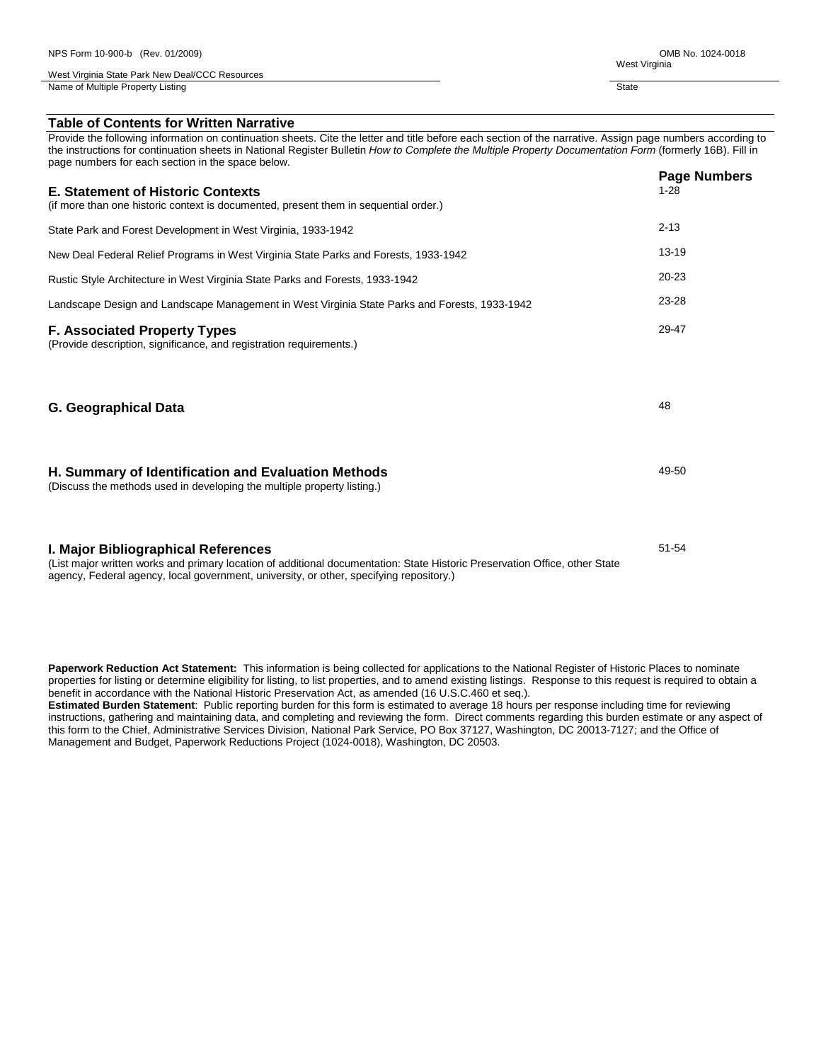## Table of Contents for Written Narrative

Provide the following information on continuation sheets. Cite the letter and title before each section of the narrative. Assign page numbers according to the instructions for continuation sheets in National Register Bulletin *How to Complete the Multiple Property Documentation Form* (formerly 16B). Fill in page numbers for each section in the space below.

| | **Page Numbers** |
|---|---|
| **E. Statement of Historic Contexts**<br>(if more than one historic context is documented, present them in sequential order.) | 1-28 |
| State Park and Forest Development in West Virginia, 1933-1942 | 2-13 |
| New Deal Federal Relief Programs in West Virginia State Parks and Forests, 1933-1942 | 13-19 |
| Rustic Style Architecture in West Virginia State Parks and Forests, 1933-1942 | 20-23 |
| Landscape Design and Landscape Management in West Virginia State Parks and Forests, 1933-1942 | 23-28 |
| **F. Associated Property Types**<br>(Provide description, significance, and registration requirements.) | 29-47 |
| **G. Geographical Data** | 48 |
| **H. Summary of Identification and Evaluation Methods**<br>(Discuss the methods used in developing the multiple property listing.) | 49-50 |
| **I. Major Bibliographical References**<br>(List major written works and primary location of additional documentation: State Historic Preservation Office, other State agency, Federal agency, local government, university, or other, specifying repository.) | 51-54 |

**Paperwork Reduction Act Statement:** This information is being collected for applications to the National Register of Historic Places to nominate properties for listing or determine eligibility for listing, to list properties, and to amend existing listings. Response to this request is required to obtain a benefit in accordance with the National Historic Preservation Act, as amended (16 U.S.C.460 et seq.).

**Estimated Burden Statement**: Public reporting burden for this form is estimated to average 18 hours per response including time for reviewing instructions, gathering and maintaining data, and completing and reviewing the form. Direct comments regarding this burden estimate or any aspect of this form to the Chief, Administrative Services Division, National Park Service, PO Box 37127, Washington, DC 20013-7127; and the Office of Management and Budget, Paperwork Reductions Project (1024-0018), Washington, DC 20503.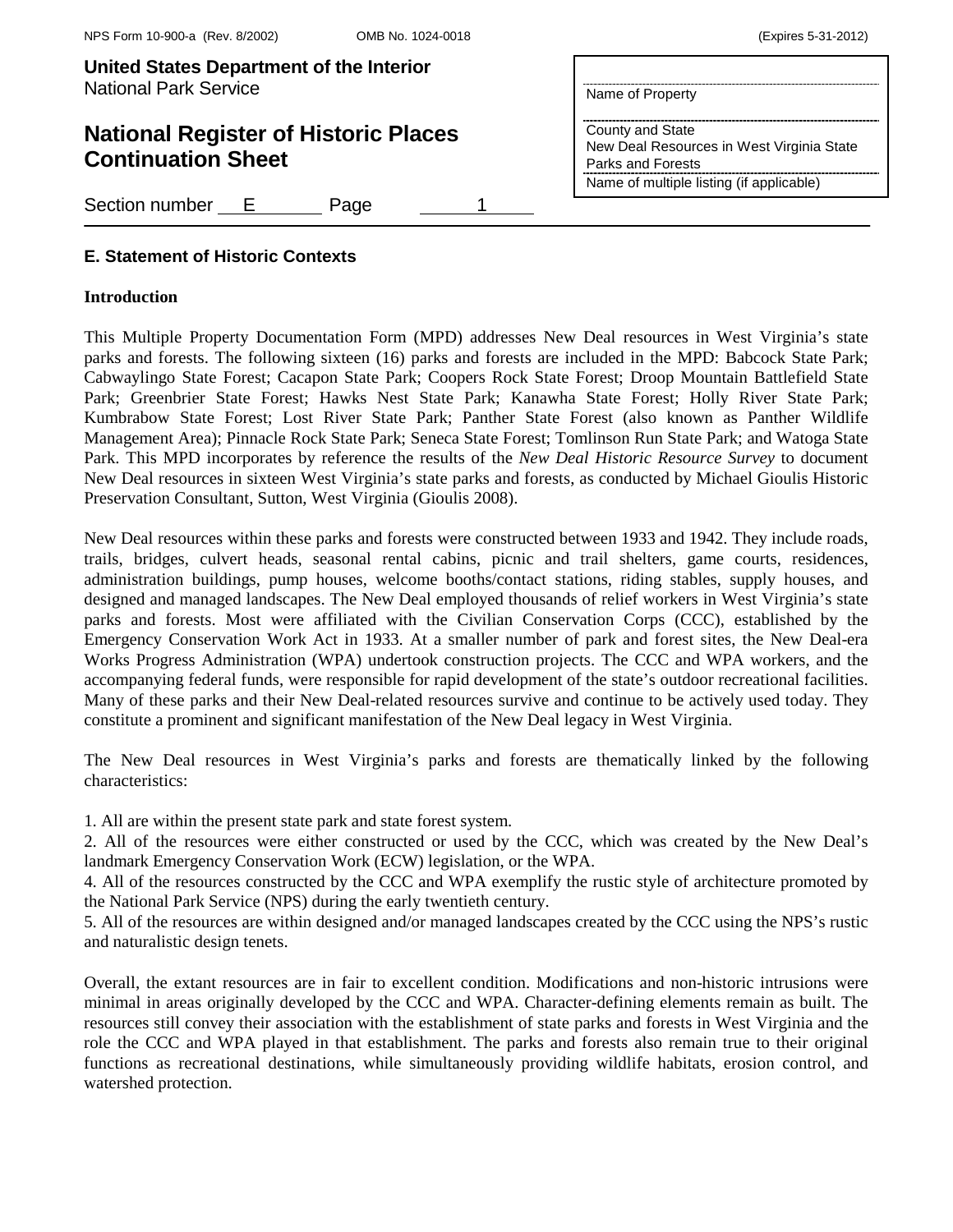## E. Statement of Historic Contexts

### Introduction

This Multiple Property Documentation Form (MPD) addresses New Deal resources in West Virginia's state parks and forests. The following sixteen (16) parks and forests are included in the MPD: Babcock State Park; Cabwaylingo State Forest; Cacapon State Park; Coopers Rock State Forest; Droop Mountain Battlefield State Park; Greenbrier State Forest; Hawks Nest State Park; Kanawha State Forest; Holly River State Park; Kumbrabow State Forest; Lost River State Park; Panther State Forest (also known as Panther Wildlife Management Area); Pinnacle Rock State Park; Seneca State Forest; Tomlinson Run State Park; and Watoga State Park. This MPD incorporates by reference the results of the *New Deal Historic Resource Survey* to document New Deal resources in sixteen West Virginia's state parks and forests, as conducted by Michael Gioulis Historic Preservation Consultant, Sutton, West Virginia (Gioulis 2008).

New Deal resources within these parks and forests were constructed between 1933 and 1942. They include roads, trails, bridges, culvert heads, seasonal rental cabins, picnic and trail shelters, game courts, residences, administration buildings, pump houses, welcome booths/contact stations, riding stables, supply houses, and designed and managed landscapes. The New Deal employed thousands of relief workers in West Virginia's state parks and forests. Most were affiliated with the Civilian Conservation Corps (CCC), established by the Emergency Conservation Work Act in 1933. At a smaller number of park and forest sites, the New Deal-era Works Progress Administration (WPA) undertook construction projects. The CCC and WPA workers, and the accompanying federal funds, were responsible for rapid development of the state's outdoor recreational facilities. Many of these parks and their New Deal-related resources survive and continue to be actively used today. They constitute a prominent and significant manifestation of the New Deal legacy in West Virginia.

The New Deal resources in West Virginia's parks and forests are thematically linked by the following characteristics:

1. All are within the present state park and state forest system.
2. All of the resources were either constructed or used by the CCC, which was created by the New Deal's landmark Emergency Conservation Work (ECW) legislation, or the WPA.
4. All of the resources constructed by the CCC and WPA exemplify the rustic style of architecture promoted by the National Park Service (NPS) during the early twentieth century.
5. All of the resources are within designed and/or managed landscapes created by the CCC using the NPS's rustic and naturalistic design tenets.

Overall, the extant resources are in fair to excellent condition. Modifications and non-historic intrusions were minimal in areas originally developed by the CCC and WPA. Character-defining elements remain as built. The resources still convey their association with the establishment of state parks and forests in West Virginia and the role the CCC and WPA played in that establishment. The parks and forests also remain true to their original functions as recreational destinations, while simultaneously providing wildlife habitats, erosion control, and watershed protection.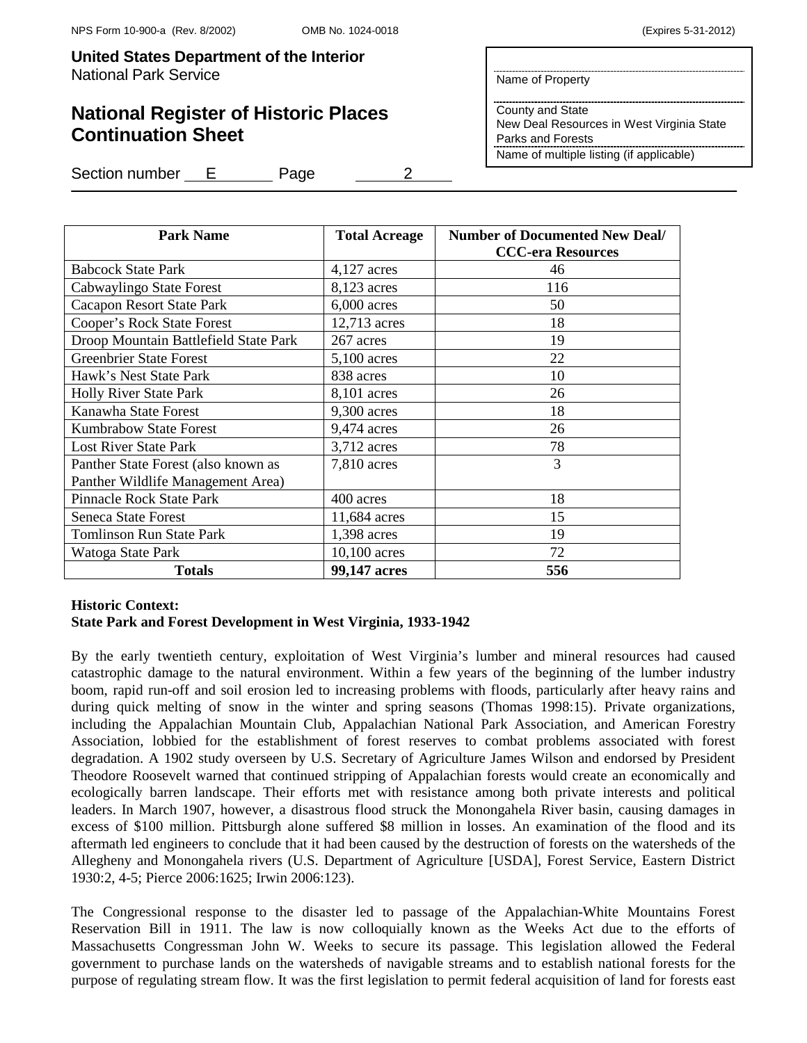| Park Name | Total Acreage | Number of Documented New Deal/ CCC-era Resources |
|---|---|---|
| Babcock State Park | 4,127 acres | 46 |
| Cabwaylingo State Forest | 8,123 acres | 116 |
| Cacapon Resort State Park | 6,000 acres | 50 |
| Cooper's Rock State Forest | 12,713 acres | 18 |
| Droop Mountain Battlefield State Park | 267 acres | 19 |
| Greenbrier State Forest | 5,100 acres | 22 |
| Hawk's Nest State Park | 838 acres | 10 |
| Holly River State Park | 8,101 acres | 26 |
| Kanawha State Forest | 9,300 acres | 18 |
| Kumbrabow State Forest | 9,474 acres | 26 |
| Lost River State Park | 3,712 acres | 78 |
| Panther State Forest (also known as Panther Wildlife Management Area) | 7,810 acres | 3 |
| Pinnacle Rock State Park | 400 acres | 18 |
| Seneca State Forest | 11,684 acres | 15 |
| Tomlinson Run State Park | 1,398 acres | 19 |
| Watoga State Park | 10,100 acres | 72 |
| **Totals** | **99,147 acres** | **556** |

**Historic Context:**
**State Park and Forest Development in West Virginia, 1933-1942**

By the early twentieth century, exploitation of West Virginia's lumber and mineral resources had caused catastrophic damage to the natural environment. Within a few years of the beginning of the lumber industry boom, rapid run-off and soil erosion led to increasing problems with floods, particularly after heavy rains and during quick melting of snow in the winter and spring seasons (Thomas 1998:15). Private organizations, including the Appalachian Mountain Club, Appalachian National Park Association, and American Forestry Association, lobbied for the establishment of forest reserves to combat problems associated with forest degradation. A 1902 study overseen by U.S. Secretary of Agriculture James Wilson and endorsed by President Theodore Roosevelt warned that continued stripping of Appalachian forests would create an economically and ecologically barren landscape. Their efforts met with resistance among both private interests and political leaders. In March 1907, however, a disastrous flood struck the Monongahela River basin, causing damages in excess of $100 million. Pittsburgh alone suffered $8 million in losses. An examination of the flood and its aftermath led engineers to conclude that it had been caused by the destruction of forests on the watersheds of the Allegheny and Monongahela rivers (U.S. Department of Agriculture [USDA], Forest Service, Eastern District 1930:2, 4-5; Pierce 2006:1625; Irwin 2006:123).

The Congressional response to the disaster led to passage of the Appalachian-White Mountains Forest Reservation Bill in 1911. The law is now colloquially known as the Weeks Act due to the efforts of Massachusetts Congressman John W. Weeks to secure its passage. This legislation allowed the Federal government to purchase lands on the watersheds of navigable streams and to establish national forests for the purpose of regulating stream flow. It was the first legislation to permit federal acquisition of land for forests east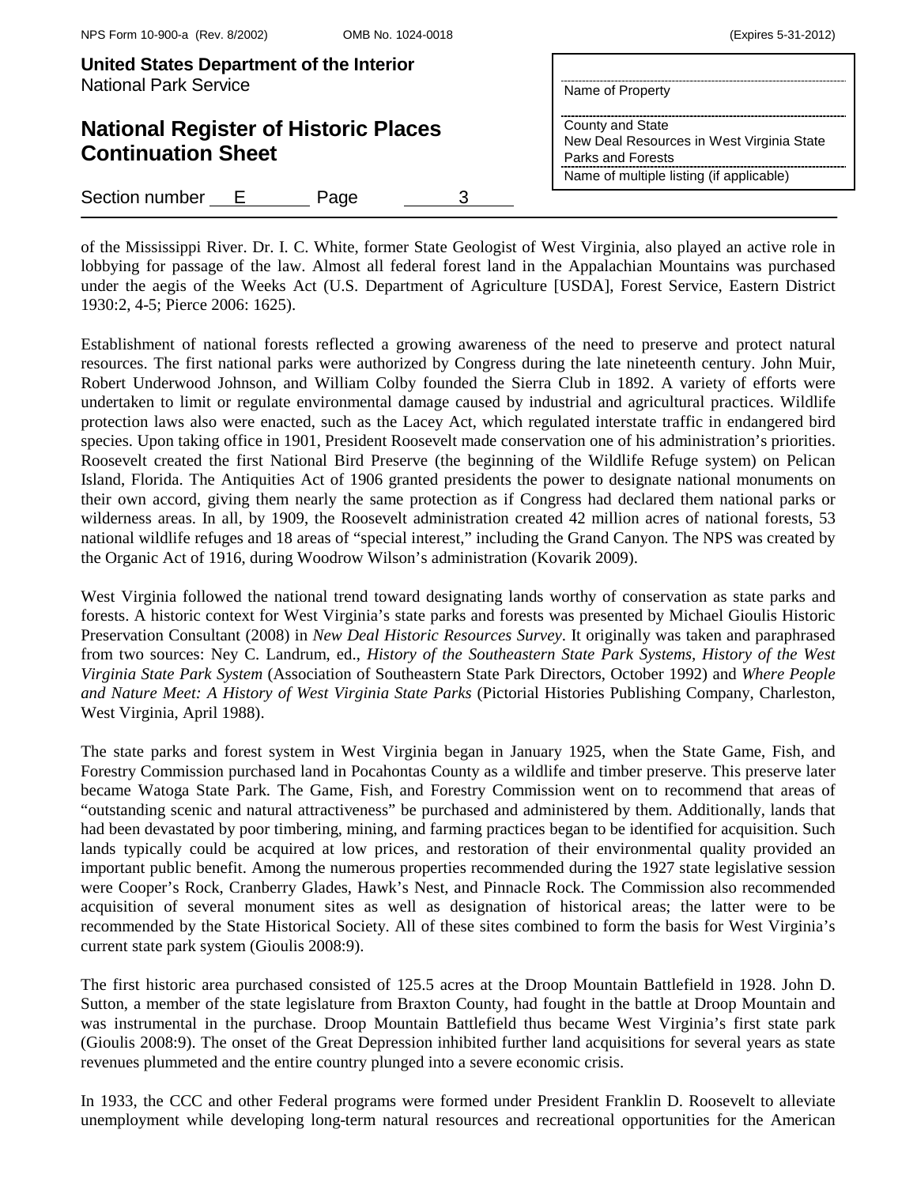of the Mississippi River. Dr. I. C. White, former State Geologist of West Virginia, also played an active role in lobbying for passage of the law. Almost all federal forest land in the Appalachian Mountains was purchased under the aegis of the Weeks Act (U.S. Department of Agriculture [USDA], Forest Service, Eastern District 1930:2, 4-5; Pierce 2006: 1625).

Establishment of national forests reflected a growing awareness of the need to preserve and protect natural resources. The first national parks were authorized by Congress during the late nineteenth century. John Muir, Robert Underwood Johnson, and William Colby founded the Sierra Club in 1892. A variety of efforts were undertaken to limit or regulate environmental damage caused by industrial and agricultural practices. Wildlife protection laws also were enacted, such as the Lacey Act, which regulated interstate traffic in endangered bird species. Upon taking office in 1901, President Roosevelt made conservation one of his administration's priorities. Roosevelt created the first National Bird Preserve (the beginning of the Wildlife Refuge system) on Pelican Island, Florida. The Antiquities Act of 1906 granted presidents the power to designate national monuments on their own accord, giving them nearly the same protection as if Congress had declared them national parks or wilderness areas. In all, by 1909, the Roosevelt administration created 42 million acres of national forests, 53 national wildlife refuges and 18 areas of "special interest," including the Grand Canyon. The NPS was created by the Organic Act of 1916, during Woodrow Wilson's administration (Kovarik 2009).

West Virginia followed the national trend toward designating lands worthy of conservation as state parks and forests. A historic context for West Virginia's state parks and forests was presented by Michael Gioulis Historic Preservation Consultant (2008) in *New Deal Historic Resources Survey*. It originally was taken and paraphrased from two sources: Ney C. Landrum, ed., *History of the Southeastern State Park Systems*, *History of the West Virginia State Park System* (Association of Southeastern State Park Directors, October 1992) and *Where People and Nature Meet: A History of West Virginia State Parks* (Pictorial Histories Publishing Company, Charleston, West Virginia, April 1988).

The state parks and forest system in West Virginia began in January 1925, when the State Game, Fish, and Forestry Commission purchased land in Pocahontas County as a wildlife and timber preserve. This preserve later became Watoga State Park. The Game, Fish, and Forestry Commission went on to recommend that areas of "outstanding scenic and natural attractiveness" be purchased and administered by them. Additionally, lands that had been devastated by poor timbering, mining, and farming practices began to be identified for acquisition. Such lands typically could be acquired at low prices, and restoration of their environmental quality provided an important public benefit. Among the numerous properties recommended during the 1927 state legislative session were Cooper's Rock, Cranberry Glades, Hawk's Nest, and Pinnacle Rock. The Commission also recommended acquisition of several monument sites as well as designation of historical areas; the latter were to be recommended by the State Historical Society. All of these sites combined to form the basis for West Virginia's current state park system (Gioulis 2008:9).

The first historic area purchased consisted of 125.5 acres at the Droop Mountain Battlefield in 1928. John D. Sutton, a member of the state legislature from Braxton County, had fought in the battle at Droop Mountain and was instrumental in the purchase. Droop Mountain Battlefield thus became West Virginia's first state park (Gioulis 2008:9). The onset of the Great Depression inhibited further land acquisitions for several years as state revenues plummeted and the entire country plunged into a severe economic crisis.

In 1933, the CCC and other Federal programs were formed under President Franklin D. Roosevelt to alleviate unemployment while developing long-term natural resources and recreational opportunities for the American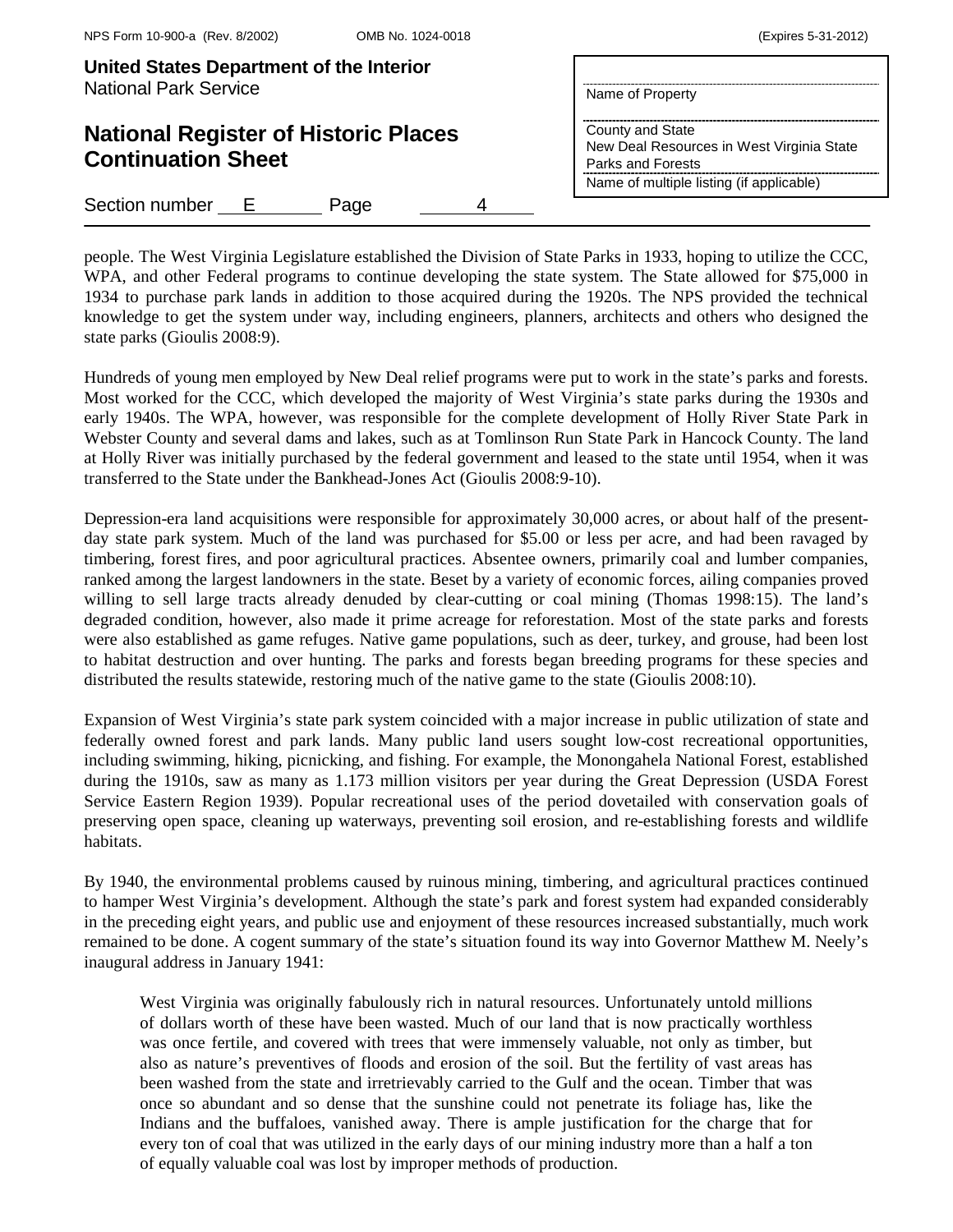people. The West Virginia Legislature established the Division of State Parks in 1933, hoping to utilize the CCC, WPA, and other Federal programs to continue developing the state system. The State allowed for $75,000 in 1934 to purchase park lands in addition to those acquired during the 1920s. The NPS provided the technical knowledge to get the system under way, including engineers, planners, architects and others who designed the state parks (Gioulis 2008:9).

Hundreds of young men employed by New Deal relief programs were put to work in the state's parks and forests. Most worked for the CCC, which developed the majority of West Virginia's state parks during the 1930s and early 1940s. The WPA, however, was responsible for the complete development of Holly River State Park in Webster County and several dams and lakes, such as at Tomlinson Run State Park in Hancock County. The land at Holly River was initially purchased by the federal government and leased to the state until 1954, when it was transferred to the State under the Bankhead-Jones Act (Gioulis 2008:9-10).

Depression-era land acquisitions were responsible for approximately 30,000 acres, or about half of the present-day state park system. Much of the land was purchased for $5.00 or less per acre, and had been ravaged by timbering, forest fires, and poor agricultural practices. Absentee owners, primarily coal and lumber companies, ranked among the largest landowners in the state. Beset by a variety of economic forces, ailing companies proved willing to sell large tracts already denuded by clear-cutting or coal mining (Thomas 1998:15). The land's degraded condition, however, also made it prime acreage for reforestation. Most of the state parks and forests were also established as game refuges. Native game populations, such as deer, turkey, and grouse, had been lost to habitat destruction and over hunting. The parks and forests began breeding programs for these species and distributed the results statewide, restoring much of the native game to the state (Gioulis 2008:10).

Expansion of West Virginia's state park system coincided with a major increase in public utilization of state and federally owned forest and park lands. Many public land users sought low-cost recreational opportunities, including swimming, hiking, picnicking, and fishing. For example, the Monongahela National Forest, established during the 1910s, saw as many as 1.173 million visitors per year during the Great Depression (USDA Forest Service Eastern Region 1939). Popular recreational uses of the period dovetailed with conservation goals of preserving open space, cleaning up waterways, preventing soil erosion, and re-establishing forests and wildlife habitats.

By 1940, the environmental problems caused by ruinous mining, timbering, and agricultural practices continued to hamper West Virginia's development. Although the state's park and forest system had expanded considerably in the preceding eight years, and public use and enjoyment of these resources increased substantially, much work remained to be done. A cogent summary of the state's situation found its way into Governor Matthew M. Neely's inaugural address in January 1941:

> West Virginia was originally fabulously rich in natural resources. Unfortunately untold millions of dollars worth of these have been wasted. Much of our land that is now practically worthless was once fertile, and covered with trees that were immensely valuable, not only as timber, but also as nature's preventives of floods and erosion of the soil. But the fertility of vast areas has been washed from the state and irretrievably carried to the Gulf and the ocean. Timber that was once so abundant and so dense that the sunshine could not penetrate its foliage has, like the Indians and the buffaloes, vanished away. There is ample justification for the charge that for every ton of coal that was utilized in the early days of our mining industry more than a half a ton of equally valuable coal was lost by improper methods of production.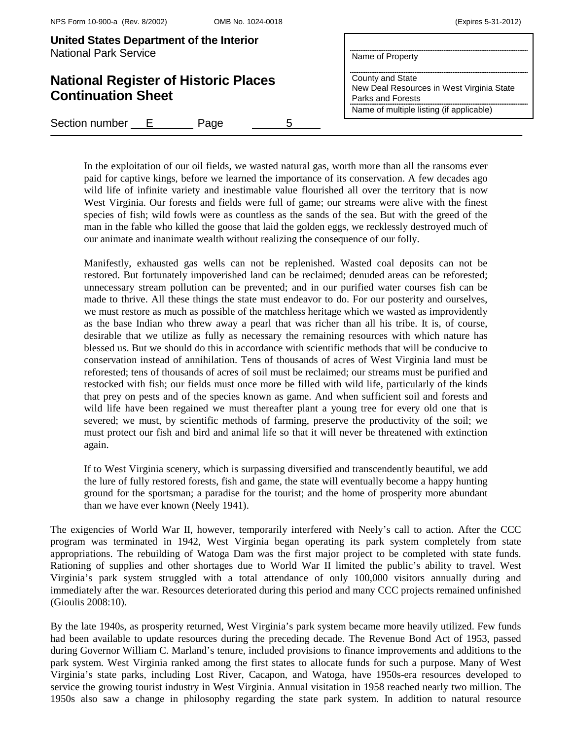> In the exploitation of our oil fields, we wasted natural gas, worth more than all the ransoms ever paid for captive kings, before we learned the importance of its conservation. A few decades ago wild life of infinite variety and inestimable value flourished all over the territory that is now West Virginia. Our forests and fields were full of game; our streams were alive with the finest species of fish; wild fowls were as countless as the sands of the sea. But with the greed of the man in the fable who killed the goose that laid the golden eggs, we recklessly destroyed much of our animate and inanimate wealth without realizing the consequence of our folly.
>
> Manifestly, exhausted gas wells can not be replenished. Wasted coal deposits can not be restored. But fortunately impoverished land can be reclaimed; denuded areas can be reforested; unnecessary stream pollution can be prevented; and in our purified water courses fish can be made to thrive. All these things the state must endeavor to do. For our posterity and ourselves, we must restore as much as possible of the matchless heritage which we wasted as improvidently as the base Indian who threw away a pearl that was richer than all his tribe. It is, of course, desirable that we utilize as fully as necessary the remaining resources with which nature has blessed us. But we should do this in accordance with scientific methods that will be conducive to conservation instead of annihilation. Tens of thousands of acres of West Virginia land must be reforested; tens of thousands of acres of soil must be reclaimed; our streams must be purified and restocked with fish; our fields must once more be filled with wild life, particularly of the kinds that prey on pests and of the species known as game. And when sufficient soil and forests and wild life have been regained we must thereafter plant a young tree for every old one that is severed; we must, by scientific methods of farming, preserve the productivity of the soil; we must protect our fish and bird and animal life so that it will never be threatened with extinction again.
>
> If to West Virginia scenery, which is surpassing diversified and transcendently beautiful, we add the lure of fully restored forests, fish and game, the state will eventually become a happy hunting ground for the sportsman; a paradise for the tourist; and the home of prosperity more abundant than we have ever known (Neely 1941).

The exigencies of World War II, however, temporarily interfered with Neely's call to action. After the CCC program was terminated in 1942, West Virginia began operating its park system completely from state appropriations. The rebuilding of Watoga Dam was the first major project to be completed with state funds. Rationing of supplies and other shortages due to World War II limited the public's ability to travel. West Virginia's park system struggled with a total attendance of only 100,000 visitors annually during and immediately after the war. Resources deteriorated during this period and many CCC projects remained unfinished (Gioulis 2008:10).

By the late 1940s, as prosperity returned, West Virginia's park system became more heavily utilized. Few funds had been available to update resources during the preceding decade. The Revenue Bond Act of 1953, passed during Governor William C. Marland's tenure, included provisions to finance improvements and additions to the park system. West Virginia ranked among the first states to allocate funds for such a purpose. Many of West Virginia's state parks, including Lost River, Cacapon, and Watoga, have 1950s-era resources developed to service the growing tourist industry in West Virginia. Annual visitation in 1958 reached nearly two million. The 1950s also saw a change in philosophy regarding the state park system. In addition to natural resource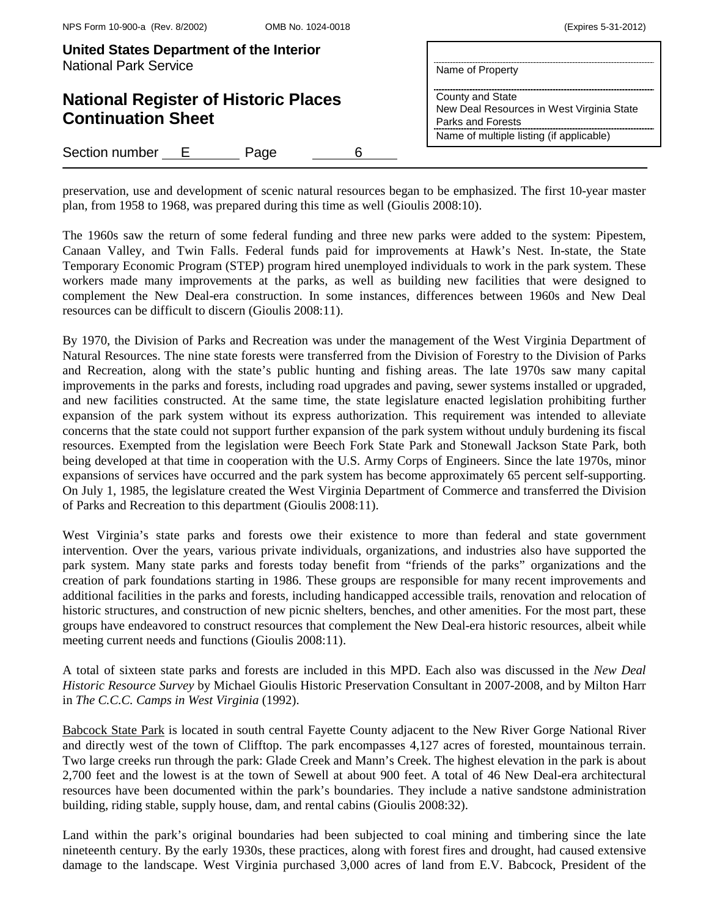preservation, use and development of scenic natural resources began to be emphasized. The first 10-year master plan, from 1958 to 1968, was prepared during this time as well (Gioulis 2008:10).

The 1960s saw the return of some federal funding and three new parks were added to the system: Pipestem, Canaan Valley, and Twin Falls. Federal funds paid for improvements at Hawk's Nest. In-state, the State Temporary Economic Program (STEP) program hired unemployed individuals to work in the park system. These workers made many improvements at the parks, as well as building new facilities that were designed to complement the New Deal-era construction. In some instances, differences between 1960s and New Deal resources can be difficult to discern (Gioulis 2008:11).

By 1970, the Division of Parks and Recreation was under the management of the West Virginia Department of Natural Resources. The nine state forests were transferred from the Division of Forestry to the Division of Parks and Recreation, along with the state's public hunting and fishing areas. The late 1970s saw many capital improvements in the parks and forests, including road upgrades and paving, sewer systems installed or upgraded, and new facilities constructed. At the same time, the state legislature enacted legislation prohibiting further expansion of the park system without its express authorization. This requirement was intended to alleviate concerns that the state could not support further expansion of the park system without unduly burdening its fiscal resources. Exempted from the legislation were Beech Fork State Park and Stonewall Jackson State Park, both being developed at that time in cooperation with the U.S. Army Corps of Engineers. Since the late 1970s, minor expansions of services have occurred and the park system has become approximately 65 percent self-supporting. On July 1, 1985, the legislature created the West Virginia Department of Commerce and transferred the Division of Parks and Recreation to this department (Gioulis 2008:11).

West Virginia's state parks and forests owe their existence to more than federal and state government intervention. Over the years, various private individuals, organizations, and industries also have supported the park system. Many state parks and forests today benefit from "friends of the parks" organizations and the creation of park foundations starting in 1986. These groups are responsible for many recent improvements and additional facilities in the parks and forests, including handicapped accessible trails, renovation and relocation of historic structures, and construction of new picnic shelters, benches, and other amenities. For the most part, these groups have endeavored to construct resources that complement the New Deal-era historic resources, albeit while meeting current needs and functions (Gioulis 2008:11).

A total of sixteen state parks and forests are included in this MPD. Each also was discussed in the *New Deal Historic Resource Survey* by Michael Gioulis Historic Preservation Consultant in 2007-2008, and by Milton Harr in *The C.C.C. Camps in West Virginia* (1992).

Babcock State Park is located in south central Fayette County adjacent to the New River Gorge National River and directly west of the town of Clifftop. The park encompasses 4,127 acres of forested, mountainous terrain. Two large creeks run through the park: Glade Creek and Mann's Creek. The highest elevation in the park is about 2,700 feet and the lowest is at the town of Sewell at about 900 feet. A total of 46 New Deal-era architectural resources have been documented within the park's boundaries. They include a native sandstone administration building, riding stable, supply house, dam, and rental cabins (Gioulis 2008:32).

Land within the park's original boundaries had been subjected to coal mining and timbering since the late nineteenth century. By the early 1930s, these practices, along with forest fires and drought, had caused extensive damage to the landscape. West Virginia purchased 3,000 acres of land from E.V. Babcock, President of the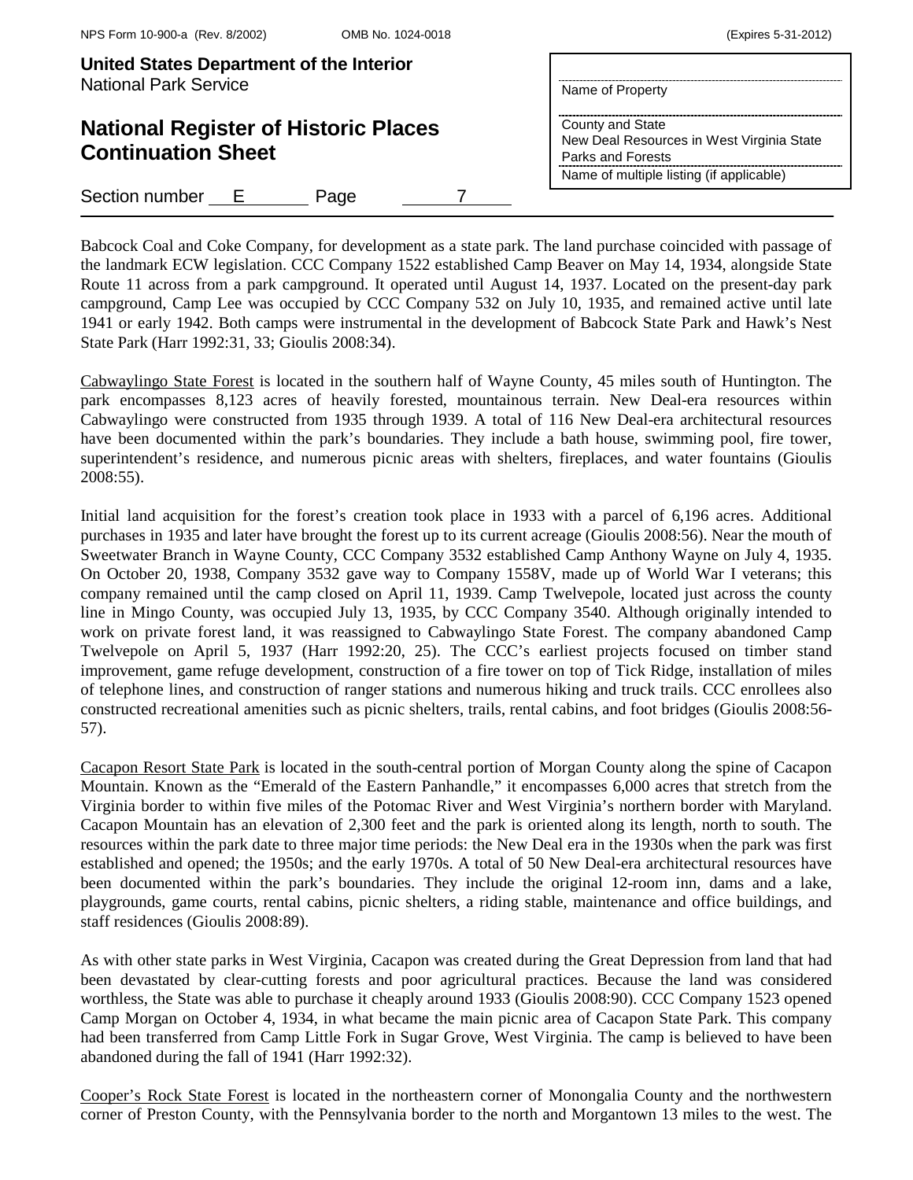Babcock Coal and Coke Company, for development as a state park. The land purchase coincided with passage of the landmark ECW legislation. CCC Company 1522 established Camp Beaver on May 14, 1934, alongside State Route 11 across from a park campground. It operated until August 14, 1937. Located on the present-day park campground, Camp Lee was occupied by CCC Company 532 on July 10, 1935, and remained active until late 1941 or early 1942. Both camps were instrumental in the development of Babcock State Park and Hawk's Nest State Park (Harr 1992:31, 33; Gioulis 2008:34).

Cabwaylingo State Forest is located in the southern half of Wayne County, 45 miles south of Huntington. The park encompasses 8,123 acres of heavily forested, mountainous terrain. New Deal-era resources within Cabwaylingo were constructed from 1935 through 1939. A total of 116 New Deal-era architectural resources have been documented within the park's boundaries. They include a bath house, swimming pool, fire tower, superintendent's residence, and numerous picnic areas with shelters, fireplaces, and water fountains (Gioulis 2008:55).

Initial land acquisition for the forest's creation took place in 1933 with a parcel of 6,196 acres. Additional purchases in 1935 and later have brought the forest up to its current acreage (Gioulis 2008:56). Near the mouth of Sweetwater Branch in Wayne County, CCC Company 3532 established Camp Anthony Wayne on July 4, 1935. On October 20, 1938, Company 3532 gave way to Company 1558V, made up of World War I veterans; this company remained until the camp closed on April 11, 1939. Camp Twelvepole, located just across the county line in Mingo County, was occupied July 13, 1935, by CCC Company 3540. Although originally intended to work on private forest land, it was reassigned to Cabwaylingo State Forest. The company abandoned Camp Twelvepole on April 5, 1937 (Harr 1992:20, 25). The CCC's earliest projects focused on timber stand improvement, game refuge development, construction of a fire tower on top of Tick Ridge, installation of miles of telephone lines, and construction of ranger stations and numerous hiking and truck trails. CCC enrollees also constructed recreational amenities such as picnic shelters, trails, rental cabins, and foot bridges (Gioulis 2008:56-57).

Cacapon Resort State Park is located in the south-central portion of Morgan County along the spine of Cacapon Mountain. Known as the "Emerald of the Eastern Panhandle," it encompasses 6,000 acres that stretch from the Virginia border to within five miles of the Potomac River and West Virginia's northern border with Maryland. Cacapon Mountain has an elevation of 2,300 feet and the park is oriented along its length, north to south. The resources within the park date to three major time periods: the New Deal era in the 1930s when the park was first established and opened; the 1950s; and the early 1970s. A total of 50 New Deal-era architectural resources have been documented within the park's boundaries. They include the original 12-room inn, dams and a lake, playgrounds, game courts, rental cabins, picnic shelters, a riding stable, maintenance and office buildings, and staff residences (Gioulis 2008:89).

As with other state parks in West Virginia, Cacapon was created during the Great Depression from land that had been devastated by clear-cutting forests and poor agricultural practices. Because the land was considered worthless, the State was able to purchase it cheaply around 1933 (Gioulis 2008:90). CCC Company 1523 opened Camp Morgan on October 4, 1934, in what became the main picnic area of Cacapon State Park. This company had been transferred from Camp Little Fork in Sugar Grove, West Virginia. The camp is believed to have been abandoned during the fall of 1941 (Harr 1992:32).

Cooper's Rock State Forest is located in the northeastern corner of Monongalia County and the northwestern corner of Preston County, with the Pennsylvania border to the north and Morgantown 13 miles to the west. The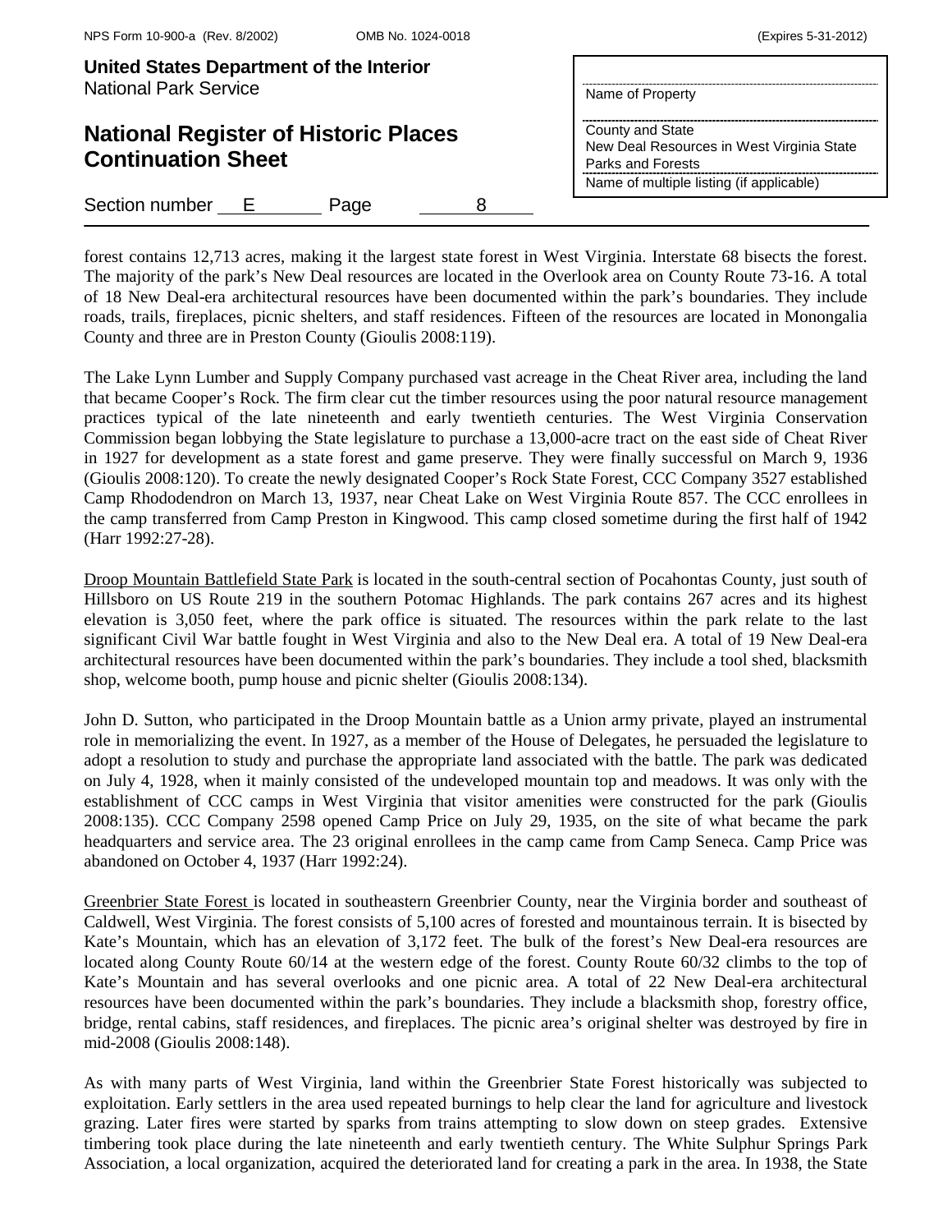forest contains 12,713 acres, making it the largest state forest in West Virginia. Interstate 68 bisects the forest. The majority of the park's New Deal resources are located in the Overlook area on County Route 73-16. A total of 18 New Deal-era architectural resources have been documented within the park's boundaries. They include roads, trails, fireplaces, picnic shelters, and staff residences. Fifteen of the resources are located in Monongalia County and three are in Preston County (Gioulis 2008:119).

The Lake Lynn Lumber and Supply Company purchased vast acreage in the Cheat River area, including the land that became Cooper's Rock. The firm clear cut the timber resources using the poor natural resource management practices typical of the late nineteenth and early twentieth centuries. The West Virginia Conservation Commission began lobbying the State legislature to purchase a 13,000-acre tract on the east side of Cheat River in 1927 for development as a state forest and game preserve. They were finally successful on March 9, 1936 (Gioulis 2008:120). To create the newly designated Cooper's Rock State Forest, CCC Company 3527 established Camp Rhododendron on March 13, 1937, near Cheat Lake on West Virginia Route 857. The CCC enrollees in the camp transferred from Camp Preston in Kingwood. This camp closed sometime during the first half of 1942 (Harr 1992:27-28).

<u>Droop Mountain Battlefield State Park</u> is located in the south-central section of Pocahontas County, just south of Hillsboro on US Route 219 in the southern Potomac Highlands. The park contains 267 acres and its highest elevation is 3,050 feet, where the park office is situated. The resources within the park relate to the last significant Civil War battle fought in West Virginia and also to the New Deal era. A total of 19 New Deal-era architectural resources have been documented within the park's boundaries. They include a tool shed, blacksmith shop, welcome booth, pump house and picnic shelter (Gioulis 2008:134).

John D. Sutton, who participated in the Droop Mountain battle as a Union army private, played an instrumental role in memorializing the event. In 1927, as a member of the House of Delegates, he persuaded the legislature to adopt a resolution to study and purchase the appropriate land associated with the battle. The park was dedicated on July 4, 1928, when it mainly consisted of the undeveloped mountain top and meadows. It was only with the establishment of CCC camps in West Virginia that visitor amenities were constructed for the park (Gioulis 2008:135). CCC Company 2598 opened Camp Price on July 29, 1935, on the site of what became the park headquarters and service area. The 23 original enrollees in the camp came from Camp Seneca. Camp Price was abandoned on October 4, 1937 (Harr 1992:24).

<u>Greenbrier State Forest</u> is located in southeastern Greenbrier County, near the Virginia border and southeast of Caldwell, West Virginia. The forest consists of 5,100 acres of forested and mountainous terrain. It is bisected by Kate's Mountain, which has an elevation of 3,172 feet. The bulk of the forest's New Deal-era resources are located along County Route 60/14 at the western edge of the forest. County Route 60/32 climbs to the top of Kate's Mountain and has several overlooks and one picnic area. A total of 22 New Deal-era architectural resources have been documented within the park's boundaries. They include a blacksmith shop, forestry office, bridge, rental cabins, staff residences, and fireplaces. The picnic area's original shelter was destroyed by fire in mid-2008 (Gioulis 2008:148).

As with many parts of West Virginia, land within the Greenbrier State Forest historically was subjected to exploitation. Early settlers in the area used repeated burnings to help clear the land for agriculture and livestock grazing. Later fires were started by sparks from trains attempting to slow down on steep grades. Extensive timbering took place during the late nineteenth and early twentieth century. The White Sulphur Springs Park Association, a local organization, acquired the deteriorated land for creating a park in the area. In 1938, the State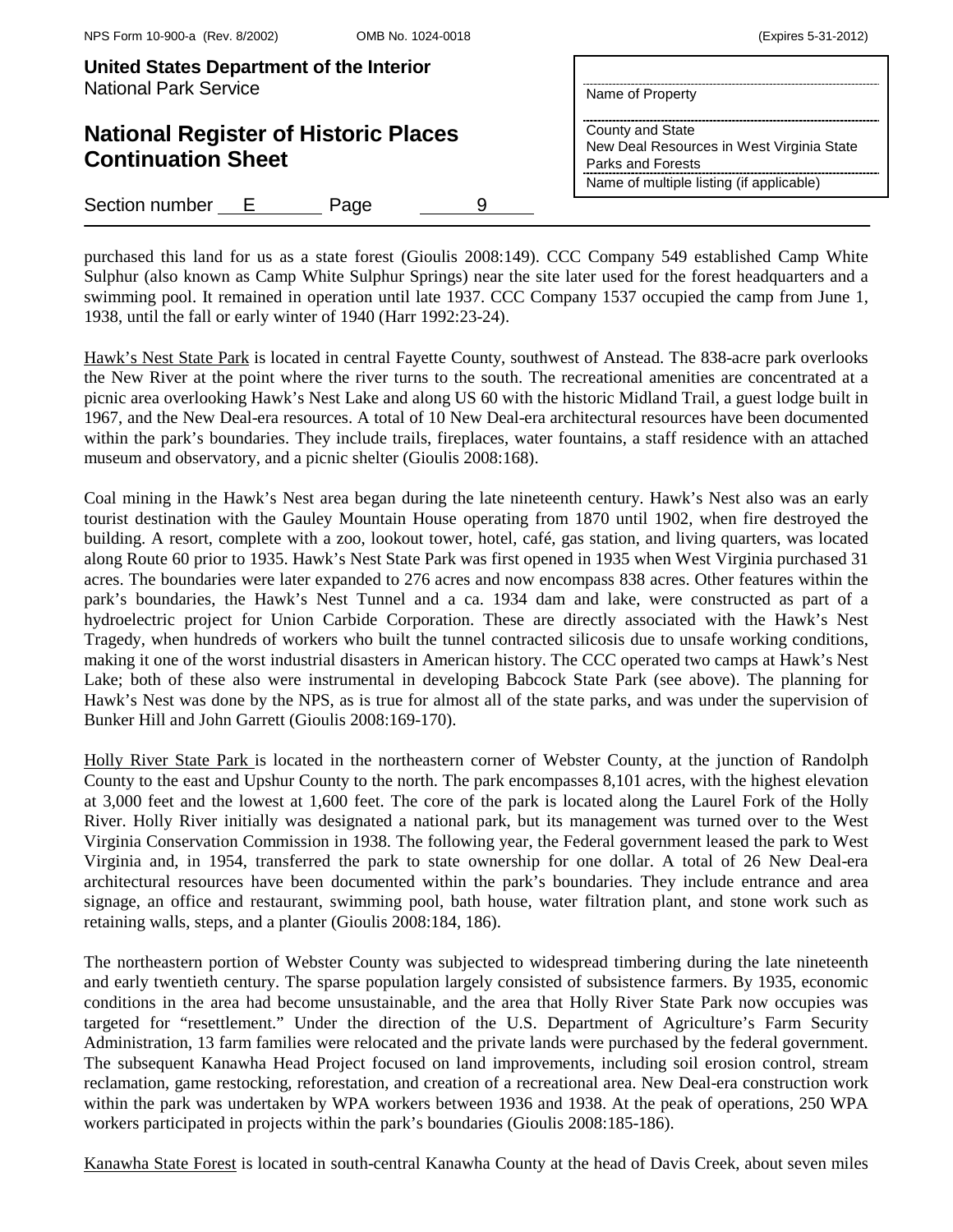purchased this land for us as a state forest (Gioulis 2008:149). CCC Company 549 established Camp White Sulphur (also known as Camp White Sulphur Springs) near the site later used for the forest headquarters and a swimming pool. It remained in operation until late 1937. CCC Company 1537 occupied the camp from June 1, 1938, until the fall or early winter of 1940 (Harr 1992:23-24).

Hawk's Nest State Park is located in central Fayette County, southwest of Anstead. The 838-acre park overlooks the New River at the point where the river turns to the south. The recreational amenities are concentrated at a picnic area overlooking Hawk's Nest Lake and along US 60 with the historic Midland Trail, a guest lodge built in 1967, and the New Deal-era resources. A total of 10 New Deal-era architectural resources have been documented within the park's boundaries. They include trails, fireplaces, water fountains, a staff residence with an attached museum and observatory, and a picnic shelter (Gioulis 2008:168).

Coal mining in the Hawk's Nest area began during the late nineteenth century. Hawk's Nest also was an early tourist destination with the Gauley Mountain House operating from 1870 until 1902, when fire destroyed the building. A resort, complete with a zoo, lookout tower, hotel, café, gas station, and living quarters, was located along Route 60 prior to 1935. Hawk's Nest State Park was first opened in 1935 when West Virginia purchased 31 acres. The boundaries were later expanded to 276 acres and now encompass 838 acres. Other features within the park's boundaries, the Hawk's Nest Tunnel and a ca. 1934 dam and lake, were constructed as part of a hydroelectric project for Union Carbide Corporation. These are directly associated with the Hawk's Nest Tragedy, when hundreds of workers who built the tunnel contracted silicosis due to unsafe working conditions, making it one of the worst industrial disasters in American history. The CCC operated two camps at Hawk's Nest Lake; both of these also were instrumental in developing Babcock State Park (see above). The planning for Hawk's Nest was done by the NPS, as is true for almost all of the state parks, and was under the supervision of Bunker Hill and John Garrett (Gioulis 2008:169-170).

Holly River State Park is located in the northeastern corner of Webster County, at the junction of Randolph County to the east and Upshur County to the north. The park encompasses 8,101 acres, with the highest elevation at 3,000 feet and the lowest at 1,600 feet. The core of the park is located along the Laurel Fork of the Holly River. Holly River initially was designated a national park, but its management was turned over to the West Virginia Conservation Commission in 1938. The following year, the Federal government leased the park to West Virginia and, in 1954, transferred the park to state ownership for one dollar. A total of 26 New Deal-era architectural resources have been documented within the park's boundaries. They include entrance and area signage, an office and restaurant, swimming pool, bath house, water filtration plant, and stone work such as retaining walls, steps, and a planter (Gioulis 2008:184, 186).

The northeastern portion of Webster County was subjected to widespread timbering during the late nineteenth and early twentieth century. The sparse population largely consisted of subsistence farmers. By 1935, economic conditions in the area had become unsustainable, and the area that Holly River State Park now occupies was targeted for "resettlement." Under the direction of the U.S. Department of Agriculture's Farm Security Administration, 13 farm families were relocated and the private lands were purchased by the federal government. The subsequent Kanawha Head Project focused on land improvements, including soil erosion control, stream reclamation, game restocking, reforestation, and creation of a recreational area. New Deal-era construction work within the park was undertaken by WPA workers between 1936 and 1938. At the peak of operations, 250 WPA workers participated in projects within the park's boundaries (Gioulis 2008:185-186).

Kanawha State Forest is located in south-central Kanawha County at the head of Davis Creek, about seven miles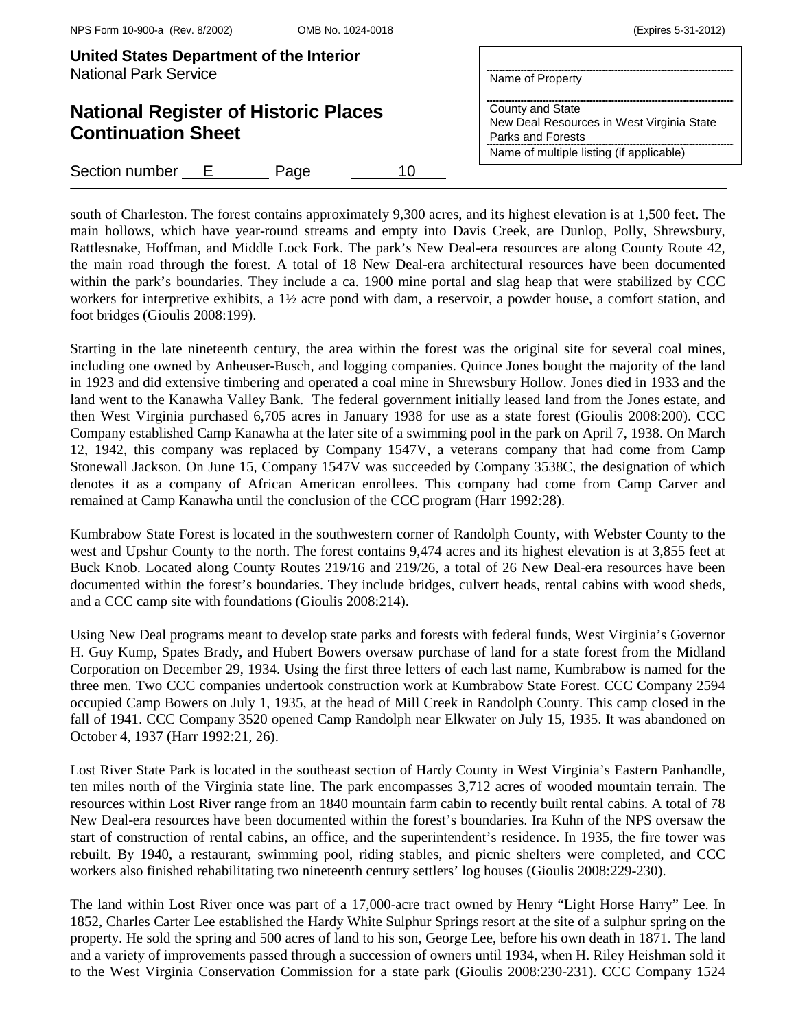south of Charleston. The forest contains approximately 9,300 acres, and its highest elevation is at 1,500 feet. The main hollows, which have year-round streams and empty into Davis Creek, are Dunlop, Polly, Shrewsbury, Rattlesnake, Hoffman, and Middle Lock Fork. The park's New Deal-era resources are along County Route 42, the main road through the forest. A total of 18 New Deal-era architectural resources have been documented within the park's boundaries. They include a ca. 1900 mine portal and slag heap that were stabilized by CCC workers for interpretive exhibits, a 1½ acre pond with dam, a reservoir, a powder house, a comfort station, and foot bridges (Gioulis 2008:199).

Starting in the late nineteenth century, the area within the forest was the original site for several coal mines, including one owned by Anheuser-Busch, and logging companies. Quince Jones bought the majority of the land in 1923 and did extensive timbering and operated a coal mine in Shrewsbury Hollow. Jones died in 1933 and the land went to the Kanawha Valley Bank. The federal government initially leased land from the Jones estate, and then West Virginia purchased 6,705 acres in January 1938 for use as a state forest (Gioulis 2008:200). CCC Company established Camp Kanawha at the later site of a swimming pool in the park on April 7, 1938. On March 12, 1942, this company was replaced by Company 1547V, a veterans company that had come from Camp Stonewall Jackson. On June 15, Company 1547V was succeeded by Company 3538C, the designation of which denotes it as a company of African American enrollees. This company had come from Camp Carver and remained at Camp Kanawha until the conclusion of the CCC program (Harr 1992:28).

Kumbrabow State Forest is located in the southwestern corner of Randolph County, with Webster County to the west and Upshur County to the north. The forest contains 9,474 acres and its highest elevation is at 3,855 feet at Buck Knob. Located along County Routes 219/16 and 219/26, a total of 26 New Deal-era resources have been documented within the forest's boundaries. They include bridges, culvert heads, rental cabins with wood sheds, and a CCC camp site with foundations (Gioulis 2008:214).

Using New Deal programs meant to develop state parks and forests with federal funds, West Virginia's Governor H. Guy Kump, Spates Brady, and Hubert Bowers oversaw purchase of land for a state forest from the Midland Corporation on December 29, 1934. Using the first three letters of each last name, Kumbrabow is named for the three men. Two CCC companies undertook construction work at Kumbrabow State Forest. CCC Company 2594 occupied Camp Bowers on July 1, 1935, at the head of Mill Creek in Randolph County. This camp closed in the fall of 1941. CCC Company 3520 opened Camp Randolph near Elkwater on July 15, 1935. It was abandoned on October 4, 1937 (Harr 1992:21, 26).

Lost River State Park is located in the southeast section of Hardy County in West Virginia's Eastern Panhandle, ten miles north of the Virginia state line. The park encompasses 3,712 acres of wooded mountain terrain. The resources within Lost River range from an 1840 mountain farm cabin to recently built rental cabins. A total of 78 New Deal-era resources have been documented within the forest's boundaries. Ira Kuhn of the NPS oversaw the start of construction of rental cabins, an office, and the superintendent's residence. In 1935, the fire tower was rebuilt. By 1940, a restaurant, swimming pool, riding stables, and picnic shelters were completed, and CCC workers also finished rehabilitating two nineteenth century settlers' log houses (Gioulis 2008:229-230).

The land within Lost River once was part of a 17,000-acre tract owned by Henry "Light Horse Harry" Lee. In 1852, Charles Carter Lee established the Hardy White Sulphur Springs resort at the site of a sulphur spring on the property. He sold the spring and 500 acres of land to his son, George Lee, before his own death in 1871. The land and a variety of improvements passed through a succession of owners until 1934, when H. Riley Heishman sold it to the West Virginia Conservation Commission for a state park (Gioulis 2008:230-231). CCC Company 1524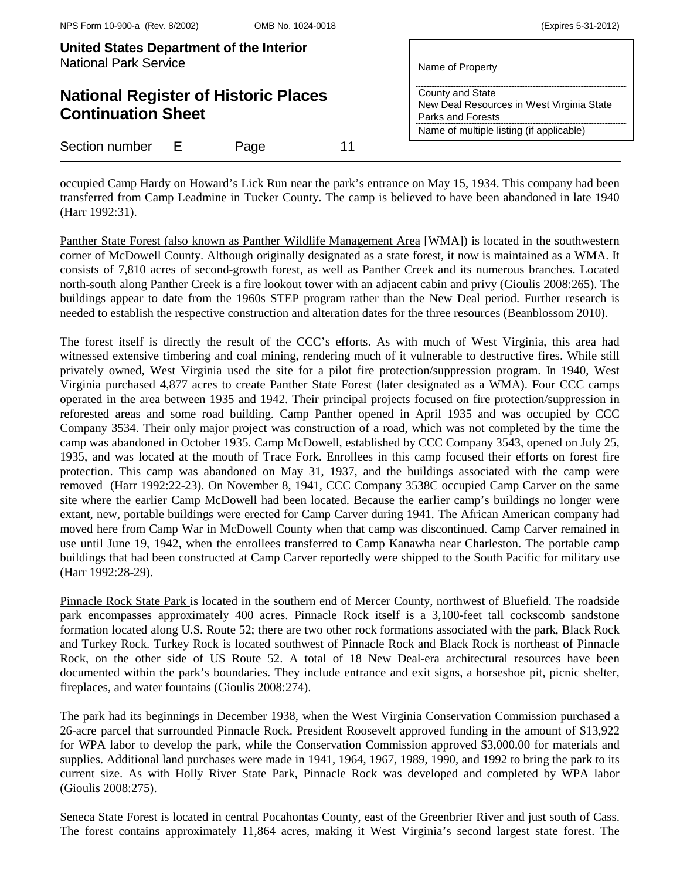occupied Camp Hardy on Howard's Lick Run near the park's entrance on May 15, 1934. This company had been transferred from Camp Leadmine in Tucker County. The camp is believed to have been abandoned in late 1940 (Harr 1992:31).

Panther State Forest (also known as Panther Wildlife Management Area [WMA]) is located in the southwestern corner of McDowell County. Although originally designated as a state forest, it now is maintained as a WMA. It consists of 7,810 acres of second-growth forest, as well as Panther Creek and its numerous branches. Located north-south along Panther Creek is a fire lookout tower with an adjacent cabin and privy (Gioulis 2008:265). The buildings appear to date from the 1960s STEP program rather than the New Deal period. Further research is needed to establish the respective construction and alteration dates for the three resources (Beanblossom 2010).

The forest itself is directly the result of the CCC's efforts. As with much of West Virginia, this area had witnessed extensive timbering and coal mining, rendering much of it vulnerable to destructive fires. While still privately owned, West Virginia used the site for a pilot fire protection/suppression program. In 1940, West Virginia purchased 4,877 acres to create Panther State Forest (later designated as a WMA). Four CCC camps operated in the area between 1935 and 1942. Their principal projects focused on fire protection/suppression in reforested areas and some road building. Camp Panther opened in April 1935 and was occupied by CCC Company 3534. Their only major project was construction of a road, which was not completed by the time the camp was abandoned in October 1935. Camp McDowell, established by CCC Company 3543, opened on July 25, 1935, and was located at the mouth of Trace Fork. Enrollees in this camp focused their efforts on forest fire protection. This camp was abandoned on May 31, 1937, and the buildings associated with the camp were removed (Harr 1992:22-23). On November 8, 1941, CCC Company 3538C occupied Camp Carver on the same site where the earlier Camp McDowell had been located. Because the earlier camp's buildings no longer were extant, new, portable buildings were erected for Camp Carver during 1941. The African American company had moved here from Camp War in McDowell County when that camp was discontinued. Camp Carver remained in use until June 19, 1942, when the enrollees transferred to Camp Kanawha near Charleston. The portable camp buildings that had been constructed at Camp Carver reportedly were shipped to the South Pacific for military use (Harr 1992:28-29).

Pinnacle Rock State Park is located in the southern end of Mercer County, northwest of Bluefield. The roadside park encompasses approximately 400 acres. Pinnacle Rock itself is a 3,100-feet tall cockscomb sandstone formation located along U.S. Route 52; there are two other rock formations associated with the park, Black Rock and Turkey Rock. Turkey Rock is located southwest of Pinnacle Rock and Black Rock is northeast of Pinnacle Rock, on the other side of US Route 52. A total of 18 New Deal-era architectural resources have been documented within the park's boundaries. They include entrance and exit signs, a horseshoe pit, picnic shelter, fireplaces, and water fountains (Gioulis 2008:274).

The park had its beginnings in December 1938, when the West Virginia Conservation Commission purchased a 26-acre parcel that surrounded Pinnacle Rock. President Roosevelt approved funding in the amount of $13,922 for WPA labor to develop the park, while the Conservation Commission approved $3,000.00 for materials and supplies. Additional land purchases were made in 1941, 1964, 1967, 1989, 1990, and 1992 to bring the park to its current size. As with Holly River State Park, Pinnacle Rock was developed and completed by WPA labor (Gioulis 2008:275).

Seneca State Forest is located in central Pocahontas County, east of the Greenbrier River and just south of Cass. The forest contains approximately 11,864 acres, making it West Virginia's second largest state forest. The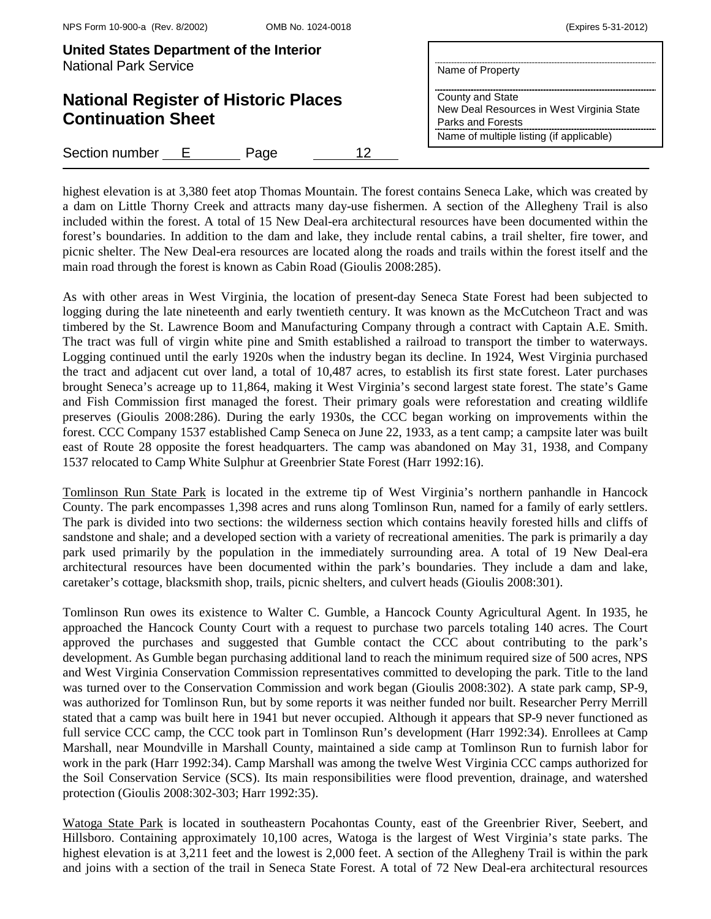highest elevation is at 3,380 feet atop Thomas Mountain. The forest contains Seneca Lake, which was created by a dam on Little Thorny Creek and attracts many day-use fishermen. A section of the Allegheny Trail is also included within the forest. A total of 15 New Deal-era architectural resources have been documented within the forest's boundaries. In addition to the dam and lake, they include rental cabins, a trail shelter, fire tower, and picnic shelter. The New Deal-era resources are located along the roads and trails within the forest itself and the main road through the forest is known as Cabin Road (Gioulis 2008:285).

As with other areas in West Virginia, the location of present-day Seneca State Forest had been subjected to logging during the late nineteenth and early twentieth century. It was known as the McCutcheon Tract and was timbered by the St. Lawrence Boom and Manufacturing Company through a contract with Captain A.E. Smith. The tract was full of virgin white pine and Smith established a railroad to transport the timber to waterways. Logging continued until the early 1920s when the industry began its decline. In 1924, West Virginia purchased the tract and adjacent cut over land, a total of 10,487 acres, to establish its first state forest. Later purchases brought Seneca's acreage up to 11,864, making it West Virginia's second largest state forest. The state's Game and Fish Commission first managed the forest. Their primary goals were reforestation and creating wildlife preserves (Gioulis 2008:286). During the early 1930s, the CCC began working on improvements within the forest. CCC Company 1537 established Camp Seneca on June 22, 1933, as a tent camp; a campsite later was built east of Route 28 opposite the forest headquarters. The camp was abandoned on May 31, 1938, and Company 1537 relocated to Camp White Sulphur at Greenbrier State Forest (Harr 1992:16).

Tomlinson Run State Park is located in the extreme tip of West Virginia's northern panhandle in Hancock County. The park encompasses 1,398 acres and runs along Tomlinson Run, named for a family of early settlers. The park is divided into two sections: the wilderness section which contains heavily forested hills and cliffs of sandstone and shale; and a developed section with a variety of recreational amenities. The park is primarily a day park used primarily by the population in the immediately surrounding area. A total of 19 New Deal-era architectural resources have been documented within the park's boundaries. They include a dam and lake, caretaker's cottage, blacksmith shop, trails, picnic shelters, and culvert heads (Gioulis 2008:301).

Tomlinson Run owes its existence to Walter C. Gumble, a Hancock County Agricultural Agent. In 1935, he approached the Hancock County Court with a request to purchase two parcels totaling 140 acres. The Court approved the purchases and suggested that Gumble contact the CCC about contributing to the park's development. As Gumble began purchasing additional land to reach the minimum required size of 500 acres, NPS and West Virginia Conservation Commission representatives committed to developing the park. Title to the land was turned over to the Conservation Commission and work began (Gioulis 2008:302). A state park camp, SP-9, was authorized for Tomlinson Run, but by some reports it was neither funded nor built. Researcher Perry Merrill stated that a camp was built here in 1941 but never occupied. Although it appears that SP-9 never functioned as full service CCC camp, the CCC took part in Tomlinson Run's development (Harr 1992:34). Enrollees at Camp Marshall, near Moundville in Marshall County, maintained a side camp at Tomlinson Run to furnish labor for work in the park (Harr 1992:34). Camp Marshall was among the twelve West Virginia CCC camps authorized for the Soil Conservation Service (SCS). Its main responsibilities were flood prevention, drainage, and watershed protection (Gioulis 2008:302-303; Harr 1992:35).

Watoga State Park is located in southeastern Pocahontas County, east of the Greenbrier River, Seebert, and Hillsboro. Containing approximately 10,100 acres, Watoga is the largest of West Virginia's state parks. The highest elevation is at 3,211 feet and the lowest is 2,000 feet. A section of the Allegheny Trail is within the park and joins with a section of the trail in Seneca State Forest. A total of 72 New Deal-era architectural resources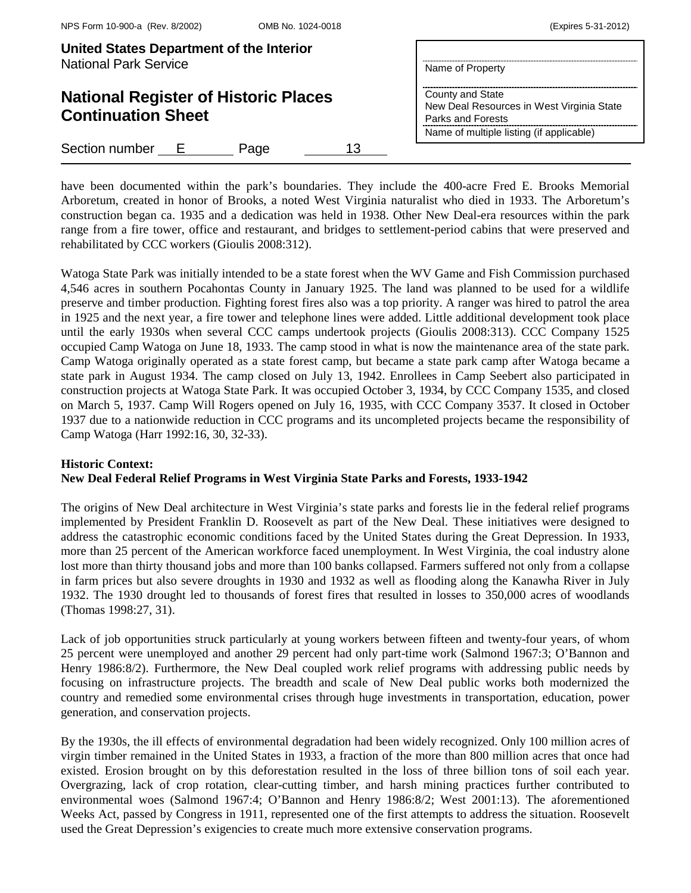have been documented within the park's boundaries. They include the 400-acre Fred E. Brooks Memorial Arboretum, created in honor of Brooks, a noted West Virginia naturalist who died in 1933. The Arboretum's construction began ca. 1935 and a dedication was held in 1938. Other New Deal-era resources within the park range from a fire tower, office and restaurant, and bridges to settlement-period cabins that were preserved and rehabilitated by CCC workers (Gioulis 2008:312).

Watoga State Park was initially intended to be a state forest when the WV Game and Fish Commission purchased 4,546 acres in southern Pocahontas County in January 1925. The land was planned to be used for a wildlife preserve and timber production. Fighting forest fires also was a top priority. A ranger was hired to patrol the area in 1925 and the next year, a fire tower and telephone lines were added. Little additional development took place until the early 1930s when several CCC camps undertook projects (Gioulis 2008:313). CCC Company 1525 occupied Camp Watoga on June 18, 1933. The camp stood in what is now the maintenance area of the state park. Camp Watoga originally operated as a state forest camp, but became a state park camp after Watoga became a state park in August 1934. The camp closed on July 13, 1942. Enrollees in Camp Seebert also participated in construction projects at Watoga State Park. It was occupied October 3, 1934, by CCC Company 1535, and closed on March 5, 1937. Camp Will Rogers opened on July 16, 1935, with CCC Company 3537. It closed in October 1937 due to a nationwide reduction in CCC programs and its uncompleted projects became the responsibility of Camp Watoga (Harr 1992:16, 30, 32-33).

**Historic Context:**
**New Deal Federal Relief Programs in West Virginia State Parks and Forests, 1933-1942**

The origins of New Deal architecture in West Virginia's state parks and forests lie in the federal relief programs implemented by President Franklin D. Roosevelt as part of the New Deal. These initiatives were designed to address the catastrophic economic conditions faced by the United States during the Great Depression. In 1933, more than 25 percent of the American workforce faced unemployment. In West Virginia, the coal industry alone lost more than thirty thousand jobs and more than 100 banks collapsed. Farmers suffered not only from a collapse in farm prices but also severe droughts in 1930 and 1932 as well as flooding along the Kanawha River in July 1932. The 1930 drought led to thousands of forest fires that resulted in losses to 350,000 acres of woodlands (Thomas 1998:27, 31).

Lack of job opportunities struck particularly at young workers between fifteen and twenty-four years, of whom 25 percent were unemployed and another 29 percent had only part-time work (Salmond 1967:3; O'Bannon and Henry 1986:8/2). Furthermore, the New Deal coupled work relief programs with addressing public needs by focusing on infrastructure projects. The breadth and scale of New Deal public works both modernized the country and remedied some environmental crises through huge investments in transportation, education, power generation, and conservation projects.

By the 1930s, the ill effects of environmental degradation had been widely recognized. Only 100 million acres of virgin timber remained in the United States in 1933, a fraction of the more than 800 million acres that once had existed. Erosion brought on by this deforestation resulted in the loss of three billion tons of soil each year. Overgrazing, lack of crop rotation, clear-cutting timber, and harsh mining practices further contributed to environmental woes (Salmond 1967:4; O'Bannon and Henry 1986:8/2; West 2001:13). The aforementioned Weeks Act, passed by Congress in 1911, represented one of the first attempts to address the situation. Roosevelt used the Great Depression's exigencies to create much more extensive conservation programs.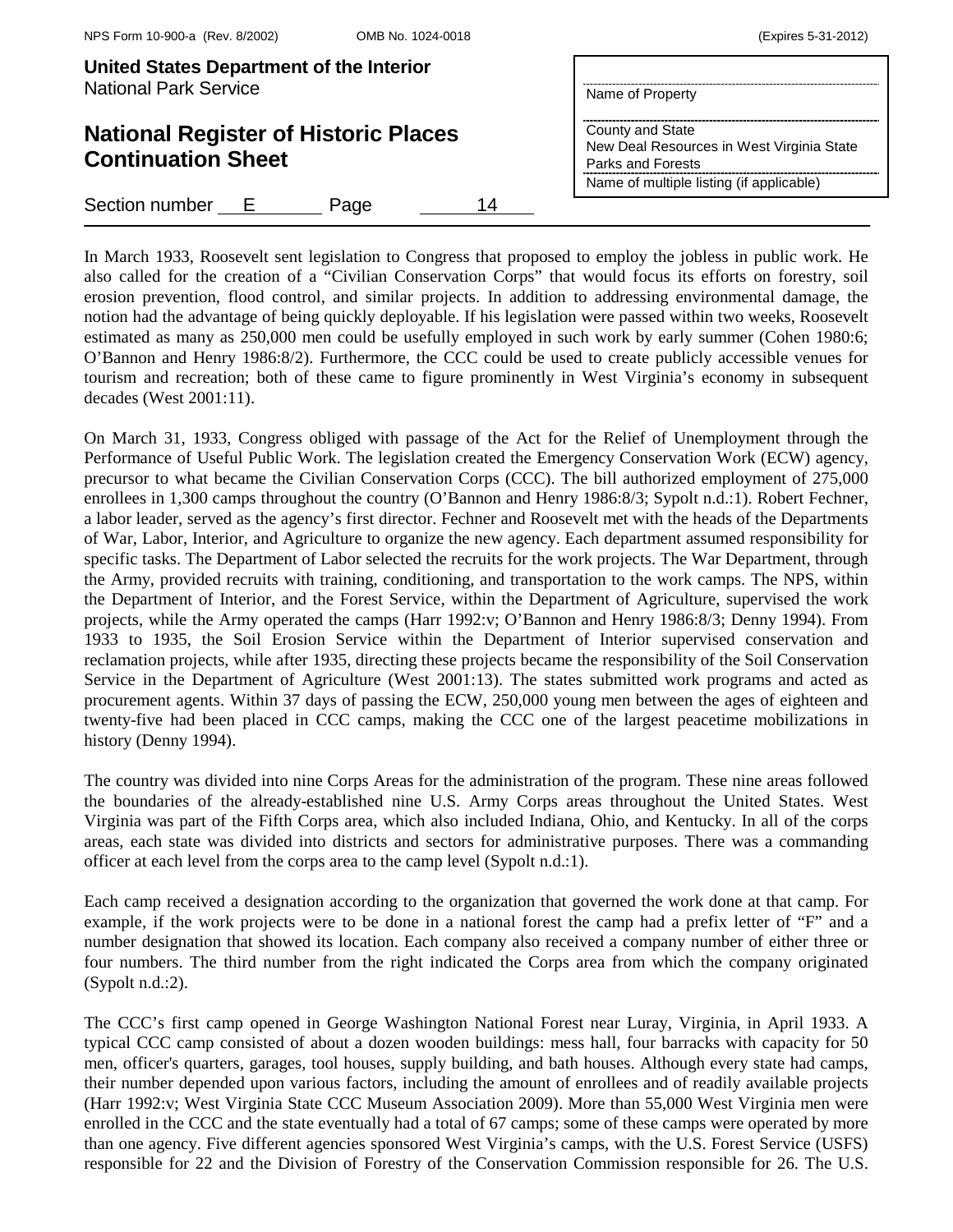In March 1933, Roosevelt sent legislation to Congress that proposed to employ the jobless in public work. He also called for the creation of a "Civilian Conservation Corps" that would focus its efforts on forestry, soil erosion prevention, flood control, and similar projects. In addition to addressing environmental damage, the notion had the advantage of being quickly deployable. If his legislation were passed within two weeks, Roosevelt estimated as many as 250,000 men could be usefully employed in such work by early summer (Cohen 1980:6; O'Bannon and Henry 1986:8/2). Furthermore, the CCC could be used to create publicly accessible venues for tourism and recreation; both of these came to figure prominently in West Virginia's economy in subsequent decades (West 2001:11).

On March 31, 1933, Congress obliged with passage of the Act for the Relief of Unemployment through the Performance of Useful Public Work. The legislation created the Emergency Conservation Work (ECW) agency, precursor to what became the Civilian Conservation Corps (CCC). The bill authorized employment of 275,000 enrollees in 1,300 camps throughout the country (O'Bannon and Henry 1986:8/3; Sypolt n.d.:1). Robert Fechner, a labor leader, served as the agency's first director. Fechner and Roosevelt met with the heads of the Departments of War, Labor, Interior, and Agriculture to organize the new agency. Each department assumed responsibility for specific tasks. The Department of Labor selected the recruits for the work projects. The War Department, through the Army, provided recruits with training, conditioning, and transportation to the work camps. The NPS, within the Department of Interior, and the Forest Service, within the Department of Agriculture, supervised the work projects, while the Army operated the camps (Harr 1992:v; O'Bannon and Henry 1986:8/3; Denny 1994). From 1933 to 1935, the Soil Erosion Service within the Department of Interior supervised conservation and reclamation projects, while after 1935, directing these projects became the responsibility of the Soil Conservation Service in the Department of Agriculture (West 2001:13). The states submitted work programs and acted as procurement agents. Within 37 days of passing the ECW, 250,000 young men between the ages of eighteen and twenty-five had been placed in CCC camps, making the CCC one of the largest peacetime mobilizations in history (Denny 1994).

The country was divided into nine Corps Areas for the administration of the program. These nine areas followed the boundaries of the already-established nine U.S. Army Corps areas throughout the United States. West Virginia was part of the Fifth Corps area, which also included Indiana, Ohio, and Kentucky. In all of the corps areas, each state was divided into districts and sectors for administrative purposes. There was a commanding officer at each level from the corps area to the camp level (Sypolt n.d.:1).

Each camp received a designation according to the organization that governed the work done at that camp. For example, if the work projects were to be done in a national forest the camp had a prefix letter of "F" and a number designation that showed its location. Each company also received a company number of either three or four numbers. The third number from the right indicated the Corps area from which the company originated (Sypolt n.d.:2).

The CCC's first camp opened in George Washington National Forest near Luray, Virginia, in April 1933. A typical CCC camp consisted of about a dozen wooden buildings: mess hall, four barracks with capacity for 50 men, officer's quarters, garages, tool houses, supply building, and bath houses. Although every state had camps, their number depended upon various factors, including the amount of enrollees and of readily available projects (Harr 1992:v; West Virginia State CCC Museum Association 2009). More than 55,000 West Virginia men were enrolled in the CCC and the state eventually had a total of 67 camps; some of these camps were operated by more than one agency. Five different agencies sponsored West Virginia's camps, with the U.S. Forest Service (USFS) responsible for 22 and the Division of Forestry of the Conservation Commission responsible for 26. The U.S.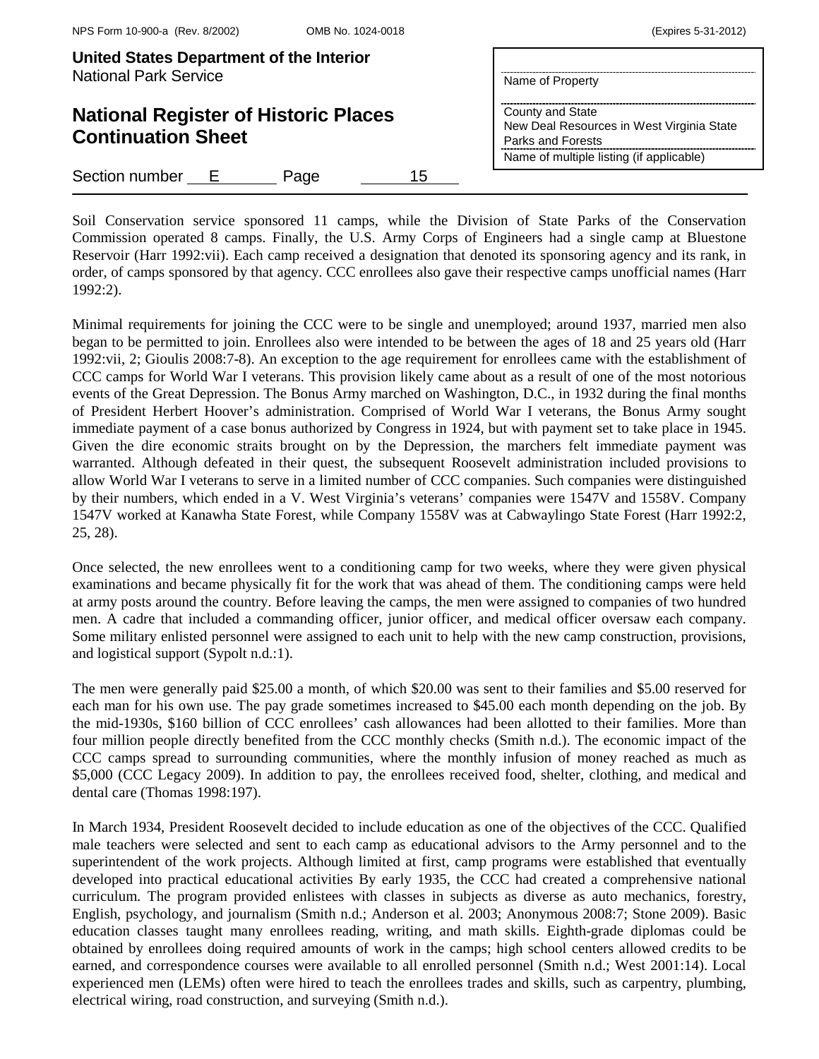Soil Conservation service sponsored 11 camps, while the Division of State Parks of the Conservation Commission operated 8 camps. Finally, the U.S. Army Corps of Engineers had a single camp at Bluestone Reservoir (Harr 1992:vii). Each camp received a designation that denoted its sponsoring agency and its rank, in order, of camps sponsored by that agency. CCC enrollees also gave their respective camps unofficial names (Harr 1992:2).

Minimal requirements for joining the CCC were to be single and unemployed; around 1937, married men also began to be permitted to join. Enrollees also were intended to be between the ages of 18 and 25 years old (Harr 1992:vii, 2; Gioulis 2008:7-8). An exception to the age requirement for enrollees came with the establishment of CCC camps for World War I veterans. This provision likely came about as a result of one of the most notorious events of the Great Depression. The Bonus Army marched on Washington, D.C., in 1932 during the final months of President Herbert Hoover's administration. Comprised of World War I veterans, the Bonus Army sought immediate payment of a case bonus authorized by Congress in 1924, but with payment set to take place in 1945. Given the dire economic straits brought on by the Depression, the marchers felt immediate payment was warranted. Although defeated in their quest, the subsequent Roosevelt administration included provisions to allow World War I veterans to serve in a limited number of CCC companies. Such companies were distinguished by their numbers, which ended in a V. West Virginia's veterans' companies were 1547V and 1558V. Company 1547V worked at Kanawha State Forest, while Company 1558V was at Cabwaylingo State Forest (Harr 1992:2, 25, 28).

Once selected, the new enrollees went to a conditioning camp for two weeks, where they were given physical examinations and became physically fit for the work that was ahead of them. The conditioning camps were held at army posts around the country. Before leaving the camps, the men were assigned to companies of two hundred men. A cadre that included a commanding officer, junior officer, and medical officer oversaw each company. Some military enlisted personnel were assigned to each unit to help with the new camp construction, provisions, and logistical support (Sypolt n.d.:1).

The men were generally paid \$25.00 a month, of which \$20.00 was sent to their families and \$5.00 reserved for each man for his own use. The pay grade sometimes increased to \$45.00 each month depending on the job. By the mid-1930s, \$160 billion of CCC enrollees' cash allowances had been allotted to their families. More than four million people directly benefited from the CCC monthly checks (Smith n.d.). The economic impact of the CCC camps spread to surrounding communities, where the monthly infusion of money reached as much as \$5,000 (CCC Legacy 2009). In addition to pay, the enrollees received food, shelter, clothing, and medical and dental care (Thomas 1998:197).

In March 1934, President Roosevelt decided to include education as one of the objectives of the CCC. Qualified male teachers were selected and sent to each camp as educational advisors to the Army personnel and to the superintendent of the work projects. Although limited at first, camp programs were established that eventually developed into practical educational activities By early 1935, the CCC had created a comprehensive national curriculum. The program provided enlistees with classes in subjects as diverse as auto mechanics, forestry, English, psychology, and journalism (Smith n.d.; Anderson et al. 2003; Anonymous 2008:7; Stone 2009). Basic education classes taught many enrollees reading, writing, and math skills. Eighth-grade diplomas could be obtained by enrollees doing required amounts of work in the camps; high school centers allowed credits to be earned, and correspondence courses were available to all enrolled personnel (Smith n.d.; West 2001:14). Local experienced men (LEMs) often were hired to teach the enrollees trades and skills, such as carpentry, plumbing, electrical wiring, road construction, and surveying (Smith n.d.).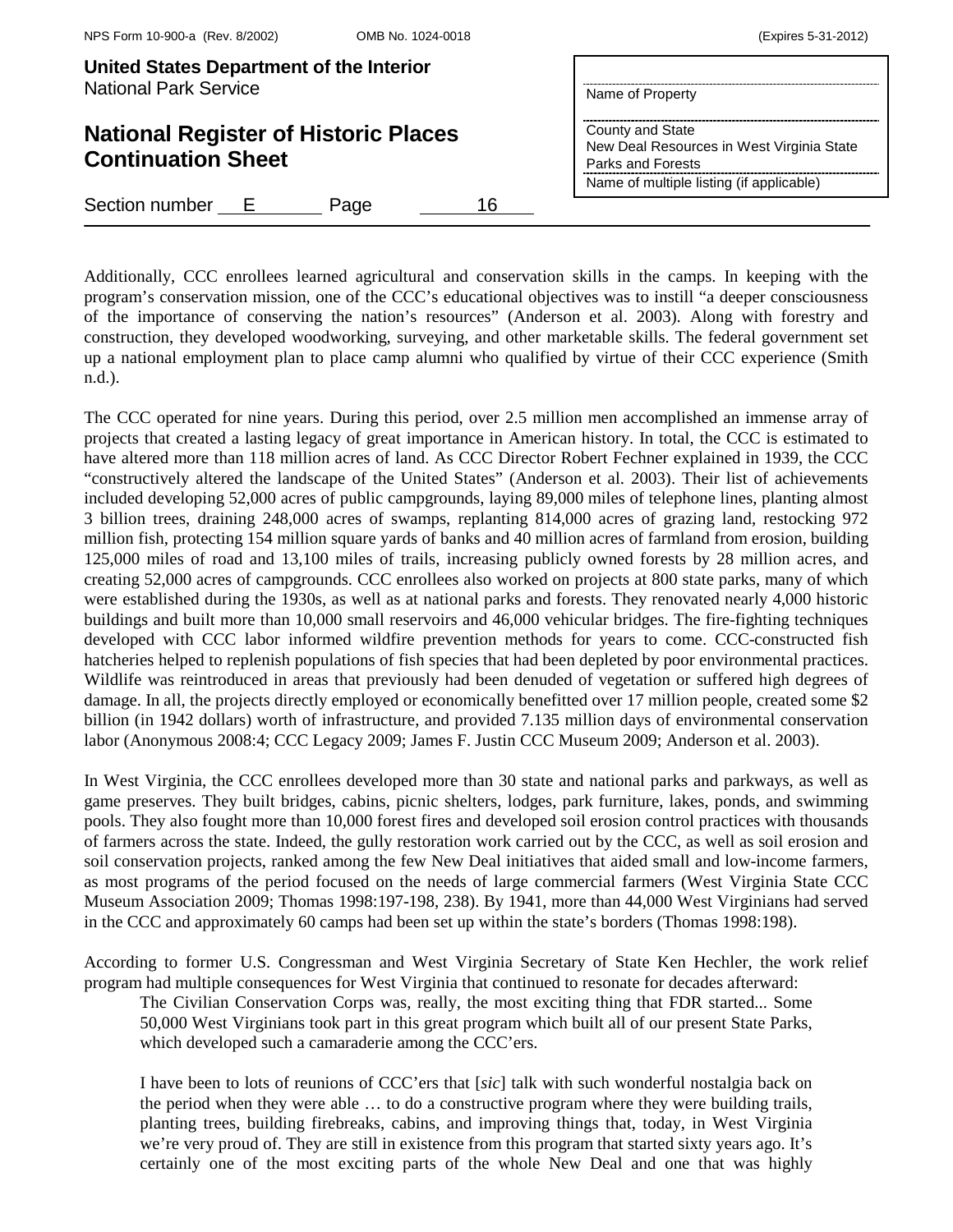Additionally, CCC enrollees learned agricultural and conservation skills in the camps. In keeping with the program's conservation mission, one of the CCC's educational objectives was to instill "a deeper consciousness of the importance of conserving the nation's resources" (Anderson et al. 2003). Along with forestry and construction, they developed woodworking, surveying, and other marketable skills. The federal government set up a national employment plan to place camp alumni who qualified by virtue of their CCC experience (Smith n.d.).

The CCC operated for nine years. During this period, over 2.5 million men accomplished an immense array of projects that created a lasting legacy of great importance in American history. In total, the CCC is estimated to have altered more than 118 million acres of land. As CCC Director Robert Fechner explained in 1939, the CCC "constructively altered the landscape of the United States" (Anderson et al. 2003). Their list of achievements included developing 52,000 acres of public campgrounds, laying 89,000 miles of telephone lines, planting almost 3 billion trees, draining 248,000 acres of swamps, replanting 814,000 acres of grazing land, restocking 972 million fish, protecting 154 million square yards of banks and 40 million acres of farmland from erosion, building 125,000 miles of road and 13,100 miles of trails, increasing publicly owned forests by 28 million acres, and creating 52,000 acres of campgrounds. CCC enrollees also worked on projects at 800 state parks, many of which were established during the 1930s, as well as at national parks and forests. They renovated nearly 4,000 historic buildings and built more than 10,000 small reservoirs and 46,000 vehicular bridges. The fire-fighting techniques developed with CCC labor informed wildfire prevention methods for years to come. CCC-constructed fish hatcheries helped to replenish populations of fish species that had been depleted by poor environmental practices. Wildlife was reintroduced in areas that previously had been denuded of vegetation or suffered high degrees of damage. In all, the projects directly employed or economically benefitted over 17 million people, created some $2 billion (in 1942 dollars) worth of infrastructure, and provided 7.135 million days of environmental conservation labor (Anonymous 2008:4; CCC Legacy 2009; James F. Justin CCC Museum 2009; Anderson et al. 2003).

In West Virginia, the CCC enrollees developed more than 30 state and national parks and parkways, as well as game preserves. They built bridges, cabins, picnic shelters, lodges, park furniture, lakes, ponds, and swimming pools. They also fought more than 10,000 forest fires and developed soil erosion control practices with thousands of farmers across the state. Indeed, the gully restoration work carried out by the CCC, as well as soil erosion and soil conservation projects, ranked among the few New Deal initiatives that aided small and low-income farmers, as most programs of the period focused on the needs of large commercial farmers (West Virginia State CCC Museum Association 2009; Thomas 1998:197-198, 238). By 1941, more than 44,000 West Virginians had served in the CCC and approximately 60 camps had been set up within the state's borders (Thomas 1998:198).

According to former U.S. Congressman and West Virginia Secretary of State Ken Hechler, the work relief program had multiple consequences for West Virginia that continued to resonate for decades afterward:

> The Civilian Conservation Corps was, really, the most exciting thing that FDR started... Some 50,000 West Virginians took part in this great program which built all of our present State Parks, which developed such a camaraderie among the CCC'ers.
>
> I have been to lots of reunions of CCC'ers that [*sic*] talk with such wonderful nostalgia back on the period when they were able … to do a constructive program where they were building trails, planting trees, building firebreaks, cabins, and improving things that, today, in West Virginia we're very proud of. They are still in existence from this program that started sixty years ago. It's certainly one of the most exciting parts of the whole New Deal and one that was highly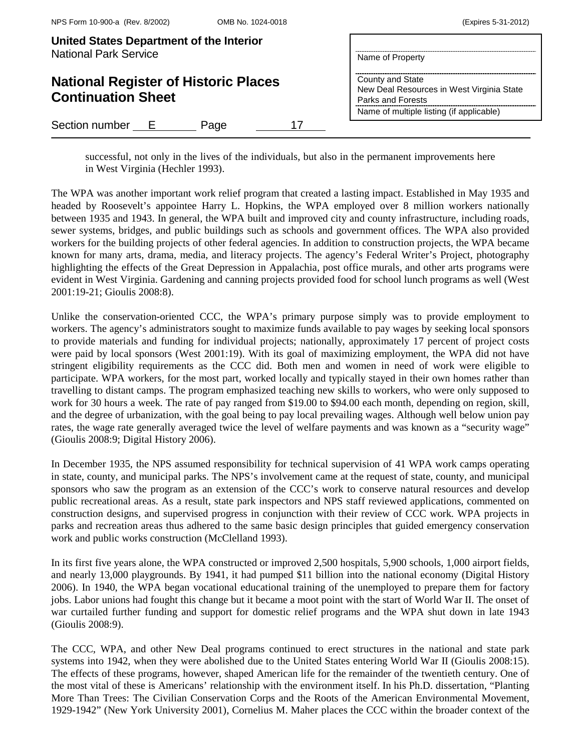successful, not only in the lives of the individuals, but also in the permanent improvements here in West Virginia (Hechler 1993).

The WPA was another important work relief program that created a lasting impact. Established in May 1935 and headed by Roosevelt's appointee Harry L. Hopkins, the WPA employed over 8 million workers nationally between 1935 and 1943. In general, the WPA built and improved city and county infrastructure, including roads, sewer systems, bridges, and public buildings such as schools and government offices. The WPA also provided workers for the building projects of other federal agencies. In addition to construction projects, the WPA became known for many arts, drama, media, and literacy projects. The agency's Federal Writer's Project, photography highlighting the effects of the Great Depression in Appalachia, post office murals, and other arts programs were evident in West Virginia. Gardening and canning projects provided food for school lunch programs as well (West 2001:19-21; Gioulis 2008:8).

Unlike the conservation-oriented CCC, the WPA's primary purpose simply was to provide employment to workers. The agency's administrators sought to maximize funds available to pay wages by seeking local sponsors to provide materials and funding for individual projects; nationally, approximately 17 percent of project costs were paid by local sponsors (West 2001:19). With its goal of maximizing employment, the WPA did not have stringent eligibility requirements as the CCC did. Both men and women in need of work were eligible to participate. WPA workers, for the most part, worked locally and typically stayed in their own homes rather than travelling to distant camps. The program emphasized teaching new skills to workers, who were only supposed to work for 30 hours a week. The rate of pay ranged from $19.00 to $94.00 each month, depending on region, skill, and the degree of urbanization, with the goal being to pay local prevailing wages. Although well below union pay rates, the wage rate generally averaged twice the level of welfare payments and was known as a "security wage" (Gioulis 2008:9; Digital History 2006).

In December 1935, the NPS assumed responsibility for technical supervision of 41 WPA work camps operating in state, county, and municipal parks. The NPS's involvement came at the request of state, county, and municipal sponsors who saw the program as an extension of the CCC's work to conserve natural resources and develop public recreational areas. As a result, state park inspectors and NPS staff reviewed applications, commented on construction designs, and supervised progress in conjunction with their review of CCC work. WPA projects in parks and recreation areas thus adhered to the same basic design principles that guided emergency conservation work and public works construction (McClelland 1993).

In its first five years alone, the WPA constructed or improved 2,500 hospitals, 5,900 schools, 1,000 airport fields, and nearly 13,000 playgrounds. By 1941, it had pumped $11 billion into the national economy (Digital History 2006). In 1940, the WPA began vocational educational training of the unemployed to prepare them for factory jobs. Labor unions had fought this change but it became a moot point with the start of World War II. The onset of war curtailed further funding and support for domestic relief programs and the WPA shut down in late 1943 (Gioulis 2008:9).

The CCC, WPA, and other New Deal programs continued to erect structures in the national and state park systems into 1942, when they were abolished due to the United States entering World War II (Gioulis 2008:15). The effects of these programs, however, shaped American life for the remainder of the twentieth century. One of the most vital of these is Americans' relationship with the environment itself. In his Ph.D. dissertation, "Planting More Than Trees: The Civilian Conservation Corps and the Roots of the American Environmental Movement, 1929-1942" (New York University 2001), Cornelius M. Maher places the CCC within the broader context of the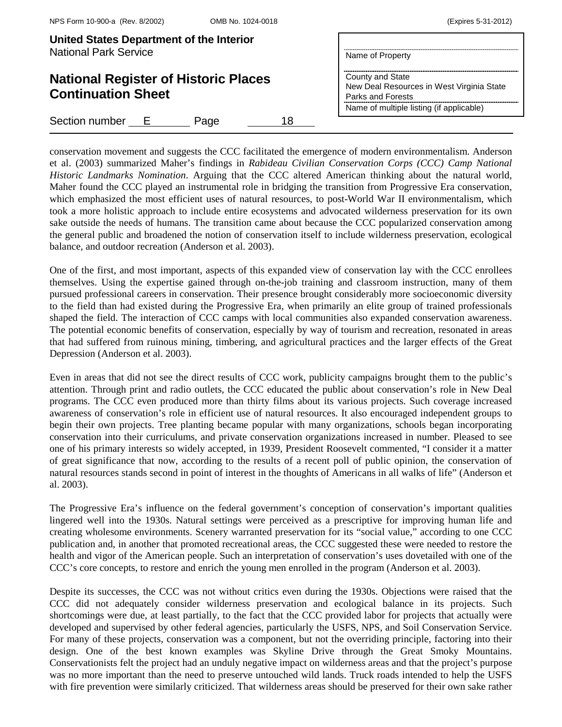conservation movement and suggests the CCC facilitated the emergence of modern environmentalism. Anderson et al. (2003) summarized Maher's findings in *Rabideau Civilian Conservation Corps (CCC) Camp National Historic Landmarks Nomination*. Arguing that the CCC altered American thinking about the natural world, Maher found the CCC played an instrumental role in bridging the transition from Progressive Era conservation, which emphasized the most efficient uses of natural resources, to post-World War II environmentalism, which took a more holistic approach to include entire ecosystems and advocated wilderness preservation for its own sake outside the needs of humans. The transition came about because the CCC popularized conservation among the general public and broadened the notion of conservation itself to include wilderness preservation, ecological balance, and outdoor recreation (Anderson et al. 2003).

One of the first, and most important, aspects of this expanded view of conservation lay with the CCC enrollees themselves. Using the expertise gained through on-the-job training and classroom instruction, many of them pursued professional careers in conservation. Their presence brought considerably more socioeconomic diversity to the field than had existed during the Progressive Era, when primarily an elite group of trained professionals shaped the field. The interaction of CCC camps with local communities also expanded conservation awareness. The potential economic benefits of conservation, especially by way of tourism and recreation, resonated in areas that had suffered from ruinous mining, timbering, and agricultural practices and the larger effects of the Great Depression (Anderson et al. 2003).

Even in areas that did not see the direct results of CCC work, publicity campaigns brought them to the public's attention. Through print and radio outlets, the CCC educated the public about conservation's role in New Deal programs. The CCC even produced more than thirty films about its various projects. Such coverage increased awareness of conservation's role in efficient use of natural resources. It also encouraged independent groups to begin their own projects. Tree planting became popular with many organizations, schools began incorporating conservation into their curriculums, and private conservation organizations increased in number. Pleased to see one of his primary interests so widely accepted, in 1939, President Roosevelt commented, "I consider it a matter of great significance that now, according to the results of a recent poll of public opinion, the conservation of natural resources stands second in point of interest in the thoughts of Americans in all walks of life" (Anderson et al. 2003).

The Progressive Era's influence on the federal government's conception of conservation's important qualities lingered well into the 1930s. Natural settings were perceived as a prescriptive for improving human life and creating wholesome environments. Scenery warranted preservation for its "social value," according to one CCC publication and, in another that promoted recreational areas, the CCC suggested these were needed to restore the health and vigor of the American people. Such an interpretation of conservation's uses dovetailed with one of the CCC's core concepts, to restore and enrich the young men enrolled in the program (Anderson et al. 2003).

Despite its successes, the CCC was not without critics even during the 1930s. Objections were raised that the CCC did not adequately consider wilderness preservation and ecological balance in its projects. Such shortcomings were due, at least partially, to the fact that the CCC provided labor for projects that actually were developed and supervised by other federal agencies, particularly the USFS, NPS, and Soil Conservation Service. For many of these projects, conservation was a component, but not the overriding principle, factoring into their design. One of the best known examples was Skyline Drive through the Great Smoky Mountains. Conservationists felt the project had an unduly negative impact on wilderness areas and that the project's purpose was no more important than the need to preserve untouched wild lands. Truck roads intended to help the USFS with fire prevention were similarly criticized. That wilderness areas should be preserved for their own sake rather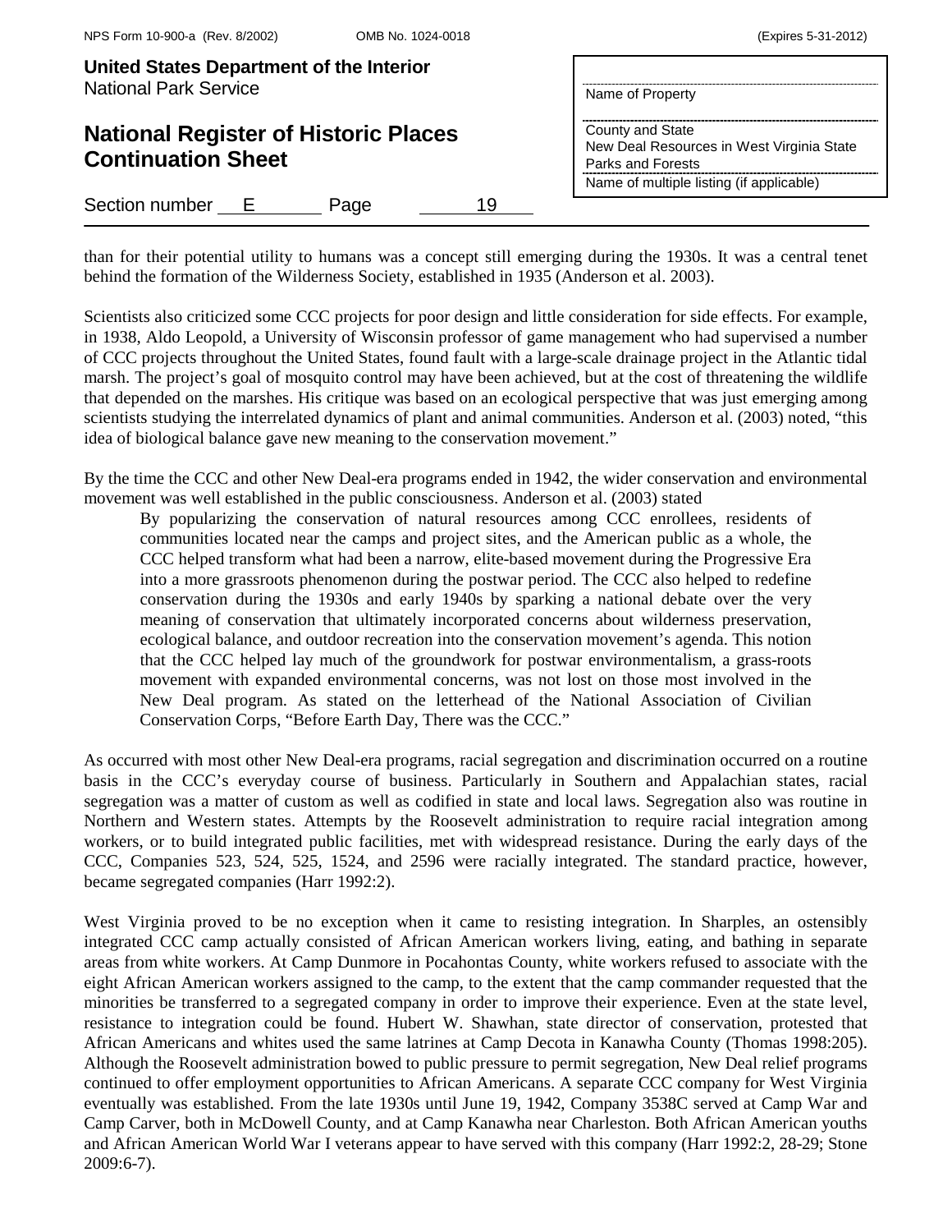than for their potential utility to humans was a concept still emerging during the 1930s. It was a central tenet behind the formation of the Wilderness Society, established in 1935 (Anderson et al. 2003).

Scientists also criticized some CCC projects for poor design and little consideration for side effects. For example, in 1938, Aldo Leopold, a University of Wisconsin professor of game management who had supervised a number of CCC projects throughout the United States, found fault with a large-scale drainage project in the Atlantic tidal marsh. The project's goal of mosquito control may have been achieved, but at the cost of threatening the wildlife that depended on the marshes. His critique was based on an ecological perspective that was just emerging among scientists studying the interrelated dynamics of plant and animal communities. Anderson et al. (2003) noted, "this idea of biological balance gave new meaning to the conservation movement."

By the time the CCC and other New Deal-era programs ended in 1942, the wider conservation and environmental movement was well established in the public consciousness. Anderson et al. (2003) stated

> By popularizing the conservation of natural resources among CCC enrollees, residents of communities located near the camps and project sites, and the American public as a whole, the CCC helped transform what had been a narrow, elite-based movement during the Progressive Era into a more grassroots phenomenon during the postwar period. The CCC also helped to redefine conservation during the 1930s and early 1940s by sparking a national debate over the very meaning of conservation that ultimately incorporated concerns about wilderness preservation, ecological balance, and outdoor recreation into the conservation movement's agenda. This notion that the CCC helped lay much of the groundwork for postwar environmentalism, a grass-roots movement with expanded environmental concerns, was not lost on those most involved in the New Deal program. As stated on the letterhead of the National Association of Civilian Conservation Corps, "Before Earth Day, There was the CCC."

As occurred with most other New Deal-era programs, racial segregation and discrimination occurred on a routine basis in the CCC's everyday course of business. Particularly in Southern and Appalachian states, racial segregation was a matter of custom as well as codified in state and local laws. Segregation also was routine in Northern and Western states. Attempts by the Roosevelt administration to require racial integration among workers, or to build integrated public facilities, met with widespread resistance. During the early days of the CCC, Companies 523, 524, 525, 1524, and 2596 were racially integrated. The standard practice, however, became segregated companies (Harr 1992:2).

West Virginia proved to be no exception when it came to resisting integration. In Sharples, an ostensibly integrated CCC camp actually consisted of African American workers living, eating, and bathing in separate areas from white workers. At Camp Dunmore in Pocahontas County, white workers refused to associate with the eight African American workers assigned to the camp, to the extent that the camp commander requested that the minorities be transferred to a segregated company in order to improve their experience. Even at the state level, resistance to integration could be found. Hubert W. Shawhan, state director of conservation, protested that African Americans and whites used the same latrines at Camp Decota in Kanawha County (Thomas 1998:205). Although the Roosevelt administration bowed to public pressure to permit segregation, New Deal relief programs continued to offer employment opportunities to African Americans. A separate CCC company for West Virginia eventually was established. From the late 1930s until June 19, 1942, Company 3538C served at Camp War and Camp Carver, both in McDowell County, and at Camp Kanawha near Charleston. Both African American youths and African American World War I veterans appear to have served with this company (Harr 1992:2, 28-29; Stone 2009:6-7).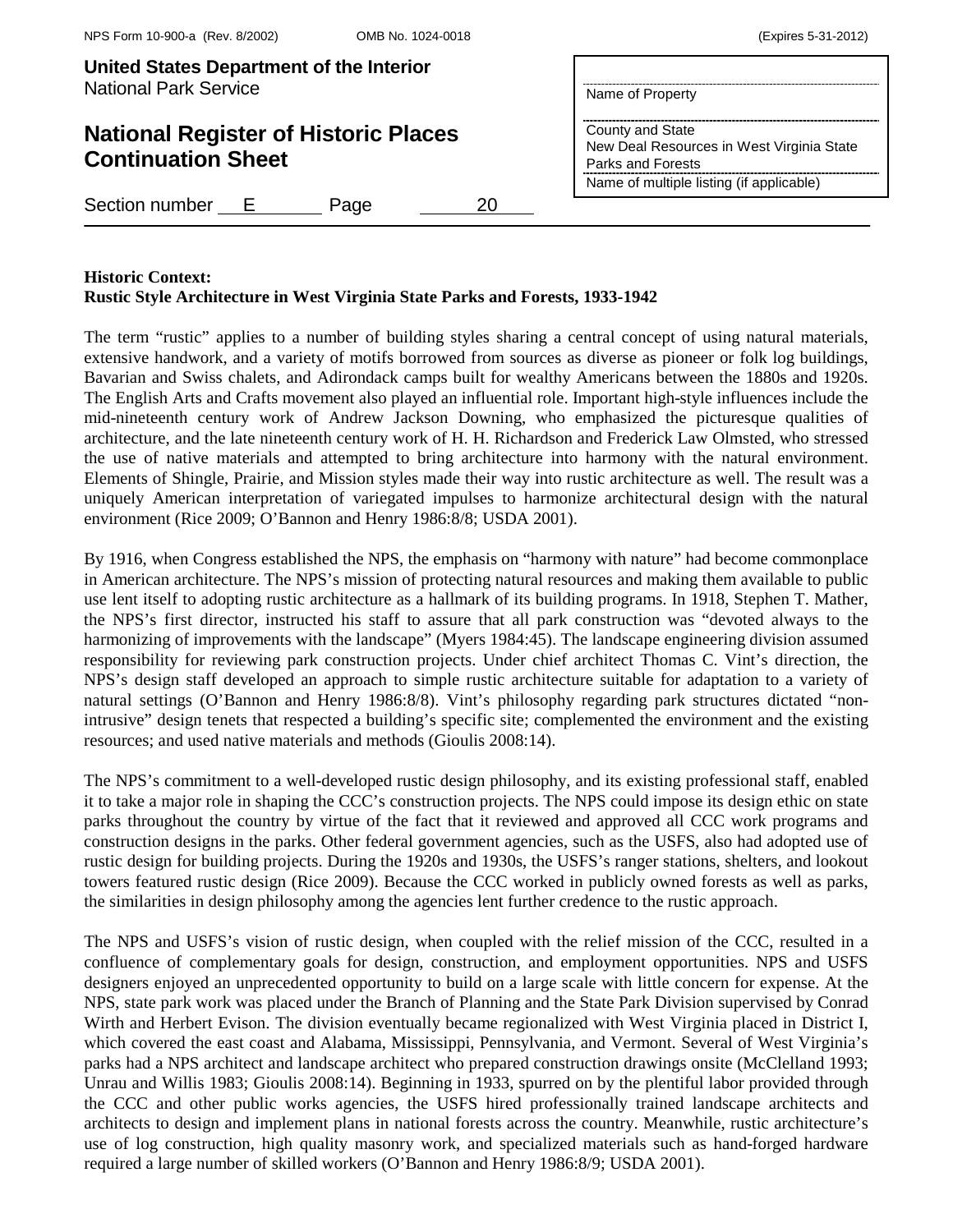**Historic Context:**
**Rustic Style Architecture in West Virginia State Parks and Forests, 1933-1942**

The term "rustic" applies to a number of building styles sharing a central concept of using natural materials, extensive handwork, and a variety of motifs borrowed from sources as diverse as pioneer or folk log buildings, Bavarian and Swiss chalets, and Adirondack camps built for wealthy Americans between the 1880s and 1920s. The English Arts and Crafts movement also played an influential role. Important high-style influences include the mid-nineteenth century work of Andrew Jackson Downing, who emphasized the picturesque qualities of architecture, and the late nineteenth century work of H. H. Richardson and Frederick Law Olmsted, who stressed the use of native materials and attempted to bring architecture into harmony with the natural environment. Elements of Shingle, Prairie, and Mission styles made their way into rustic architecture as well. The result was a uniquely American interpretation of variegated impulses to harmonize architectural design with the natural environment (Rice 2009; O'Bannon and Henry 1986:8/8; USDA 2001).

By 1916, when Congress established the NPS, the emphasis on "harmony with nature" had become commonplace in American architecture. The NPS's mission of protecting natural resources and making them available to public use lent itself to adopting rustic architecture as a hallmark of its building programs. In 1918, Stephen T. Mather, the NPS's first director, instructed his staff to assure that all park construction was "devoted always to the harmonizing of improvements with the landscape" (Myers 1984:45). The landscape engineering division assumed responsibility for reviewing park construction projects. Under chief architect Thomas C. Vint's direction, the NPS's design staff developed an approach to simple rustic architecture suitable for adaptation to a variety of natural settings (O'Bannon and Henry 1986:8/8). Vint's philosophy regarding park structures dictated "non-intrusive" design tenets that respected a building's specific site; complemented the environment and the existing resources; and used native materials and methods (Gioulis 2008:14).

The NPS's commitment to a well-developed rustic design philosophy, and its existing professional staff, enabled it to take a major role in shaping the CCC's construction projects. The NPS could impose its design ethic on state parks throughout the country by virtue of the fact that it reviewed and approved all CCC work programs and construction designs in the parks. Other federal government agencies, such as the USFS, also had adopted use of rustic design for building projects. During the 1920s and 1930s, the USFS's ranger stations, shelters, and lookout towers featured rustic design (Rice 2009). Because the CCC worked in publicly owned forests as well as parks, the similarities in design philosophy among the agencies lent further credence to the rustic approach.

The NPS and USFS's vision of rustic design, when coupled with the relief mission of the CCC, resulted in a confluence of complementary goals for design, construction, and employment opportunities. NPS and USFS designers enjoyed an unprecedented opportunity to build on a large scale with little concern for expense. At the NPS, state park work was placed under the Branch of Planning and the State Park Division supervised by Conrad Wirth and Herbert Evison. The division eventually became regionalized with West Virginia placed in District I, which covered the east coast and Alabama, Mississippi, Pennsylvania, and Vermont. Several of West Virginia's parks had a NPS architect and landscape architect who prepared construction drawings onsite (McClelland 1993; Unrau and Willis 1983; Gioulis 2008:14). Beginning in 1933, spurred on by the plentiful labor provided through the CCC and other public works agencies, the USFS hired professionally trained landscape architects and architects to design and implement plans in national forests across the country. Meanwhile, rustic architecture's use of log construction, high quality masonry work, and specialized materials such as hand-forged hardware required a large number of skilled workers (O'Bannon and Henry 1986:8/9; USDA 2001).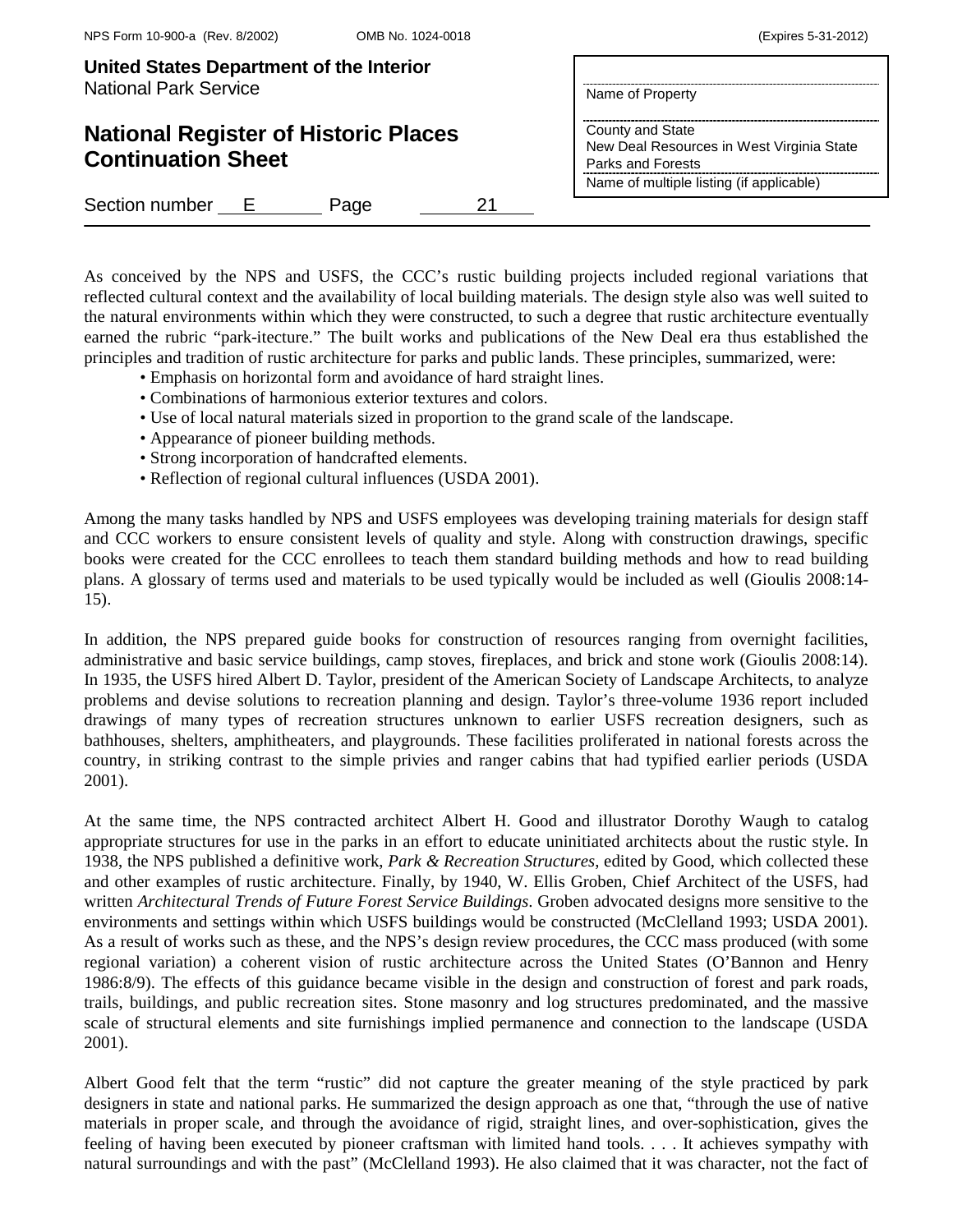As conceived by the NPS and USFS, the CCC's rustic building projects included regional variations that reflected cultural context and the availability of local building materials. The design style also was well suited to the natural environments within which they were constructed, to such a degree that rustic architecture eventually earned the rubric "park-itecture." The built works and publications of the New Deal era thus established the principles and tradition of rustic architecture for parks and public lands. These principles, summarized, were:

- Emphasis on horizontal form and avoidance of hard straight lines.
- Combinations of harmonious exterior textures and colors.
- Use of local natural materials sized in proportion to the grand scale of the landscape.
- Appearance of pioneer building methods.
- Strong incorporation of handcrafted elements.
- Reflection of regional cultural influences (USDA 2001).

Among the many tasks handled by NPS and USFS employees was developing training materials for design staff and CCC workers to ensure consistent levels of quality and style. Along with construction drawings, specific books were created for the CCC enrollees to teach them standard building methods and how to read building plans. A glossary of terms used and materials to be used typically would be included as well (Gioulis 2008:14-15).

In addition, the NPS prepared guide books for construction of resources ranging from overnight facilities, administrative and basic service buildings, camp stoves, fireplaces, and brick and stone work (Gioulis 2008:14). In 1935, the USFS hired Albert D. Taylor, president of the American Society of Landscape Architects, to analyze problems and devise solutions to recreation planning and design. Taylor's three-volume 1936 report included drawings of many types of recreation structures unknown to earlier USFS recreation designers, such as bathhouses, shelters, amphitheaters, and playgrounds. These facilities proliferated in national forests across the country, in striking contrast to the simple privies and ranger cabins that had typified earlier periods (USDA 2001).

At the same time, the NPS contracted architect Albert H. Good and illustrator Dorothy Waugh to catalog appropriate structures for use in the parks in an effort to educate uninitiated architects about the rustic style. In 1938, the NPS published a definitive work, *Park & Recreation Structures*, edited by Good, which collected these and other examples of rustic architecture. Finally, by 1940, W. Ellis Groben, Chief Architect of the USFS, had written *Architectural Trends of Future Forest Service Buildings*. Groben advocated designs more sensitive to the environments and settings within which USFS buildings would be constructed (McClelland 1993; USDA 2001). As a result of works such as these, and the NPS's design review procedures, the CCC mass produced (with some regional variation) a coherent vision of rustic architecture across the United States (O'Bannon and Henry 1986:8/9). The effects of this guidance became visible in the design and construction of forest and park roads, trails, buildings, and public recreation sites. Stone masonry and log structures predominated, and the massive scale of structural elements and site furnishings implied permanence and connection to the landscape (USDA 2001).

Albert Good felt that the term "rustic" did not capture the greater meaning of the style practiced by park designers in state and national parks. He summarized the design approach as one that, "through the use of native materials in proper scale, and through the avoidance of rigid, straight lines, and over-sophistication, gives the feeling of having been executed by pioneer craftsman with limited hand tools. . . . It achieves sympathy with natural surroundings and with the past" (McClelland 1993). He also claimed that it was character, not the fact of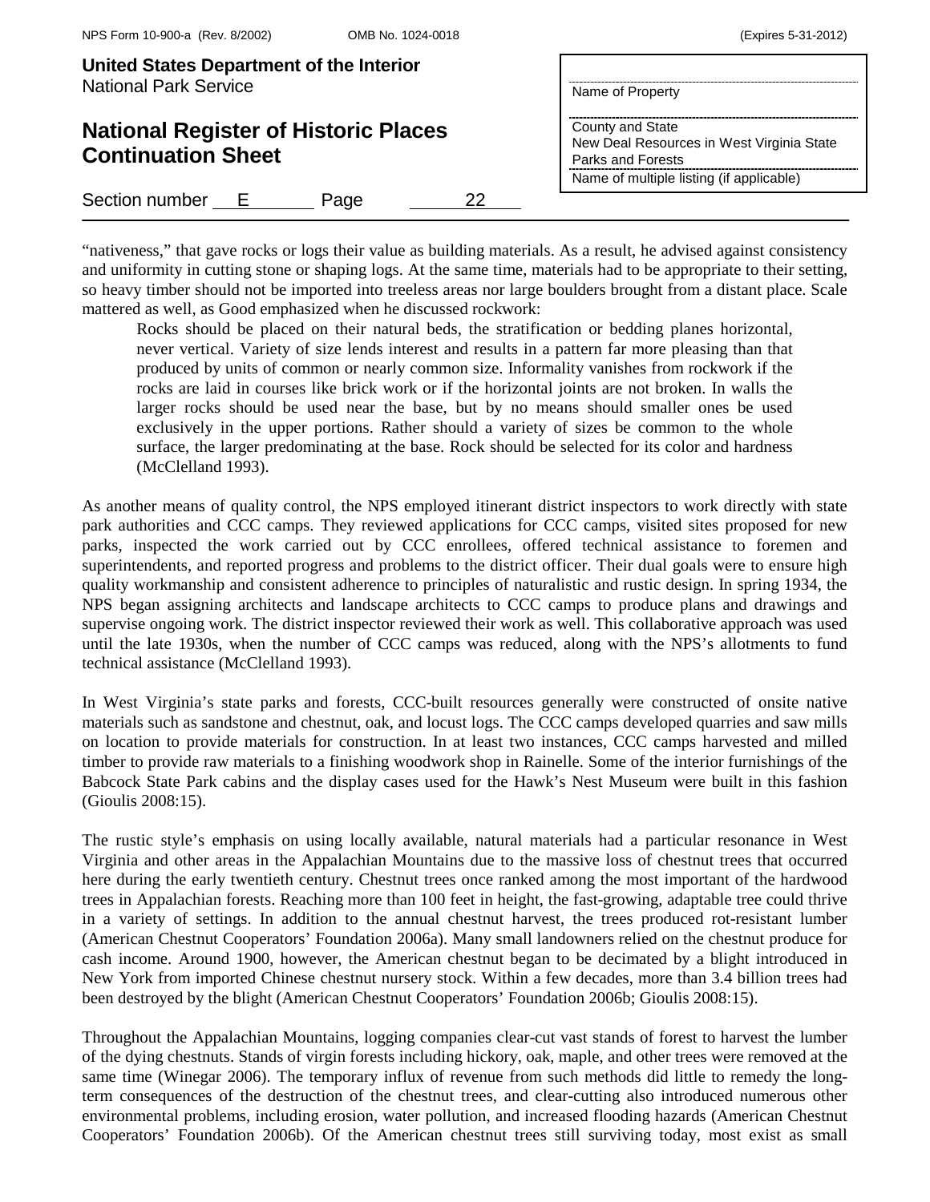"nativeness," that gave rocks or logs their value as building materials. As a result, he advised against consistency and uniformity in cutting stone or shaping logs. At the same time, materials had to be appropriate to their setting, so heavy timber should not be imported into treeless areas nor large boulders brought from a distant place. Scale mattered as well, as Good emphasized when he discussed rockwork:

> Rocks should be placed on their natural beds, the stratification or bedding planes horizontal, never vertical. Variety of size lends interest and results in a pattern far more pleasing than that produced by units of common or nearly common size. Informality vanishes from rockwork if the rocks are laid in courses like brick work or if the horizontal joints are not broken. In walls the larger rocks should be used near the base, but by no means should smaller ones be used exclusively in the upper portions. Rather should a variety of sizes be common to the whole surface, the larger predominating at the base. Rock should be selected for its color and hardness (McClelland 1993).

As another means of quality control, the NPS employed itinerant district inspectors to work directly with state park authorities and CCC camps. They reviewed applications for CCC camps, visited sites proposed for new parks, inspected the work carried out by CCC enrollees, offered technical assistance to foremen and superintendents, and reported progress and problems to the district officer. Their dual goals were to ensure high quality workmanship and consistent adherence to principles of naturalistic and rustic design. In spring 1934, the NPS began assigning architects and landscape architects to CCC camps to produce plans and drawings and supervise ongoing work. The district inspector reviewed their work as well. This collaborative approach was used until the late 1930s, when the number of CCC camps was reduced, along with the NPS's allotments to fund technical assistance (McClelland 1993).

In West Virginia's state parks and forests, CCC-built resources generally were constructed of onsite native materials such as sandstone and chestnut, oak, and locust logs. The CCC camps developed quarries and saw mills on location to provide materials for construction. In at least two instances, CCC camps harvested and milled timber to provide raw materials to a finishing woodwork shop in Rainelle. Some of the interior furnishings of the Babcock State Park cabins and the display cases used for the Hawk's Nest Museum were built in this fashion (Gioulis 2008:15).

The rustic style's emphasis on using locally available, natural materials had a particular resonance in West Virginia and other areas in the Appalachian Mountains due to the massive loss of chestnut trees that occurred here during the early twentieth century. Chestnut trees once ranked among the most important of the hardwood trees in Appalachian forests. Reaching more than 100 feet in height, the fast-growing, adaptable tree could thrive in a variety of settings. In addition to the annual chestnut harvest, the trees produced rot-resistant lumber (American Chestnut Cooperators' Foundation 2006a). Many small landowners relied on the chestnut produce for cash income. Around 1900, however, the American chestnut began to be decimated by a blight introduced in New York from imported Chinese chestnut nursery stock. Within a few decades, more than 3.4 billion trees had been destroyed by the blight (American Chestnut Cooperators' Foundation 2006b; Gioulis 2008:15).

Throughout the Appalachian Mountains, logging companies clear-cut vast stands of forest to harvest the lumber of the dying chestnuts. Stands of virgin forests including hickory, oak, maple, and other trees were removed at the same time (Winegar 2006). The temporary influx of revenue from such methods did little to remedy the long-term consequences of the destruction of the chestnut trees, and clear-cutting also introduced numerous other environmental problems, including erosion, water pollution, and increased flooding hazards (American Chestnut Cooperators' Foundation 2006b). Of the American chestnut trees still surviving today, most exist as small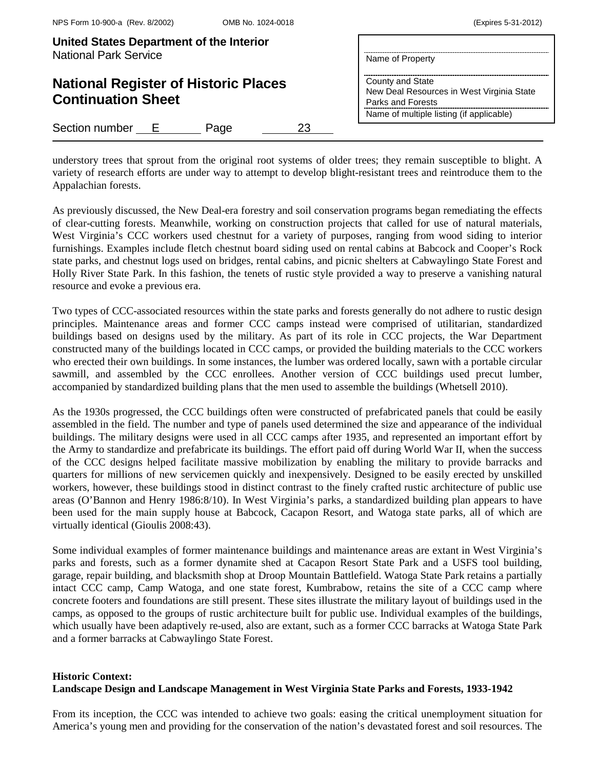understory trees that sprout from the original root systems of older trees; they remain susceptible to blight. A variety of research efforts are under way to attempt to develop blight-resistant trees and reintroduce them to the Appalachian forests.

As previously discussed, the New Deal-era forestry and soil conservation programs began remediating the effects of clear-cutting forests. Meanwhile, working on construction projects that called for use of natural materials, West Virginia's CCC workers used chestnut for a variety of purposes, ranging from wood siding to interior furnishings. Examples include fletch chestnut board siding used on rental cabins at Babcock and Cooper's Rock state parks, and chestnut logs used on bridges, rental cabins, and picnic shelters at Cabwaylingo State Forest and Holly River State Park. In this fashion, the tenets of rustic style provided a way to preserve a vanishing natural resource and evoke a previous era.

Two types of CCC-associated resources within the state parks and forests generally do not adhere to rustic design principles. Maintenance areas and former CCC camps instead were comprised of utilitarian, standardized buildings based on designs used by the military. As part of its role in CCC projects, the War Department constructed many of the buildings located in CCC camps, or provided the building materials to the CCC workers who erected their own buildings. In some instances, the lumber was ordered locally, sawn with a portable circular sawmill, and assembled by the CCC enrollees. Another version of CCC buildings used precut lumber, accompanied by standardized building plans that the men used to assemble the buildings (Whetsell 2010).

As the 1930s progressed, the CCC buildings often were constructed of prefabricated panels that could be easily assembled in the field. The number and type of panels used determined the size and appearance of the individual buildings. The military designs were used in all CCC camps after 1935, and represented an important effort by the Army to standardize and prefabricate its buildings. The effort paid off during World War II, when the success of the CCC designs helped facilitate massive mobilization by enabling the military to provide barracks and quarters for millions of new servicemen quickly and inexpensively. Designed to be easily erected by unskilled workers, however, these buildings stood in distinct contrast to the finely crafted rustic architecture of public use areas (O'Bannon and Henry 1986:8/10). In West Virginia's parks, a standardized building plan appears to have been used for the main supply house at Babcock, Cacapon Resort, and Watoga state parks, all of which are virtually identical (Gioulis 2008:43).

Some individual examples of former maintenance buildings and maintenance areas are extant in West Virginia's parks and forests, such as a former dynamite shed at Cacapon Resort State Park and a USFS tool building, garage, repair building, and blacksmith shop at Droop Mountain Battlefield. Watoga State Park retains a partially intact CCC camp, Camp Watoga, and one state forest, Kumbrabow, retains the site of a CCC camp where concrete footers and foundations are still present. These sites illustrate the military layout of buildings used in the camps, as opposed to the groups of rustic architecture built for public use. Individual examples of the buildings, which usually have been adaptively re-used, also are extant, such as a former CCC barracks at Watoga State Park and a former barracks at Cabwaylingo State Forest.

**Historic Context:**
**Landscape Design and Landscape Management in West Virginia State Parks and Forests, 1933-1942**

From its inception, the CCC was intended to achieve two goals: easing the critical unemployment situation for America's young men and providing for the conservation of the nation's devastated forest and soil resources. The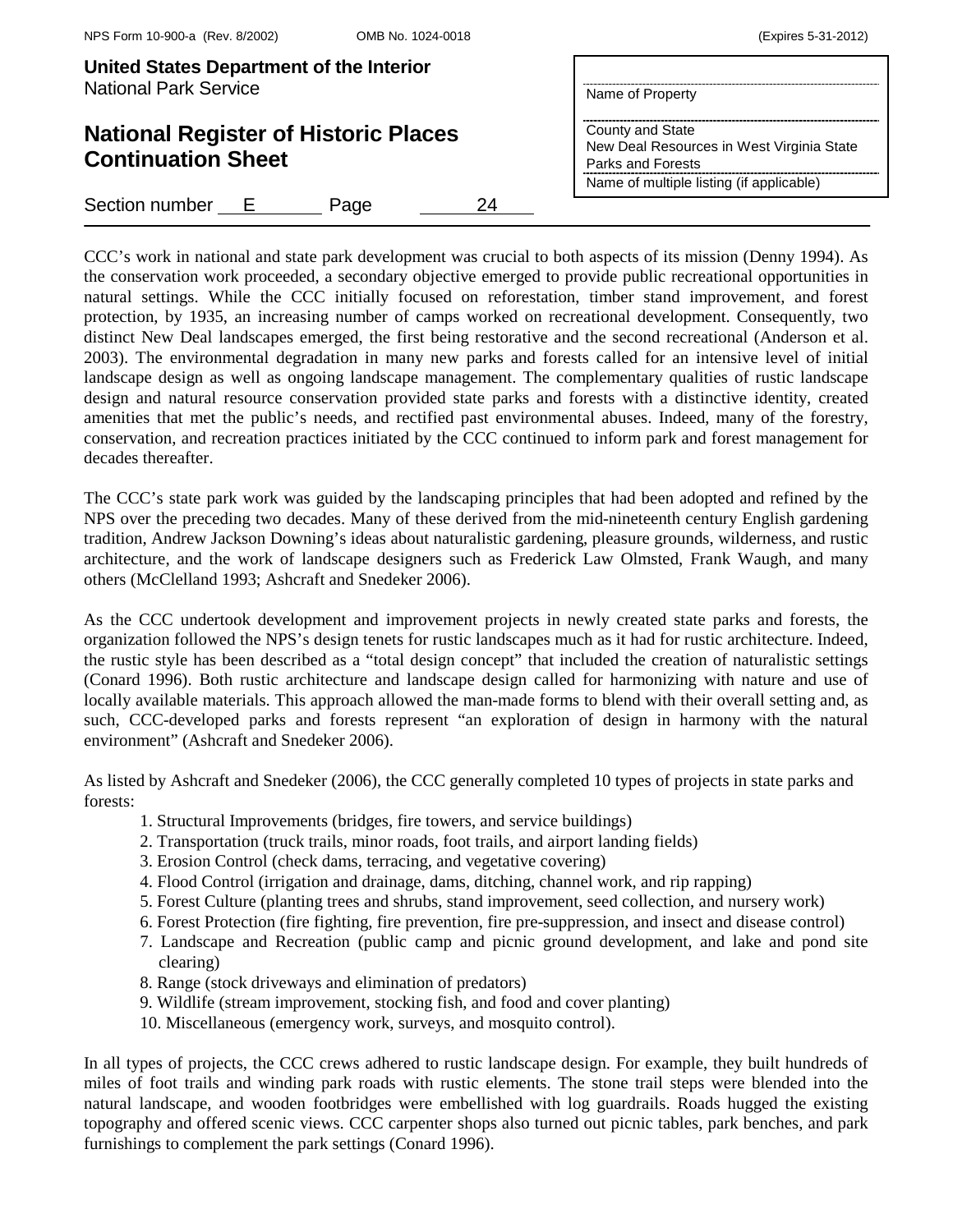CCC's work in national and state park development was crucial to both aspects of its mission (Denny 1994). As the conservation work proceeded, a secondary objective emerged to provide public recreational opportunities in natural settings. While the CCC initially focused on reforestation, timber stand improvement, and forest protection, by 1935, an increasing number of camps worked on recreational development. Consequently, two distinct New Deal landscapes emerged, the first being restorative and the second recreational (Anderson et al. 2003). The environmental degradation in many new parks and forests called for an intensive level of initial landscape design as well as ongoing landscape management. The complementary qualities of rustic landscape design and natural resource conservation provided state parks and forests with a distinctive identity, created amenities that met the public's needs, and rectified past environmental abuses. Indeed, many of the forestry, conservation, and recreation practices initiated by the CCC continued to inform park and forest management for decades thereafter.

The CCC's state park work was guided by the landscaping principles that had been adopted and refined by the NPS over the preceding two decades. Many of these derived from the mid-nineteenth century English gardening tradition, Andrew Jackson Downing's ideas about naturalistic gardening, pleasure grounds, wilderness, and rustic architecture, and the work of landscape designers such as Frederick Law Olmsted, Frank Waugh, and many others (McClelland 1993; Ashcraft and Snedeker 2006).

As the CCC undertook development and improvement projects in newly created state parks and forests, the organization followed the NPS's design tenets for rustic landscapes much as it had for rustic architecture. Indeed, the rustic style has been described as a "total design concept" that included the creation of naturalistic settings (Conard 1996). Both rustic architecture and landscape design called for harmonizing with nature and use of locally available materials. This approach allowed the man-made forms to blend with their overall setting and, as such, CCC-developed parks and forests represent "an exploration of design in harmony with the natural environment" (Ashcraft and Snedeker 2006).

As listed by Ashcraft and Snedeker (2006), the CCC generally completed 10 types of projects in state parks and forests:

1. Structural Improvements (bridges, fire towers, and service buildings)
2. Transportation (truck trails, minor roads, foot trails, and airport landing fields)
3. Erosion Control (check dams, terracing, and vegetative covering)
4. Flood Control (irrigation and drainage, dams, ditching, channel work, and rip rapping)
5. Forest Culture (planting trees and shrubs, stand improvement, seed collection, and nursery work)
6. Forest Protection (fire fighting, fire prevention, fire pre-suppression, and insect and disease control)
7. Landscape and Recreation (public camp and picnic ground development, and lake and pond site clearing)
8. Range (stock driveways and elimination of predators)
9. Wildlife (stream improvement, stocking fish, and food and cover planting)
10. Miscellaneous (emergency work, surveys, and mosquito control).

In all types of projects, the CCC crews adhered to rustic landscape design. For example, they built hundreds of miles of foot trails and winding park roads with rustic elements. The stone trail steps were blended into the natural landscape, and wooden footbridges were embellished with log guardrails. Roads hugged the existing topography and offered scenic views. CCC carpenter shops also turned out picnic tables, park benches, and park furnishings to complement the park settings (Conard 1996).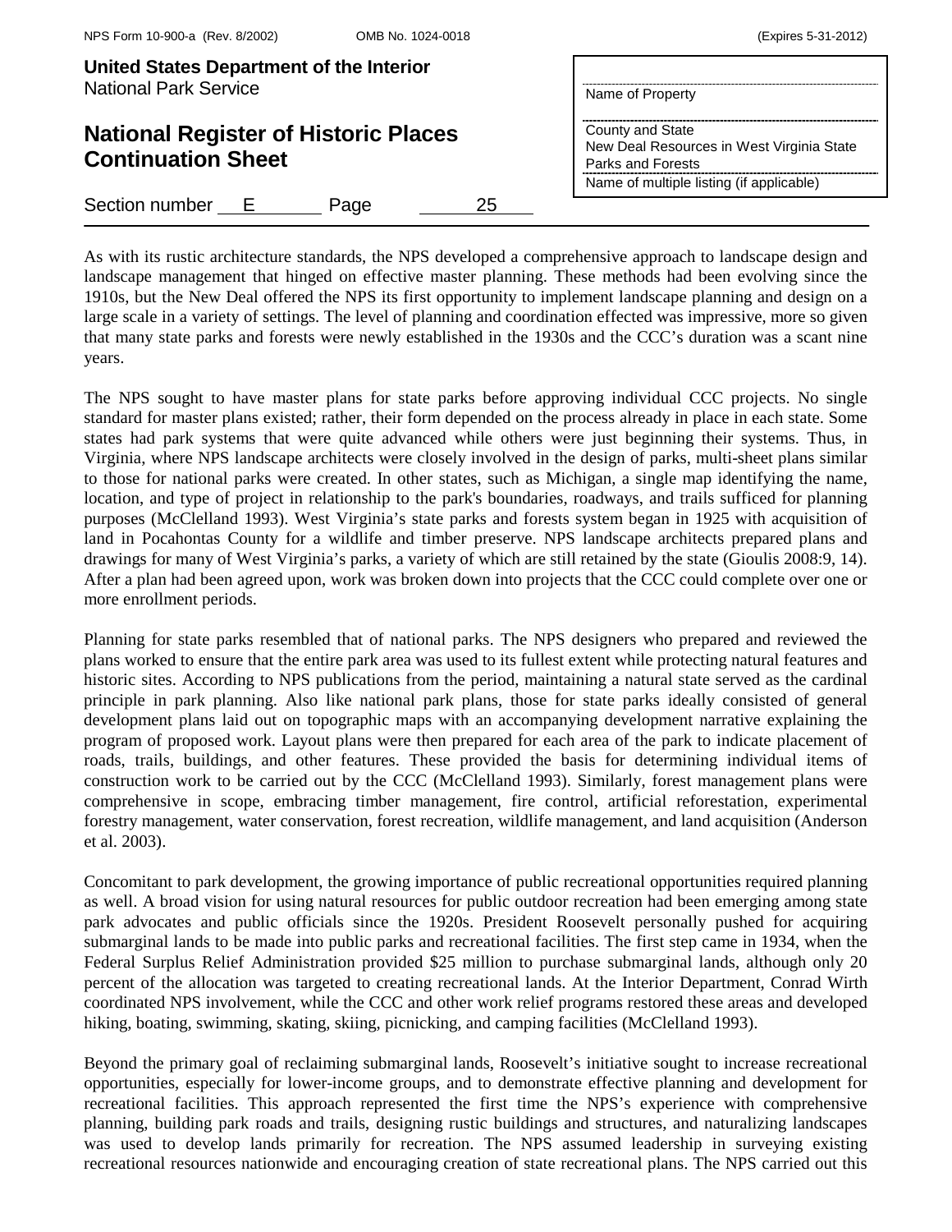As with its rustic architecture standards, the NPS developed a comprehensive approach to landscape design and landscape management that hinged on effective master planning. These methods had been evolving since the 1910s, but the New Deal offered the NPS its first opportunity to implement landscape planning and design on a large scale in a variety of settings. The level of planning and coordination effected was impressive, more so given that many state parks and forests were newly established in the 1930s and the CCC's duration was a scant nine years.

The NPS sought to have master plans for state parks before approving individual CCC projects. No single standard for master plans existed; rather, their form depended on the process already in place in each state. Some states had park systems that were quite advanced while others were just beginning their systems. Thus, in Virginia, where NPS landscape architects were closely involved in the design of parks, multi-sheet plans similar to those for national parks were created. In other states, such as Michigan, a single map identifying the name, location, and type of project in relationship to the park's boundaries, roadways, and trails sufficed for planning purposes (McClelland 1993). West Virginia's state parks and forests system began in 1925 with acquisition of land in Pocahontas County for a wildlife and timber preserve. NPS landscape architects prepared plans and drawings for many of West Virginia's parks, a variety of which are still retained by the state (Gioulis 2008:9, 14). After a plan had been agreed upon, work was broken down into projects that the CCC could complete over one or more enrollment periods.

Planning for state parks resembled that of national parks. The NPS designers who prepared and reviewed the plans worked to ensure that the entire park area was used to its fullest extent while protecting natural features and historic sites. According to NPS publications from the period, maintaining a natural state served as the cardinal principle in park planning. Also like national park plans, those for state parks ideally consisted of general development plans laid out on topographic maps with an accompanying development narrative explaining the program of proposed work. Layout plans were then prepared for each area of the park to indicate placement of roads, trails, buildings, and other features. These provided the basis for determining individual items of construction work to be carried out by the CCC (McClelland 1993). Similarly, forest management plans were comprehensive in scope, embracing timber management, fire control, artificial reforestation, experimental forestry management, water conservation, forest recreation, wildlife management, and land acquisition (Anderson et al. 2003).

Concomitant to park development, the growing importance of public recreational opportunities required planning as well. A broad vision for using natural resources for public outdoor recreation had been emerging among state park advocates and public officials since the 1920s. President Roosevelt personally pushed for acquiring submarginal lands to be made into public parks and recreational facilities. The first step came in 1934, when the Federal Surplus Relief Administration provided $25 million to purchase submarginal lands, although only 20 percent of the allocation was targeted to creating recreational lands. At the Interior Department, Conrad Wirth coordinated NPS involvement, while the CCC and other work relief programs restored these areas and developed hiking, boating, swimming, skating, skiing, picnicking, and camping facilities (McClelland 1993).

Beyond the primary goal of reclaiming submarginal lands, Roosevelt's initiative sought to increase recreational opportunities, especially for lower-income groups, and to demonstrate effective planning and development for recreational facilities. This approach represented the first time the NPS's experience with comprehensive planning, building park roads and trails, designing rustic buildings and structures, and naturalizing landscapes was used to develop lands primarily for recreation. The NPS assumed leadership in surveying existing recreational resources nationwide and encouraging creation of state recreational plans. The NPS carried out this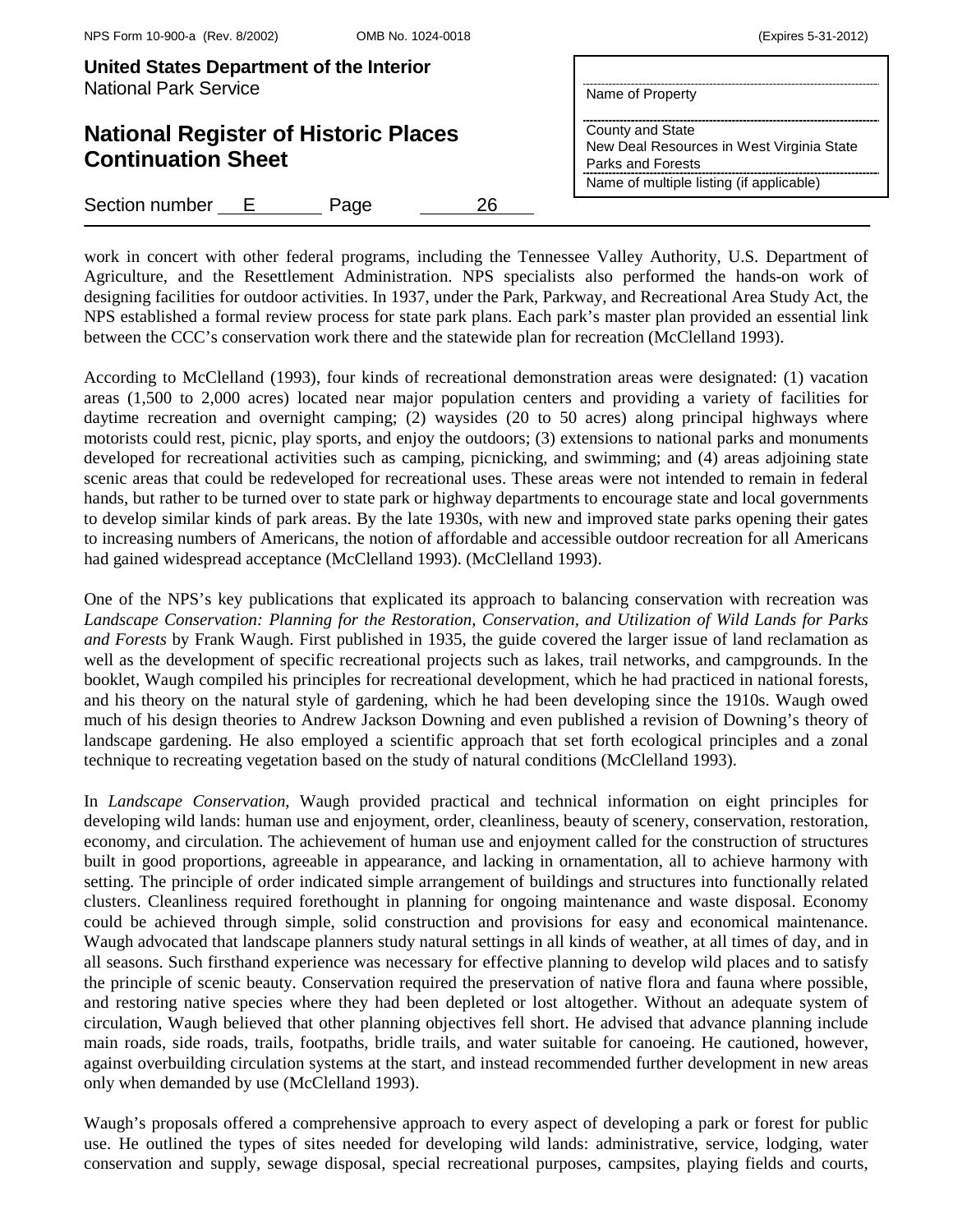work in concert with other federal programs, including the Tennessee Valley Authority, U.S. Department of Agriculture, and the Resettlement Administration. NPS specialists also performed the hands-on work of designing facilities for outdoor activities. In 1937, under the Park, Parkway, and Recreational Area Study Act, the NPS established a formal review process for state park plans. Each park's master plan provided an essential link between the CCC's conservation work there and the statewide plan for recreation (McClelland 1993).

According to McClelland (1993), four kinds of recreational demonstration areas were designated: (1) vacation areas (1,500 to 2,000 acres) located near major population centers and providing a variety of facilities for daytime recreation and overnight camping; (2) waysides (20 to 50 acres) along principal highways where motorists could rest, picnic, play sports, and enjoy the outdoors; (3) extensions to national parks and monuments developed for recreational activities such as camping, picnicking, and swimming; and (4) areas adjoining state scenic areas that could be redeveloped for recreational uses. These areas were not intended to remain in federal hands, but rather to be turned over to state park or highway departments to encourage state and local governments to develop similar kinds of park areas. By the late 1930s, with new and improved state parks opening their gates to increasing numbers of Americans, the notion of affordable and accessible outdoor recreation for all Americans had gained widespread acceptance (McClelland 1993). (McClelland 1993).

One of the NPS's key publications that explicated its approach to balancing conservation with recreation was *Landscape Conservation: Planning for the Restoration, Conservation, and Utilization of Wild Lands for Parks and Forests* by Frank Waugh. First published in 1935, the guide covered the larger issue of land reclamation as well as the development of specific recreational projects such as lakes, trail networks, and campgrounds. In the booklet, Waugh compiled his principles for recreational development, which he had practiced in national forests, and his theory on the natural style of gardening, which he had been developing since the 1910s. Waugh owed much of his design theories to Andrew Jackson Downing and even published a revision of Downing's theory of landscape gardening. He also employed a scientific approach that set forth ecological principles and a zonal technique to recreating vegetation based on the study of natural conditions (McClelland 1993).

In *Landscape Conservation*, Waugh provided practical and technical information on eight principles for developing wild lands: human use and enjoyment, order, cleanliness, beauty of scenery, conservation, restoration, economy, and circulation. The achievement of human use and enjoyment called for the construction of structures built in good proportions, agreeable in appearance, and lacking in ornamentation, all to achieve harmony with setting. The principle of order indicated simple arrangement of buildings and structures into functionally related clusters. Cleanliness required forethought in planning for ongoing maintenance and waste disposal. Economy could be achieved through simple, solid construction and provisions for easy and economical maintenance. Waugh advocated that landscape planners study natural settings in all kinds of weather, at all times of day, and in all seasons. Such firsthand experience was necessary for effective planning to develop wild places and to satisfy the principle of scenic beauty. Conservation required the preservation of native flora and fauna where possible, and restoring native species where they had been depleted or lost altogether. Without an adequate system of circulation, Waugh believed that other planning objectives fell short. He advised that advance planning include main roads, side roads, trails, footpaths, bridle trails, and water suitable for canoeing. He cautioned, however, against overbuilding circulation systems at the start, and instead recommended further development in new areas only when demanded by use (McClelland 1993).

Waugh's proposals offered a comprehensive approach to every aspect of developing a park or forest for public use. He outlined the types of sites needed for developing wild lands: administrative, service, lodging, water conservation and supply, sewage disposal, special recreational purposes, campsites, playing fields and courts,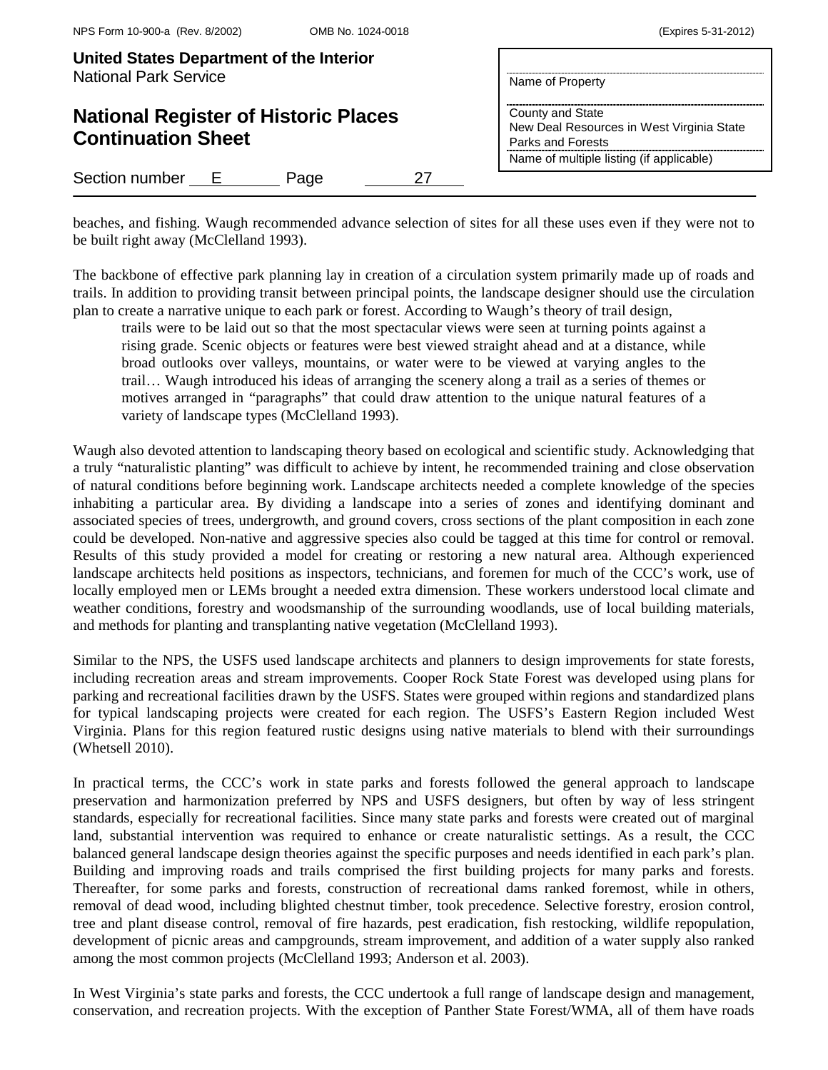beaches, and fishing. Waugh recommended advance selection of sites for all these uses even if they were not to be built right away (McClelland 1993).

The backbone of effective park planning lay in creation of a circulation system primarily made up of roads and trails. In addition to providing transit between principal points, the landscape designer should use the circulation plan to create a narrative unique to each park or forest. According to Waugh's theory of trail design,

> trails were to be laid out so that the most spectacular views were seen at turning points against a rising grade. Scenic objects or features were best viewed straight ahead and at a distance, while broad outlooks over valleys, mountains, or water were to be viewed at varying angles to the trail… Waugh introduced his ideas of arranging the scenery along a trail as a series of themes or motives arranged in "paragraphs" that could draw attention to the unique natural features of a variety of landscape types (McClelland 1993).

Waugh also devoted attention to landscaping theory based on ecological and scientific study. Acknowledging that a truly "naturalistic planting" was difficult to achieve by intent, he recommended training and close observation of natural conditions before beginning work. Landscape architects needed a complete knowledge of the species inhabiting a particular area. By dividing a landscape into a series of zones and identifying dominant and associated species of trees, undergrowth, and ground covers, cross sections of the plant composition in each zone could be developed. Non-native and aggressive species also could be tagged at this time for control or removal. Results of this study provided a model for creating or restoring a new natural area. Although experienced landscape architects held positions as inspectors, technicians, and foremen for much of the CCC's work, use of locally employed men or LEMs brought a needed extra dimension. These workers understood local climate and weather conditions, forestry and woodsmanship of the surrounding woodlands, use of local building materials, and methods for planting and transplanting native vegetation (McClelland 1993).

Similar to the NPS, the USFS used landscape architects and planners to design improvements for state forests, including recreation areas and stream improvements. Cooper Rock State Forest was developed using plans for parking and recreational facilities drawn by the USFS. States were grouped within regions and standardized plans for typical landscaping projects were created for each region. The USFS's Eastern Region included West Virginia. Plans for this region featured rustic designs using native materials to blend with their surroundings (Whetsell 2010).

In practical terms, the CCC's work in state parks and forests followed the general approach to landscape preservation and harmonization preferred by NPS and USFS designers, but often by way of less stringent standards, especially for recreational facilities. Since many state parks and forests were created out of marginal land, substantial intervention was required to enhance or create naturalistic settings. As a result, the CCC balanced general landscape design theories against the specific purposes and needs identified in each park's plan. Building and improving roads and trails comprised the first building projects for many parks and forests. Thereafter, for some parks and forests, construction of recreational dams ranked foremost, while in others, removal of dead wood, including blighted chestnut timber, took precedence. Selective forestry, erosion control, tree and plant disease control, removal of fire hazards, pest eradication, fish restocking, wildlife repopulation, development of picnic areas and campgrounds, stream improvement, and addition of a water supply also ranked among the most common projects (McClelland 1993; Anderson et al. 2003).

In West Virginia's state parks and forests, the CCC undertook a full range of landscape design and management, conservation, and recreation projects. With the exception of Panther State Forest/WMA, all of them have roads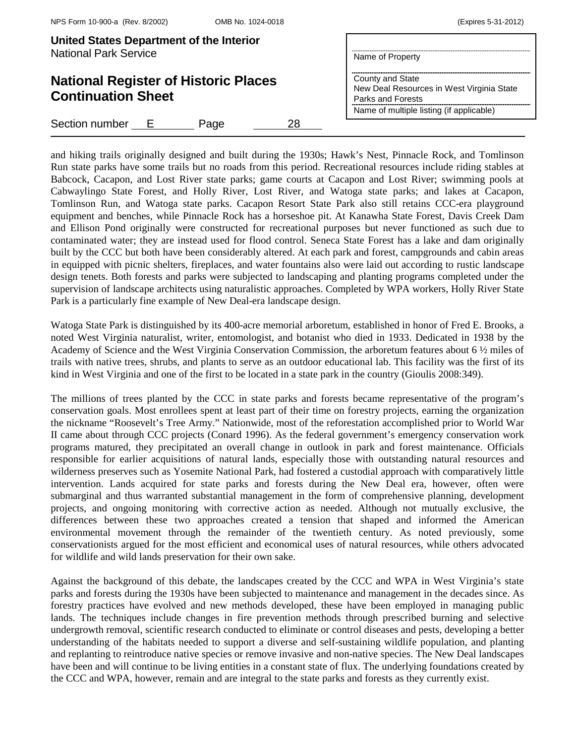and hiking trails originally designed and built during the 1930s; Hawk's Nest, Pinnacle Rock, and Tomlinson Run state parks have some trails but no roads from this period. Recreational resources include riding stables at Babcock, Cacapon, and Lost River state parks; game courts at Cacapon and Lost River; swimming pools at Cabwaylingo State Forest, and Holly River, Lost River, and Watoga state parks; and lakes at Cacapon, Tomlinson Run, and Watoga state parks. Cacapon Resort State Park also still retains CCC-era playground equipment and benches, while Pinnacle Rock has a horseshoe pit. At Kanawha State Forest, Davis Creek Dam and Ellison Pond originally were constructed for recreational purposes but never functioned as such due to contaminated water; they are instead used for flood control. Seneca State Forest has a lake and dam originally built by the CCC but both have been considerably altered. At each park and forest, campgrounds and cabin areas in equipped with picnic shelters, fireplaces, and water fountains also were laid out according to rustic landscape design tenets. Both forests and parks were subjected to landscaping and planting programs completed under the supervision of landscape architects using naturalistic approaches. Completed by WPA workers, Holly River State Park is a particularly fine example of New Deal-era landscape design.

Watoga State Park is distinguished by its 400-acre memorial arboretum, established in honor of Fred E. Brooks, a noted West Virginia naturalist, writer, entomologist, and botanist who died in 1933. Dedicated in 1938 by the Academy of Science and the West Virginia Conservation Commission, the arboretum features about 6 ½ miles of trails with native trees, shrubs, and plants to serve as an outdoor educational lab. This facility was the first of its kind in West Virginia and one of the first to be located in a state park in the country (Gioulis 2008:349).

The millions of trees planted by the CCC in state parks and forests became representative of the program's conservation goals. Most enrollees spent at least part of their time on forestry projects, earning the organization the nickname "Roosevelt's Tree Army." Nationwide, most of the reforestation accomplished prior to World War II came about through CCC projects (Conard 1996). As the federal government's emergency conservation work programs matured, they precipitated an overall change in outlook in park and forest maintenance. Officials responsible for earlier acquisitions of natural lands, especially those with outstanding natural resources and wilderness preserves such as Yosemite National Park, had fostered a custodial approach with comparatively little intervention. Lands acquired for state parks and forests during the New Deal era, however, often were submarginal and thus warranted substantial management in the form of comprehensive planning, development projects, and ongoing monitoring with corrective action as needed. Although not mutually exclusive, the differences between these two approaches created a tension that shaped and informed the American environmental movement through the remainder of the twentieth century. As noted previously, some conservationists argued for the most efficient and economical uses of natural resources, while others advocated for wildlife and wild lands preservation for their own sake.

Against the background of this debate, the landscapes created by the CCC and WPA in West Virginia's state parks and forests during the 1930s have been subjected to maintenance and management in the decades since. As forestry practices have evolved and new methods developed, these have been employed in managing public lands. The techniques include changes in fire prevention methods through prescribed burning and selective undergrowth removal, scientific research conducted to eliminate or control diseases and pests, developing a better understanding of the habitats needed to support a diverse and self-sustaining wildlife population, and planting and replanting to reintroduce native species or remove invasive and non-native species. The New Deal landscapes have been and will continue to be living entities in a constant state of flux. The underlying foundations created by the CCC and WPA, however, remain and are integral to the state parks and forests as they currently exist.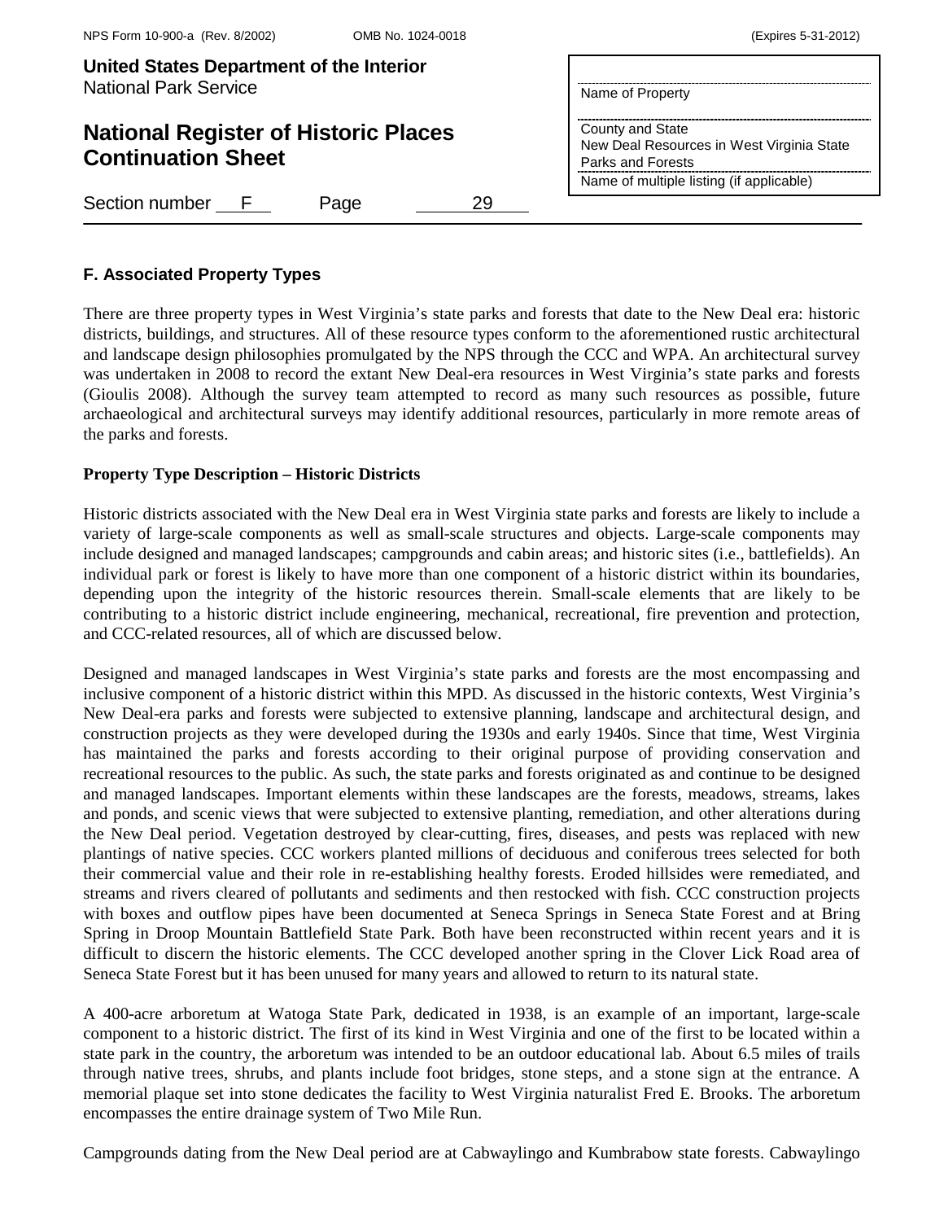## F. Associated Property Types

There are three property types in West Virginia's state parks and forests that date to the New Deal era: historic districts, buildings, and structures. All of these resource types conform to the aforementioned rustic architectural and landscape design philosophies promulgated by the NPS through the CCC and WPA. An architectural survey was undertaken in 2008 to record the extant New Deal-era resources in West Virginia's state parks and forests (Gioulis 2008). Although the survey team attempted to record as many such resources as possible, future archaeological and architectural surveys may identify additional resources, particularly in more remote areas of the parks and forests.

**Property Type Description – Historic Districts**

Historic districts associated with the New Deal era in West Virginia state parks and forests are likely to include a variety of large-scale components as well as small-scale structures and objects. Large-scale components may include designed and managed landscapes; campgrounds and cabin areas; and historic sites (i.e., battlefields). An individual park or forest is likely to have more than one component of a historic district within its boundaries, depending upon the integrity of the historic resources therein. Small-scale elements that are likely to be contributing to a historic district include engineering, mechanical, recreational, fire prevention and protection, and CCC-related resources, all of which are discussed below.

Designed and managed landscapes in West Virginia's state parks and forests are the most encompassing and inclusive component of a historic district within this MPD. As discussed in the historic contexts, West Virginia's New Deal-era parks and forests were subjected to extensive planning, landscape and architectural design, and construction projects as they were developed during the 1930s and early 1940s. Since that time, West Virginia has maintained the parks and forests according to their original purpose of providing conservation and recreational resources to the public. As such, the state parks and forests originated as and continue to be designed and managed landscapes. Important elements within these landscapes are the forests, meadows, streams, lakes and ponds, and scenic views that were subjected to extensive planting, remediation, and other alterations during the New Deal period. Vegetation destroyed by clear-cutting, fires, diseases, and pests was replaced with new plantings of native species. CCC workers planted millions of deciduous and coniferous trees selected for both their commercial value and their role in re-establishing healthy forests. Eroded hillsides were remediated, and streams and rivers cleared of pollutants and sediments and then restocked with fish. CCC construction projects with boxes and outflow pipes have been documented at Seneca Springs in Seneca State Forest and at Bring Spring in Droop Mountain Battlefield State Park. Both have been reconstructed within recent years and it is difficult to discern the historic elements. The CCC developed another spring in the Clover Lick Road area of Seneca State Forest but it has been unused for many years and allowed to return to its natural state.

A 400-acre arboretum at Watoga State Park, dedicated in 1938, is an example of an important, large-scale component to a historic district. The first of its kind in West Virginia and one of the first to be located within a state park in the country, the arboretum was intended to be an outdoor educational lab. About 6.5 miles of trails through native trees, shrubs, and plants include foot bridges, stone steps, and a stone sign at the entrance. A memorial plaque set into stone dedicates the facility to West Virginia naturalist Fred E. Brooks. The arboretum encompasses the entire drainage system of Two Mile Run.

Campgrounds dating from the New Deal period are at Cabwaylingo and Kumbrabow state forests. Cabwaylingo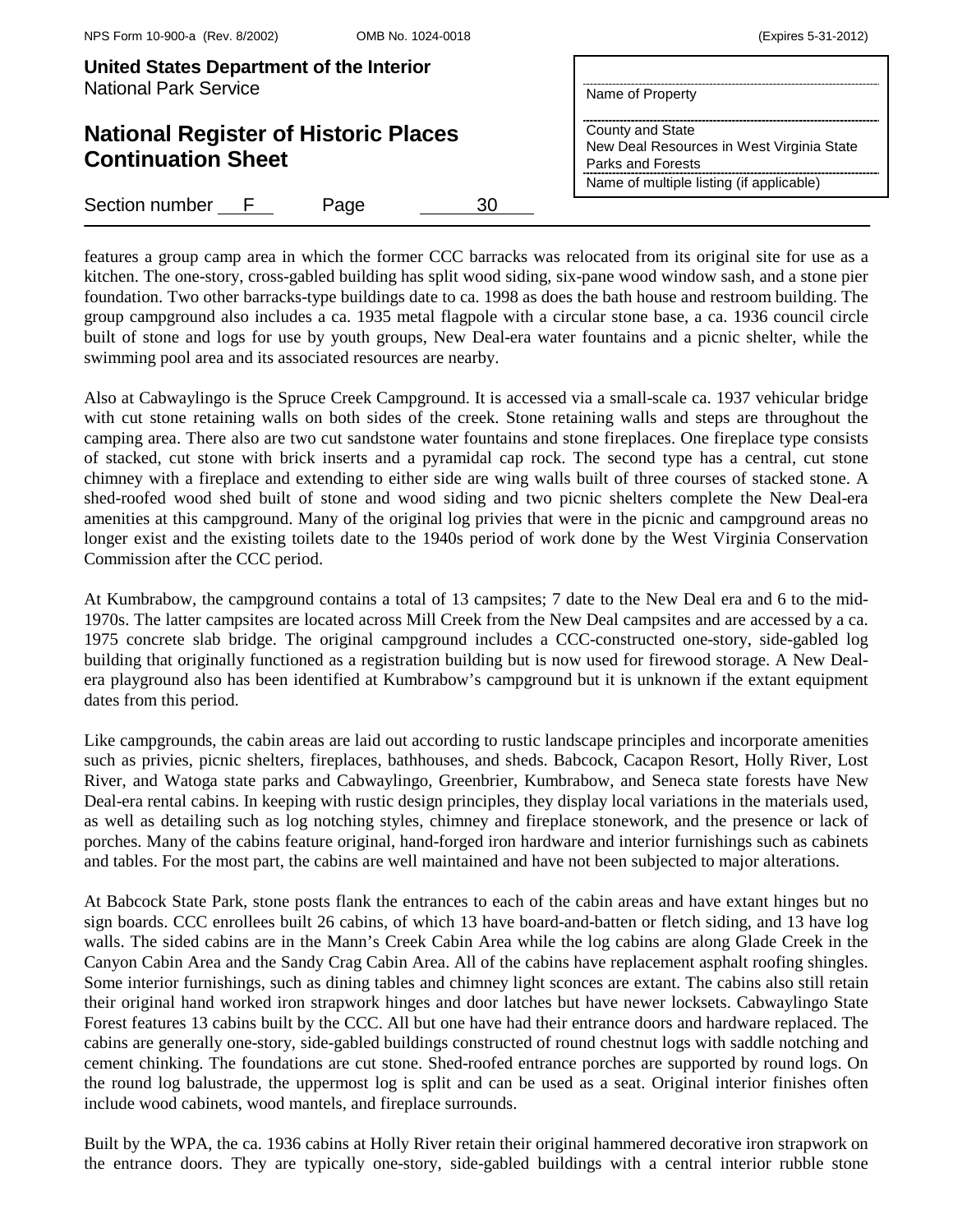features a group camp area in which the former CCC barracks was relocated from its original site for use as a kitchen. The one-story, cross-gabled building has split wood siding, six-pane wood window sash, and a stone pier foundation. Two other barracks-type buildings date to ca. 1998 as does the bath house and restroom building. The group campground also includes a ca. 1935 metal flagpole with a circular stone base, a ca. 1936 council circle built of stone and logs for use by youth groups, New Deal-era water fountains and a picnic shelter, while the swimming pool area and its associated resources are nearby.

Also at Cabwaylingo is the Spruce Creek Campground. It is accessed via a small-scale ca. 1937 vehicular bridge with cut stone retaining walls on both sides of the creek. Stone retaining walls and steps are throughout the camping area. There also are two cut sandstone water fountains and stone fireplaces. One fireplace type consists of stacked, cut stone with brick inserts and a pyramidal cap rock. The second type has a central, cut stone chimney with a fireplace and extending to either side are wing walls built of three courses of stacked stone. A shed-roofed wood shed built of stone and wood siding and two picnic shelters complete the New Deal-era amenities at this campground. Many of the original log privies that were in the picnic and campground areas no longer exist and the existing toilets date to the 1940s period of work done by the West Virginia Conservation Commission after the CCC period.

At Kumbrabow, the campground contains a total of 13 campsites; 7 date to the New Deal era and 6 to the mid-1970s. The latter campsites are located across Mill Creek from the New Deal campsites and are accessed by a ca. 1975 concrete slab bridge. The original campground includes a CCC-constructed one-story, side-gabled log building that originally functioned as a registration building but is now used for firewood storage. A New Deal-era playground also has been identified at Kumbrabow's campground but it is unknown if the extant equipment dates from this period.

Like campgrounds, the cabin areas are laid out according to rustic landscape principles and incorporate amenities such as privies, picnic shelters, fireplaces, bathhouses, and sheds. Babcock, Cacapon Resort, Holly River, Lost River, and Watoga state parks and Cabwaylingo, Greenbrier, Kumbrabow, and Seneca state forests have New Deal-era rental cabins. In keeping with rustic design principles, they display local variations in the materials used, as well as detailing such as log notching styles, chimney and fireplace stonework, and the presence or lack of porches. Many of the cabins feature original, hand-forged iron hardware and interior furnishings such as cabinets and tables. For the most part, the cabins are well maintained and have not been subjected to major alterations.

At Babcock State Park, stone posts flank the entrances to each of the cabin areas and have extant hinges but no sign boards. CCC enrollees built 26 cabins, of which 13 have board-and-batten or fletch siding, and 13 have log walls. The sided cabins are in the Mann's Creek Cabin Area while the log cabins are along Glade Creek in the Canyon Cabin Area and the Sandy Crag Cabin Area. All of the cabins have replacement asphalt roofing shingles. Some interior furnishings, such as dining tables and chimney light sconces are extant. The cabins also still retain their original hand worked iron strapwork hinges and door latches but have newer locksets. Cabwaylingo State Forest features 13 cabins built by the CCC. All but one have had their entrance doors and hardware replaced. The cabins are generally one-story, side-gabled buildings constructed of round chestnut logs with saddle notching and cement chinking. The foundations are cut stone. Shed-roofed entrance porches are supported by round logs. On the round log balustrade, the uppermost log is split and can be used as a seat. Original interior finishes often include wood cabinets, wood mantels, and fireplace surrounds.

Built by the WPA, the ca. 1936 cabins at Holly River retain their original hammered decorative iron strapwork on the entrance doors. They are typically one-story, side-gabled buildings with a central interior rubble stone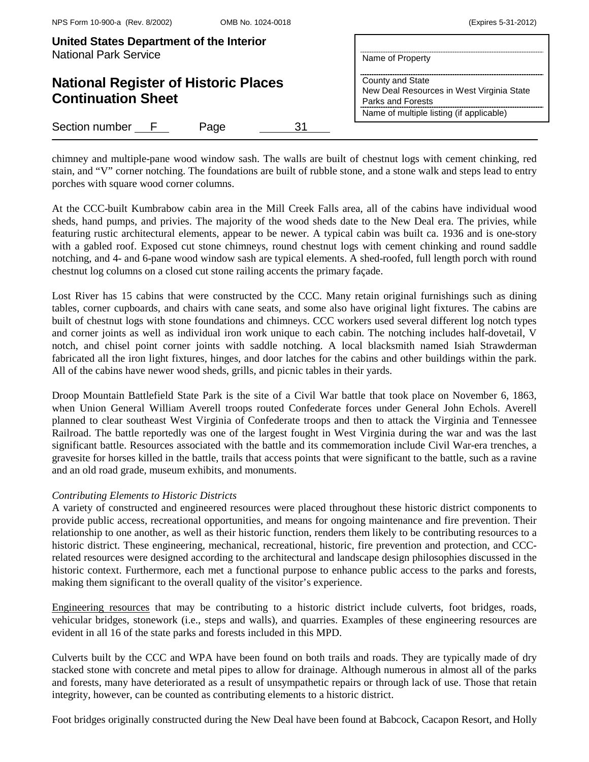chimney and multiple-pane wood window sash. The walls are built of chestnut logs with cement chinking, red stain, and "V" corner notching. The foundations are built of rubble stone, and a stone walk and steps lead to entry porches with square wood corner columns.

At the CCC-built Kumbrabow cabin area in the Mill Creek Falls area, all of the cabins have individual wood sheds, hand pumps, and privies. The majority of the wood sheds date to the New Deal era. The privies, while featuring rustic architectural elements, appear to be newer. A typical cabin was built ca. 1936 and is one-story with a gabled roof. Exposed cut stone chimneys, round chestnut logs with cement chinking and round saddle notching, and 4- and 6-pane wood window sash are typical elements. A shed-roofed, full length porch with round chestnut log columns on a closed cut stone railing accents the primary façade.

Lost River has 15 cabins that were constructed by the CCC. Many retain original furnishings such as dining tables, corner cupboards, and chairs with cane seats, and some also have original light fixtures. The cabins are built of chestnut logs with stone foundations and chimneys. CCC workers used several different log notch types and corner joints as well as individual iron work unique to each cabin. The notching includes half-dovetail, V notch, and chisel point corner joints with saddle notching. A local blacksmith named Isiah Strawderman fabricated all the iron light fixtures, hinges, and door latches for the cabins and other buildings within the park. All of the cabins have newer wood sheds, grills, and picnic tables in their yards.

Droop Mountain Battlefield State Park is the site of a Civil War battle that took place on November 6, 1863, when Union General William Averell troops routed Confederate forces under General John Echols. Averell planned to clear southeast West Virginia of Confederate troops and then to attack the Virginia and Tennessee Railroad. The battle reportedly was one of the largest fought in West Virginia during the war and was the last significant battle. Resources associated with the battle and its commemoration include Civil War-era trenches, a gravesite for horses killed in the battle, trails that access points that were significant to the battle, such as a ravine and an old road grade, museum exhibits, and monuments.

*Contributing Elements to Historic Districts*

A variety of constructed and engineered resources were placed throughout these historic district components to provide public access, recreational opportunities, and means for ongoing maintenance and fire prevention. Their relationship to one another, as well as their historic function, renders them likely to be contributing resources to a historic district. These engineering, mechanical, recreational, historic, fire prevention and protection, and CCC-related resources were designed according to the architectural and landscape design philosophies discussed in the historic context. Furthermore, each met a functional purpose to enhance public access to the parks and forests, making them significant to the overall quality of the visitor's experience.

<u>Engineering resources</u> that may be contributing to a historic district include culverts, foot bridges, roads, vehicular bridges, stonework (i.e., steps and walls), and quarries. Examples of these engineering resources are evident in all 16 of the state parks and forests included in this MPD.

Culverts built by the CCC and WPA have been found on both trails and roads. They are typically made of dry stacked stone with concrete and metal pipes to allow for drainage. Although numerous in almost all of the parks and forests, many have deteriorated as a result of unsympathetic repairs or through lack of use. Those that retain integrity, however, can be counted as contributing elements to a historic district.

Foot bridges originally constructed during the New Deal have been found at Babcock, Cacapon Resort, and Holly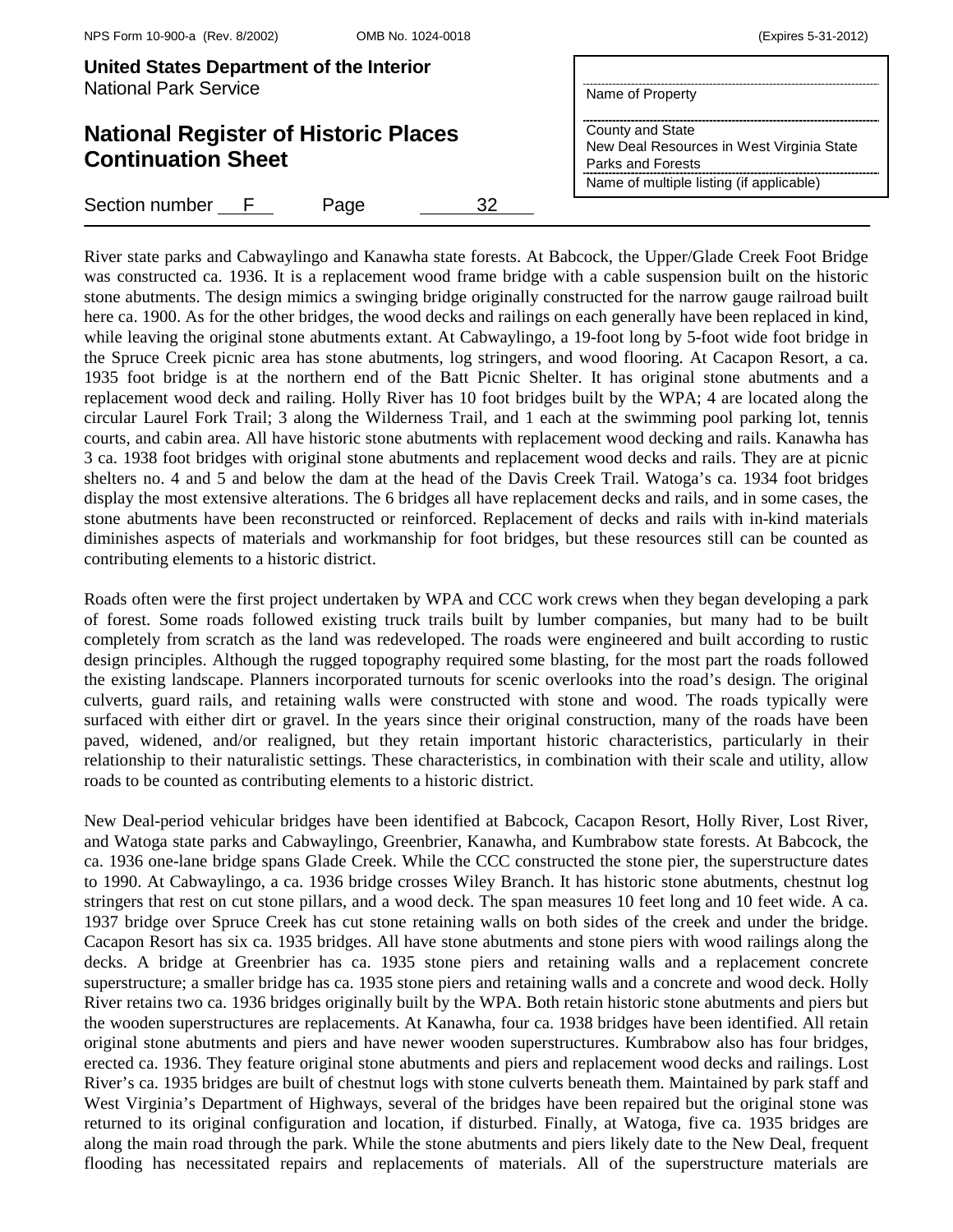River state parks and Cabwaylingo and Kanawha state forests. At Babcock, the Upper/Glade Creek Foot Bridge was constructed ca. 1936. It is a replacement wood frame bridge with a cable suspension built on the historic stone abutments. The design mimics a swinging bridge originally constructed for the narrow gauge railroad built here ca. 1900. As for the other bridges, the wood decks and railings on each generally have been replaced in kind, while leaving the original stone abutments extant. At Cabwaylingo, a 19-foot long by 5-foot wide foot bridge in the Spruce Creek picnic area has stone abutments, log stringers, and wood flooring. At Cacapon Resort, a ca. 1935 foot bridge is at the northern end of the Batt Picnic Shelter. It has original stone abutments and a replacement wood deck and railing. Holly River has 10 foot bridges built by the WPA; 4 are located along the circular Laurel Fork Trail; 3 along the Wilderness Trail, and 1 each at the swimming pool parking lot, tennis courts, and cabin area. All have historic stone abutments with replacement wood decking and rails. Kanawha has 3 ca. 1938 foot bridges with original stone abutments and replacement wood decks and rails. They are at picnic shelters no. 4 and 5 and below the dam at the head of the Davis Creek Trail. Watoga's ca. 1934 foot bridges display the most extensive alterations. The 6 bridges all have replacement decks and rails, and in some cases, the stone abutments have been reconstructed or reinforced. Replacement of decks and rails with in-kind materials diminishes aspects of materials and workmanship for foot bridges, but these resources still can be counted as contributing elements to a historic district.

Roads often were the first project undertaken by WPA and CCC work crews when they began developing a park of forest. Some roads followed existing truck trails built by lumber companies, but many had to be built completely from scratch as the land was redeveloped. The roads were engineered and built according to rustic design principles. Although the rugged topography required some blasting, for the most part the roads followed the existing landscape. Planners incorporated turnouts for scenic overlooks into the road's design. The original culverts, guard rails, and retaining walls were constructed with stone and wood. The roads typically were surfaced with either dirt or gravel. In the years since their original construction, many of the roads have been paved, widened, and/or realigned, but they retain important historic characteristics, particularly in their relationship to their naturalistic settings. These characteristics, in combination with their scale and utility, allow roads to be counted as contributing elements to a historic district.

New Deal-period vehicular bridges have been identified at Babcock, Cacapon Resort, Holly River, Lost River, and Watoga state parks and Cabwaylingo, Greenbrier, Kanawha, and Kumbrabow state forests. At Babcock, the ca. 1936 one-lane bridge spans Glade Creek. While the CCC constructed the stone pier, the superstructure dates to 1990. At Cabwaylingo, a ca. 1936 bridge crosses Wiley Branch. It has historic stone abutments, chestnut log stringers that rest on cut stone pillars, and a wood deck. The span measures 10 feet long and 10 feet wide. A ca. 1937 bridge over Spruce Creek has cut stone retaining walls on both sides of the creek and under the bridge. Cacapon Resort has six ca. 1935 bridges. All have stone abutments and stone piers with wood railings along the decks. A bridge at Greenbrier has ca. 1935 stone piers and retaining walls and a replacement concrete superstructure; a smaller bridge has ca. 1935 stone piers and retaining walls and a concrete and wood deck. Holly River retains two ca. 1936 bridges originally built by the WPA. Both retain historic stone abutments and piers but the wooden superstructures are replacements. At Kanawha, four ca. 1938 bridges have been identified. All retain original stone abutments and piers and have newer wooden superstructures. Kumbrabow also has four bridges, erected ca. 1936. They feature original stone abutments and piers and replacement wood decks and railings. Lost River's ca. 1935 bridges are built of chestnut logs with stone culverts beneath them. Maintained by park staff and West Virginia's Department of Highways, several of the bridges have been repaired but the original stone was returned to its original configuration and location, if disturbed. Finally, at Watoga, five ca. 1935 bridges are along the main road through the park. While the stone abutments and piers likely date to the New Deal, frequent flooding has necessitated repairs and replacements of materials. All of the superstructure materials are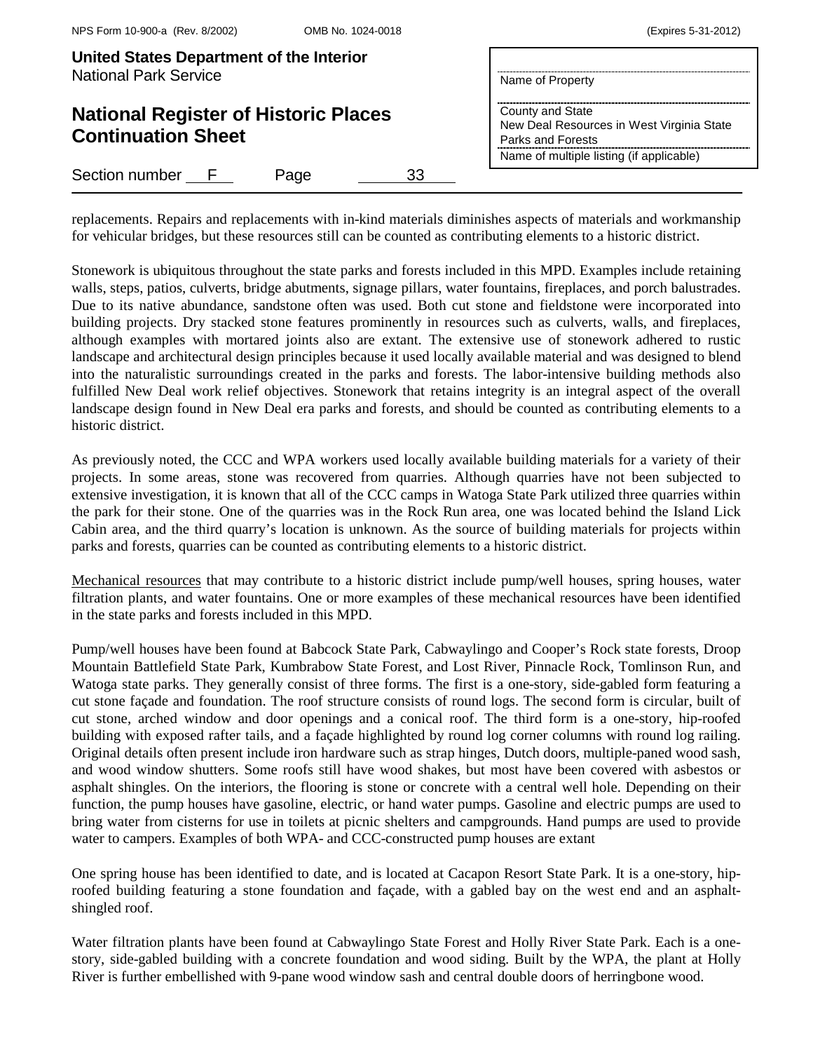replacements. Repairs and replacements with in-kind materials diminishes aspects of materials and workmanship for vehicular bridges, but these resources still can be counted as contributing elements to a historic district.

Stonework is ubiquitous throughout the state parks and forests included in this MPD. Examples include retaining walls, steps, patios, culverts, bridge abutments, signage pillars, water fountains, fireplaces, and porch balustrades. Due to its native abundance, sandstone often was used. Both cut stone and fieldstone were incorporated into building projects. Dry stacked stone features prominently in resources such as culverts, walls, and fireplaces, although examples with mortared joints also are extant. The extensive use of stonework adhered to rustic landscape and architectural design principles because it used locally available material and was designed to blend into the naturalistic surroundings created in the parks and forests. The labor-intensive building methods also fulfilled New Deal work relief objectives. Stonework that retains integrity is an integral aspect of the overall landscape design found in New Deal era parks and forests, and should be counted as contributing elements to a historic district.

As previously noted, the CCC and WPA workers used locally available building materials for a variety of their projects. In some areas, stone was recovered from quarries. Although quarries have not been subjected to extensive investigation, it is known that all of the CCC camps in Watoga State Park utilized three quarries within the park for their stone. One of the quarries was in the Rock Run area, one was located behind the Island Lick Cabin area, and the third quarry's location is unknown. As the source of building materials for projects within parks and forests, quarries can be counted as contributing elements to a historic district.

<u>Mechanical resources</u> that may contribute to a historic district include pump/well houses, spring houses, water filtration plants, and water fountains. One or more examples of these mechanical resources have been identified in the state parks and forests included in this MPD.

Pump/well houses have been found at Babcock State Park, Cabwaylingo and Cooper's Rock state forests, Droop Mountain Battlefield State Park, Kumbrabow State Forest, and Lost River, Pinnacle Rock, Tomlinson Run, and Watoga state parks. They generally consist of three forms. The first is a one-story, side-gabled form featuring a cut stone façade and foundation. The roof structure consists of round logs. The second form is circular, built of cut stone, arched window and door openings and a conical roof. The third form is a one-story, hip-roofed building with exposed rafter tails, and a façade highlighted by round log corner columns with round log railing. Original details often present include iron hardware such as strap hinges, Dutch doors, multiple-paned wood sash, and wood window shutters. Some roofs still have wood shakes, but most have been covered with asbestos or asphalt shingles. On the interiors, the flooring is stone or concrete with a central well hole. Depending on their function, the pump houses have gasoline, electric, or hand water pumps. Gasoline and electric pumps are used to bring water from cisterns for use in toilets at picnic shelters and campgrounds. Hand pumps are used to provide water to campers. Examples of both WPA- and CCC-constructed pump houses are extant

One spring house has been identified to date, and is located at Cacapon Resort State Park. It is a one-story, hip-roofed building featuring a stone foundation and façade, with a gabled bay on the west end and an asphalt-shingled roof.

Water filtration plants have been found at Cabwaylingo State Forest and Holly River State Park. Each is a one-story, side-gabled building with a concrete foundation and wood siding. Built by the WPA, the plant at Holly River is further embellished with 9-pane wood window sash and central double doors of herringbone wood.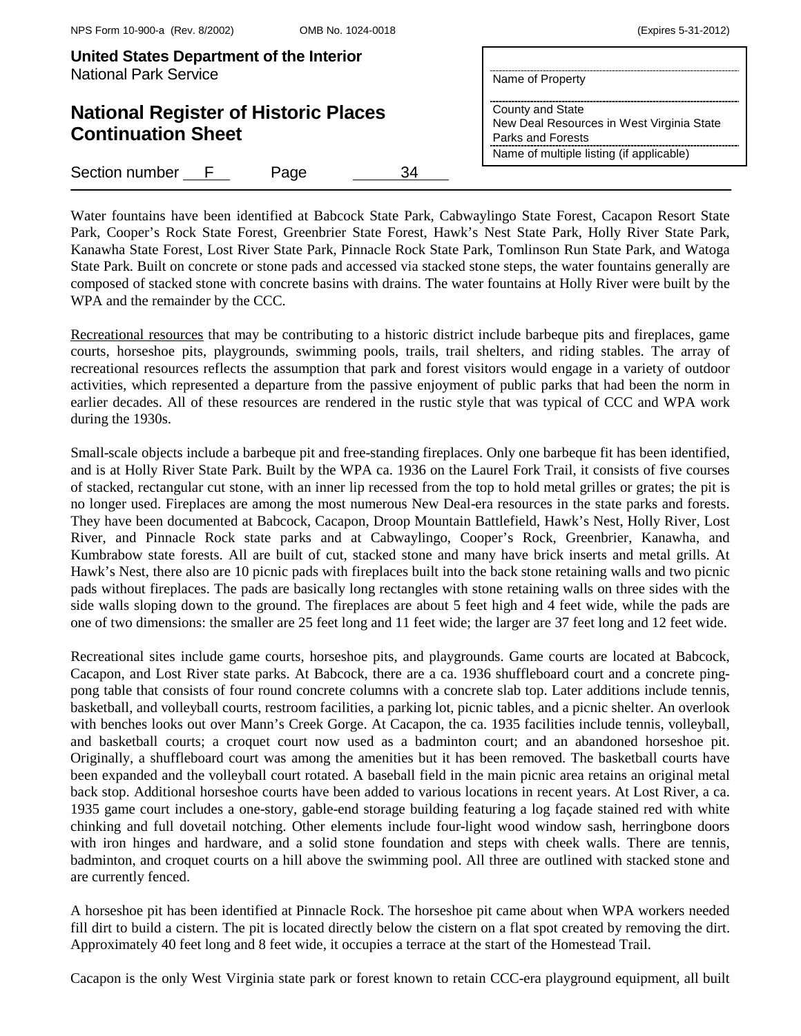Water fountains have been identified at Babcock State Park, Cabwaylingo State Forest, Cacapon Resort State Park, Cooper's Rock State Forest, Greenbrier State Forest, Hawk's Nest State Park, Holly River State Park, Kanawha State Forest, Lost River State Park, Pinnacle Rock State Park, Tomlinson Run State Park, and Watoga State Park. Built on concrete or stone pads and accessed via stacked stone steps, the water fountains generally are composed of stacked stone with concrete basins with drains. The water fountains at Holly River were built by the WPA and the remainder by the CCC.

Recreational resources that may be contributing to a historic district include barbeque pits and fireplaces, game courts, horseshoe pits, playgrounds, swimming pools, trails, trail shelters, and riding stables. The array of recreational resources reflects the assumption that park and forest visitors would engage in a variety of outdoor activities, which represented a departure from the passive enjoyment of public parks that had been the norm in earlier decades. All of these resources are rendered in the rustic style that was typical of CCC and WPA work during the 1930s.

Small-scale objects include a barbeque pit and free-standing fireplaces. Only one barbeque fit has been identified, and is at Holly River State Park. Built by the WPA ca. 1936 on the Laurel Fork Trail, it consists of five courses of stacked, rectangular cut stone, with an inner lip recessed from the top to hold metal grilles or grates; the pit is no longer used. Fireplaces are among the most numerous New Deal-era resources in the state parks and forests. They have been documented at Babcock, Cacapon, Droop Mountain Battlefield, Hawk's Nest, Holly River, Lost River, and Pinnacle Rock state parks and at Cabwaylingo, Cooper's Rock, Greenbrier, Kanawha, and Kumbrabow state forests. All are built of cut, stacked stone and many have brick inserts and metal grills. At Hawk's Nest, there also are 10 picnic pads with fireplaces built into the back stone retaining walls and two picnic pads without fireplaces. The pads are basically long rectangles with stone retaining walls on three sides with the side walls sloping down to the ground. The fireplaces are about 5 feet high and 4 feet wide, while the pads are one of two dimensions: the smaller are 25 feet long and 11 feet wide; the larger are 37 feet long and 12 feet wide.

Recreational sites include game courts, horseshoe pits, and playgrounds. Game courts are located at Babcock, Cacapon, and Lost River state parks. At Babcock, there are a ca. 1936 shuffleboard court and a concrete ping-pong table that consists of four round concrete columns with a concrete slab top. Later additions include tennis, basketball, and volleyball courts, restroom facilities, a parking lot, picnic tables, and a picnic shelter. An overlook with benches looks out over Mann's Creek Gorge. At Cacapon, the ca. 1935 facilities include tennis, volleyball, and basketball courts; a croquet court now used as a badminton court; and an abandoned horseshoe pit. Originally, a shuffleboard court was among the amenities but it has been removed. The basketball courts have been expanded and the volleyball court rotated. A baseball field in the main picnic area retains an original metal back stop. Additional horseshoe courts have been added to various locations in recent years. At Lost River, a ca. 1935 game court includes a one-story, gable-end storage building featuring a log façade stained red with white chinking and full dovetail notching. Other elements include four-light wood window sash, herringbone doors with iron hinges and hardware, and a solid stone foundation and steps with cheek walls. There are tennis, badminton, and croquet courts on a hill above the swimming pool. All three are outlined with stacked stone and are currently fenced.

A horseshoe pit has been identified at Pinnacle Rock. The horseshoe pit came about when WPA workers needed fill dirt to build a cistern. The pit is located directly below the cistern on a flat spot created by removing the dirt. Approximately 40 feet long and 8 feet wide, it occupies a terrace at the start of the Homestead Trail.

Cacapon is the only West Virginia state park or forest known to retain CCC-era playground equipment, all built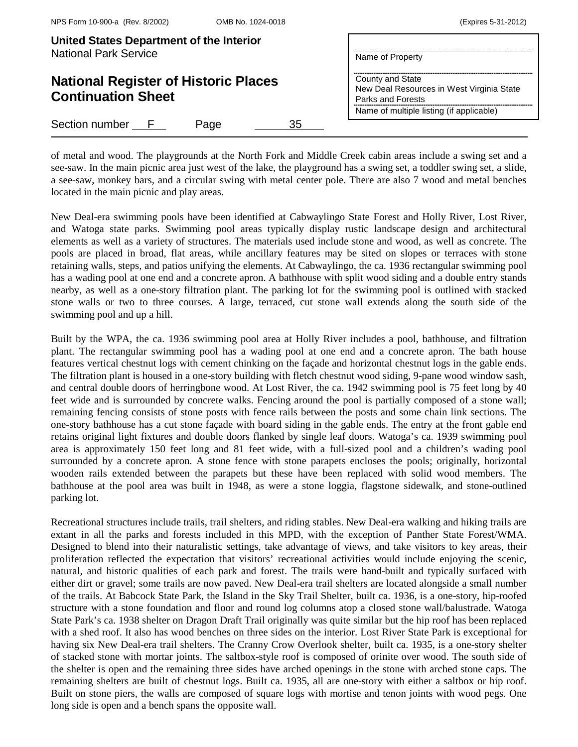of metal and wood. The playgrounds at the North Fork and Middle Creek cabin areas include a swing set and a see-saw. In the main picnic area just west of the lake, the playground has a swing set, a toddler swing set, a slide, a see-saw, monkey bars, and a circular swing with metal center pole. There are also 7 wood and metal benches located in the main picnic and play areas.

New Deal-era swimming pools have been identified at Cabwaylingo State Forest and Holly River, Lost River, and Watoga state parks. Swimming pool areas typically display rustic landscape design and architectural elements as well as a variety of structures. The materials used include stone and wood, as well as concrete. The pools are placed in broad, flat areas, while ancillary features may be sited on slopes or terraces with stone retaining walls, steps, and patios unifying the elements. At Cabwaylingo, the ca. 1936 rectangular swimming pool has a wading pool at one end and a concrete apron. A bathhouse with split wood siding and a double entry stands nearby, as well as a one-story filtration plant. The parking lot for the swimming pool is outlined with stacked stone walls or two to three courses. A large, terraced, cut stone wall extends along the south side of the swimming pool and up a hill.

Built by the WPA, the ca. 1936 swimming pool area at Holly River includes a pool, bathhouse, and filtration plant. The rectangular swimming pool has a wading pool at one end and a concrete apron. The bath house features vertical chestnut logs with cement chinking on the façade and horizontal chestnut logs in the gable ends. The filtration plant is housed in a one-story building with fletch chestnut wood siding, 9-pane wood window sash, and central double doors of herringbone wood. At Lost River, the ca. 1942 swimming pool is 75 feet long by 40 feet wide and is surrounded by concrete walks. Fencing around the pool is partially composed of a stone wall; remaining fencing consists of stone posts with fence rails between the posts and some chain link sections. The one-story bathhouse has a cut stone façade with board siding in the gable ends. The entry at the front gable end retains original light fixtures and double doors flanked by single leaf doors. Watoga's ca. 1939 swimming pool area is approximately 150 feet long and 81 feet wide, with a full-sized pool and a children's wading pool surrounded by a concrete apron. A stone fence with stone parapets encloses the pools; originally, horizontal wooden rails extended between the parapets but these have been replaced with solid wood members. The bathhouse at the pool area was built in 1948, as were a stone loggia, flagstone sidewalk, and stone-outlined parking lot.

Recreational structures include trails, trail shelters, and riding stables. New Deal-era walking and hiking trails are extant in all the parks and forests included in this MPD, with the exception of Panther State Forest/WMA. Designed to blend into their naturalistic settings, take advantage of views, and take visitors to key areas, their proliferation reflected the expectation that visitors' recreational activities would include enjoying the scenic, natural, and historic qualities of each park and forest. The trails were hand-built and typically surfaced with either dirt or gravel; some trails are now paved. New Deal-era trail shelters are located alongside a small number of the trails. At Babcock State Park, the Island in the Sky Trail Shelter, built ca. 1936, is a one-story, hip-roofed structure with a stone foundation and floor and round log columns atop a closed stone wall/balustrade. Watoga State Park's ca. 1938 shelter on Dragon Draft Trail originally was quite similar but the hip roof has been replaced with a shed roof. It also has wood benches on three sides on the interior. Lost River State Park is exceptional for having six New Deal-era trail shelters. The Cranny Crow Overlook shelter, built ca. 1935, is a one-story shelter of stacked stone with mortar joints. The saltbox-style roof is composed of orinite over wood. The south side of the shelter is open and the remaining three sides have arched openings in the stone with arched stone caps. The remaining shelters are built of chestnut logs. Built ca. 1935, all are one-story with either a saltbox or hip roof. Built on stone piers, the walls are composed of square logs with mortise and tenon joints with wood pegs. One long side is open and a bench spans the opposite wall.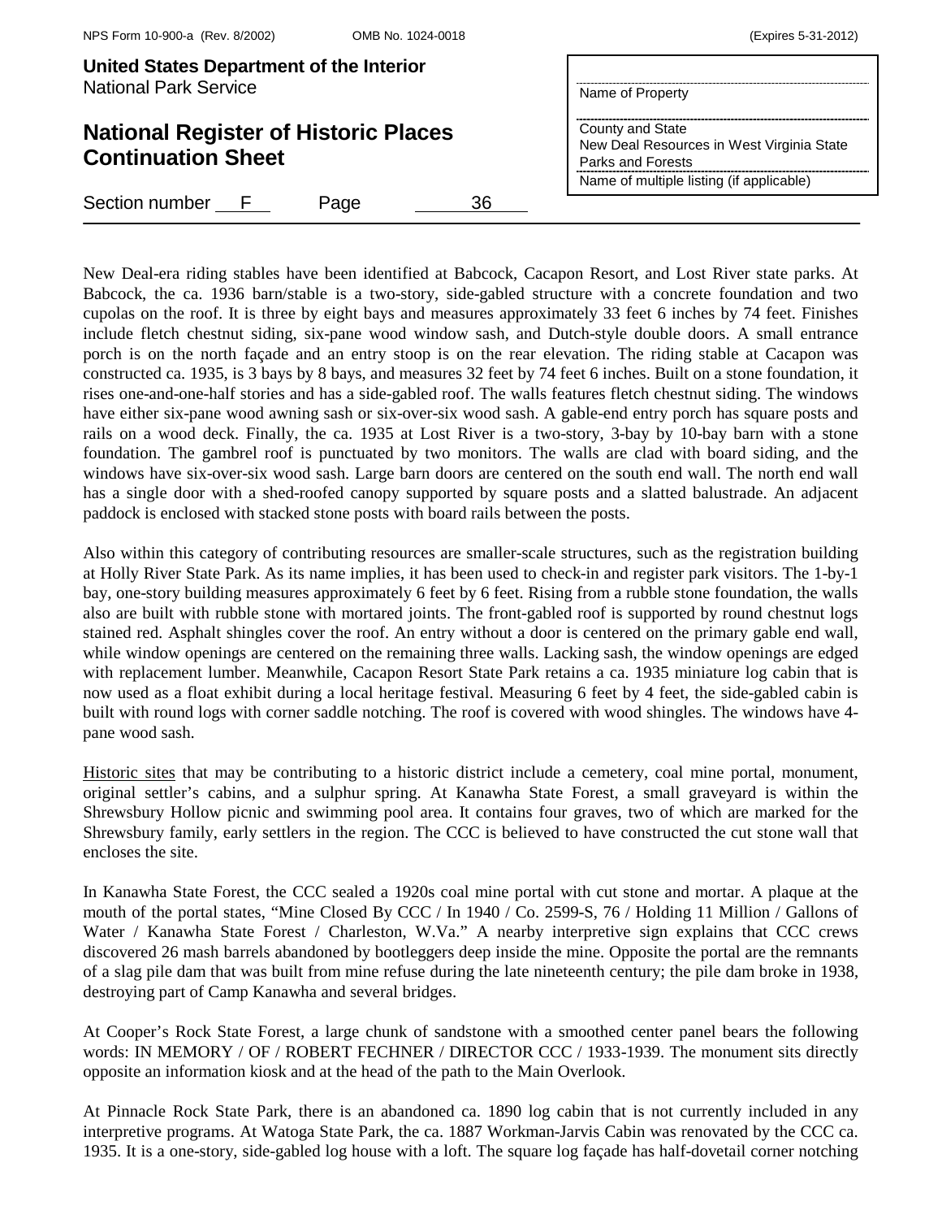New Deal-era riding stables have been identified at Babcock, Cacapon Resort, and Lost River state parks. At Babcock, the ca. 1936 barn/stable is a two-story, side-gabled structure with a concrete foundation and two cupolas on the roof. It is three by eight bays and measures approximately 33 feet 6 inches by 74 feet. Finishes include fletch chestnut siding, six-pane wood window sash, and Dutch-style double doors. A small entrance porch is on the north façade and an entry stoop is on the rear elevation. The riding stable at Cacapon was constructed ca. 1935, is 3 bays by 8 bays, and measures 32 feet by 74 feet 6 inches. Built on a stone foundation, it rises one-and-one-half stories and has a side-gabled roof. The walls features fletch chestnut siding. The windows have either six-pane wood awning sash or six-over-six wood sash. A gable-end entry porch has square posts and rails on a wood deck. Finally, the ca. 1935 at Lost River is a two-story, 3-bay by 10-bay barn with a stone foundation. The gambrel roof is punctuated by two monitors. The walls are clad with board siding, and the windows have six-over-six wood sash. Large barn doors are centered on the south end wall. The north end wall has a single door with a shed-roofed canopy supported by square posts and a slatted balustrade. An adjacent paddock is enclosed with stacked stone posts with board rails between the posts.

Also within this category of contributing resources are smaller-scale structures, such as the registration building at Holly River State Park. As its name implies, it has been used to check-in and register park visitors. The 1-by-1 bay, one-story building measures approximately 6 feet by 6 feet. Rising from a rubble stone foundation, the walls also are built with rubble stone with mortared joints. The front-gabled roof is supported by round chestnut logs stained red. Asphalt shingles cover the roof. An entry without a door is centered on the primary gable end wall, while window openings are centered on the remaining three walls. Lacking sash, the window openings are edged with replacement lumber. Meanwhile, Cacapon Resort State Park retains a ca. 1935 miniature log cabin that is now used as a float exhibit during a local heritage festival. Measuring 6 feet by 4 feet, the side-gabled cabin is built with round logs with corner saddle notching. The roof is covered with wood shingles. The windows have 4-pane wood sash.

Historic sites that may be contributing to a historic district include a cemetery, coal mine portal, monument, original settler's cabins, and a sulphur spring. At Kanawha State Forest, a small graveyard is within the Shrewsbury Hollow picnic and swimming pool area. It contains four graves, two of which are marked for the Shrewsbury family, early settlers in the region. The CCC is believed to have constructed the cut stone wall that encloses the site.

In Kanawha State Forest, the CCC sealed a 1920s coal mine portal with cut stone and mortar. A plaque at the mouth of the portal states, "Mine Closed By CCC / In 1940 / Co. 2599-S, 76 / Holding 11 Million / Gallons of Water / Kanawha State Forest / Charleston, W.Va." A nearby interpretive sign explains that CCC crews discovered 26 mash barrels abandoned by bootleggers deep inside the mine. Opposite the portal are the remnants of a slag pile dam that was built from mine refuse during the late nineteenth century; the pile dam broke in 1938, destroying part of Camp Kanawha and several bridges.

At Cooper's Rock State Forest, a large chunk of sandstone with a smoothed center panel bears the following words: IN MEMORY / OF / ROBERT FECHNER / DIRECTOR CCC / 1933-1939. The monument sits directly opposite an information kiosk and at the head of the path to the Main Overlook.

At Pinnacle Rock State Park, there is an abandoned ca. 1890 log cabin that is not currently included in any interpretive programs. At Watoga State Park, the ca. 1887 Workman-Jarvis Cabin was renovated by the CCC ca. 1935. It is a one-story, side-gabled log house with a loft. The square log façade has half-dovetail corner notching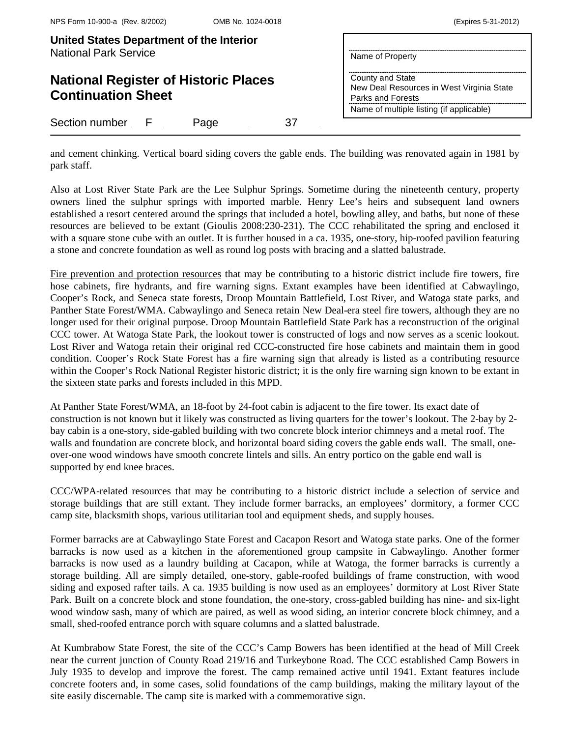and cement chinking. Vertical board siding covers the gable ends. The building was renovated again in 1981 by park staff.

Also at Lost River State Park are the Lee Sulphur Springs. Sometime during the nineteenth century, property owners lined the sulphur springs with imported marble. Henry Lee's heirs and subsequent land owners established a resort centered around the springs that included a hotel, bowling alley, and baths, but none of these resources are believed to be extant (Gioulis 2008:230-231). The CCC rehabilitated the spring and enclosed it with a square stone cube with an outlet. It is further housed in a ca. 1935, one-story, hip-roofed pavilion featuring a stone and concrete foundation as well as round log posts with bracing and a slatted balustrade.

Fire prevention and protection resources that may be contributing to a historic district include fire towers, fire hose cabinets, fire hydrants, and fire warning signs. Extant examples have been identified at Cabwaylingo, Cooper's Rock, and Seneca state forests, Droop Mountain Battlefield, Lost River, and Watoga state parks, and Panther State Forest/WMA. Cabwaylingo and Seneca retain New Deal-era steel fire towers, although they are no longer used for their original purpose. Droop Mountain Battlefield State Park has a reconstruction of the original CCC tower. At Watoga State Park, the lookout tower is constructed of logs and now serves as a scenic lookout. Lost River and Watoga retain their original red CCC-constructed fire hose cabinets and maintain them in good condition. Cooper's Rock State Forest has a fire warning sign that already is listed as a contributing resource within the Cooper's Rock National Register historic district; it is the only fire warning sign known to be extant in the sixteen state parks and forests included in this MPD.

At Panther State Forest/WMA, an 18-foot by 24-foot cabin is adjacent to the fire tower. Its exact date of construction is not known but it likely was constructed as living quarters for the tower's lookout. The 2-bay by 2-bay cabin is a one-story, side-gabled building with two concrete block interior chimneys and a metal roof. The walls and foundation are concrete block, and horizontal board siding covers the gable ends wall. The small, one-over-one wood windows have smooth concrete lintels and sills. An entry portico on the gable end wall is supported by end knee braces.

CCC/WPA-related resources that may be contributing to a historic district include a selection of service and storage buildings that are still extant. They include former barracks, an employees' dormitory, a former CCC camp site, blacksmith shops, various utilitarian tool and equipment sheds, and supply houses.

Former barracks are at Cabwaylingo State Forest and Cacapon Resort and Watoga state parks. One of the former barracks is now used as a kitchen in the aforementioned group campsite in Cabwaylingo. Another former barracks is now used as a laundry building at Cacapon, while at Watoga, the former barracks is currently a storage building. All are simply detailed, one-story, gable-roofed buildings of frame construction, with wood siding and exposed rafter tails. A ca. 1935 building is now used as an employees' dormitory at Lost River State Park. Built on a concrete block and stone foundation, the one-story, cross-gabled building has nine- and six-light wood window sash, many of which are paired, as well as wood siding, an interior concrete block chimney, and a small, shed-roofed entrance porch with square columns and a slatted balustrade.

At Kumbrabow State Forest, the site of the CCC's Camp Bowers has been identified at the head of Mill Creek near the current junction of County Road 219/16 and Turkeybone Road. The CCC established Camp Bowers in July 1935 to develop and improve the forest. The camp remained active until 1941. Extant features include concrete footers and, in some cases, solid foundations of the camp buildings, making the military layout of the site easily discernable. The camp site is marked with a commemorative sign.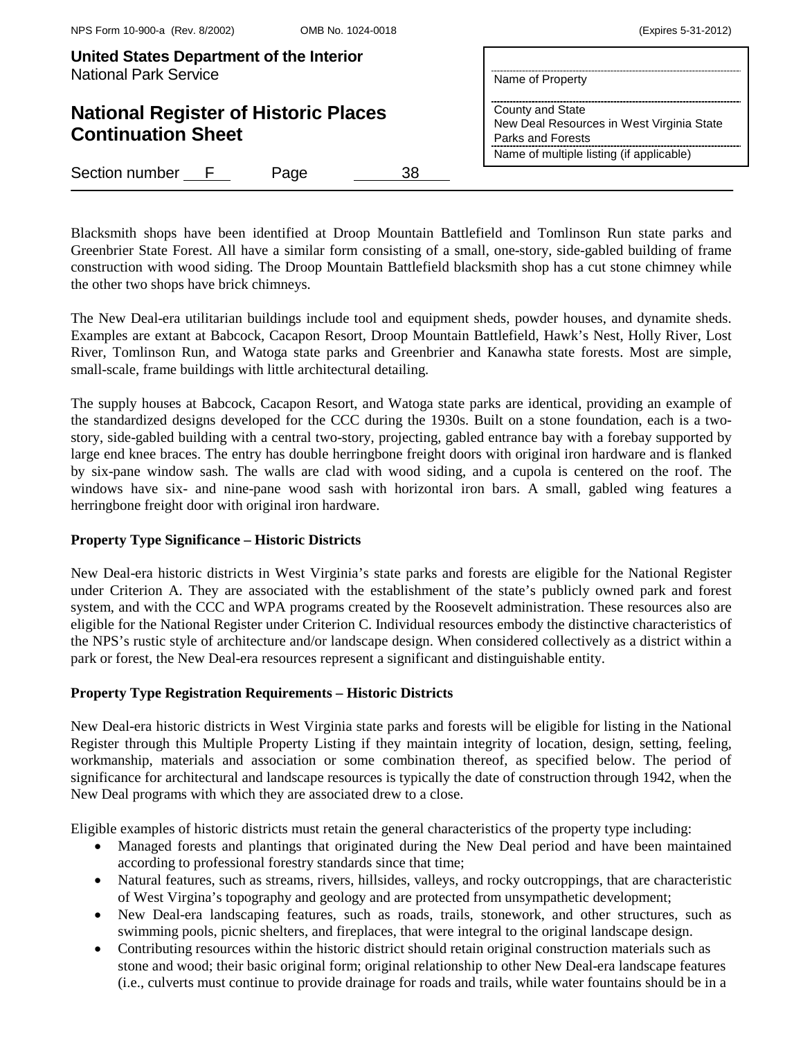Blacksmith shops have been identified at Droop Mountain Battlefield and Tomlinson Run state parks and Greenbrier State Forest. All have a similar form consisting of a small, one-story, side-gabled building of frame construction with wood siding. The Droop Mountain Battlefield blacksmith shop has a cut stone chimney while the other two shops have brick chimneys.

The New Deal-era utilitarian buildings include tool and equipment sheds, powder houses, and dynamite sheds. Examples are extant at Babcock, Cacapon Resort, Droop Mountain Battlefield, Hawk's Nest, Holly River, Lost River, Tomlinson Run, and Watoga state parks and Greenbrier and Kanawha state forests. Most are simple, small-scale, frame buildings with little architectural detailing.

The supply houses at Babcock, Cacapon Resort, and Watoga state parks are identical, providing an example of the standardized designs developed for the CCC during the 1930s. Built on a stone foundation, each is a two-story, side-gabled building with a central two-story, projecting, gabled entrance bay with a forebay supported by large end knee braces. The entry has double herringbone freight doors with original iron hardware and is flanked by six-pane window sash. The walls are clad with wood siding, and a cupola is centered on the roof. The windows have six- and nine-pane wood sash with horizontal iron bars. A small, gabled wing features a herringbone freight door with original iron hardware.

**Property Type Significance – Historic Districts**

New Deal-era historic districts in West Virginia's state parks and forests are eligible for the National Register under Criterion A. They are associated with the establishment of the state's publicly owned park and forest system, and with the CCC and WPA programs created by the Roosevelt administration. These resources also are eligible for the National Register under Criterion C. Individual resources embody the distinctive characteristics of the NPS's rustic style of architecture and/or landscape design. When considered collectively as a district within a park or forest, the New Deal-era resources represent a significant and distinguishable entity.

**Property Type Registration Requirements – Historic Districts**

New Deal-era historic districts in West Virginia state parks and forests will be eligible for listing in the National Register through this Multiple Property Listing if they maintain integrity of location, design, setting, feeling, workmanship, materials and association or some combination thereof, as specified below. The period of significance for architectural and landscape resources is typically the date of construction through 1942, when the New Deal programs with which they are associated drew to a close.

Eligible examples of historic districts must retain the general characteristics of the property type including:

- Managed forests and plantings that originated during the New Deal period and have been maintained according to professional forestry standards since that time;
- Natural features, such as streams, rivers, hillsides, valleys, and rocky outcroppings, that are characteristic of West Virgina's topography and geology and are protected from unsympathetic development;
- New Deal-era landscaping features, such as roads, trails, stonework, and other structures, such as swimming pools, picnic shelters, and fireplaces, that were integral to the original landscape design.
- Contributing resources within the historic district should retain original construction materials such as stone and wood; their basic original form; original relationship to other New Deal-era landscape features (i.e., culverts must continue to provide drainage for roads and trails, while water fountains should be in a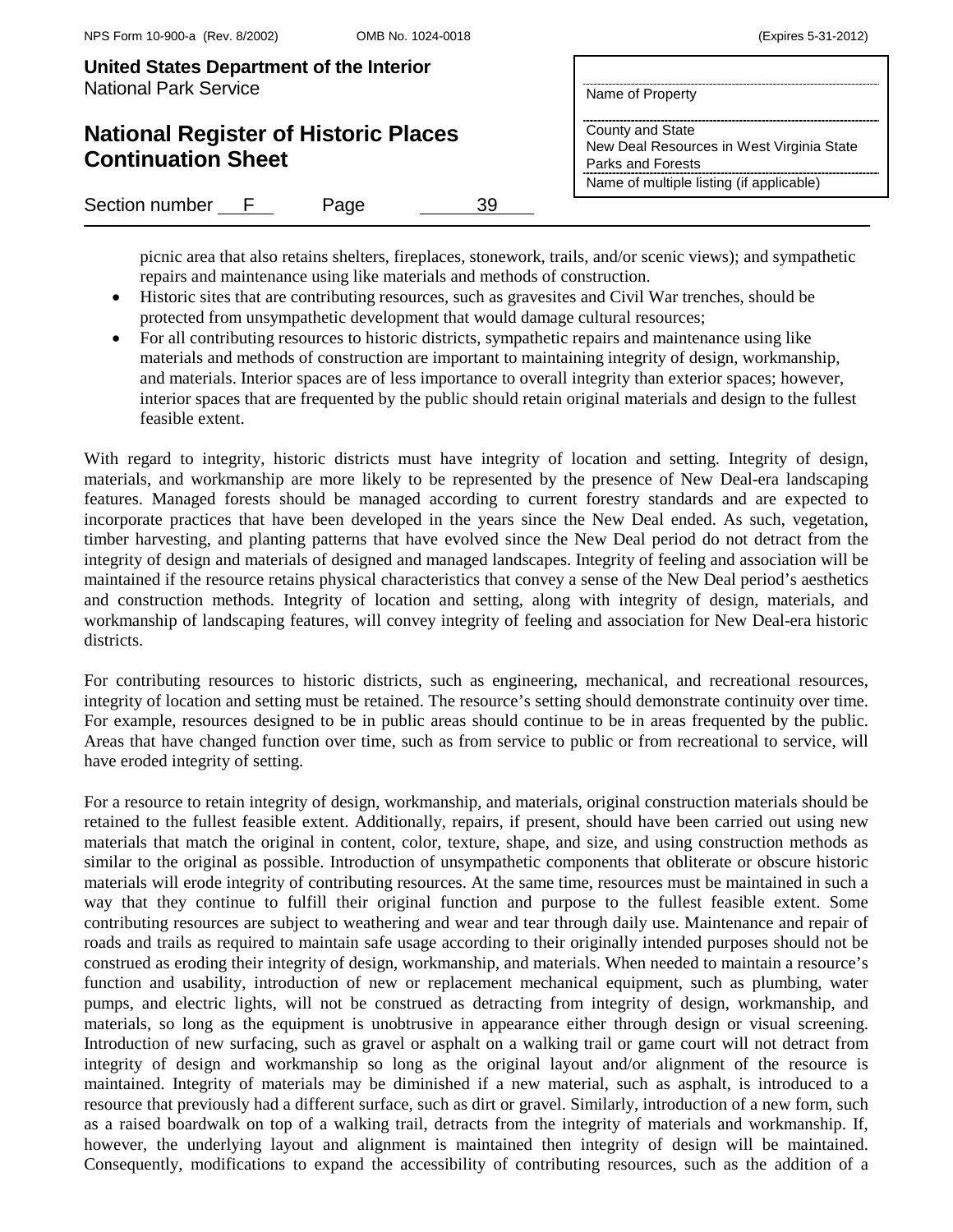picnic area that also retains shelters, fireplaces, stonework, trails, and/or scenic views); and sympathetic repairs and maintenance using like materials and methods of construction.

- Historic sites that are contributing resources, such as gravesites and Civil War trenches, should be protected from unsympathetic development that would damage cultural resources;
- For all contributing resources to historic districts, sympathetic repairs and maintenance using like materials and methods of construction are important to maintaining integrity of design, workmanship, and materials. Interior spaces are of less importance to overall integrity than exterior spaces; however, interior spaces that are frequented by the public should retain original materials and design to the fullest feasible extent.

With regard to integrity, historic districts must have integrity of location and setting. Integrity of design, materials, and workmanship are more likely to be represented by the presence of New Deal-era landscaping features. Managed forests should be managed according to current forestry standards and are expected to incorporate practices that have been developed in the years since the New Deal ended. As such, vegetation, timber harvesting, and planting patterns that have evolved since the New Deal period do not detract from the integrity of design and materials of designed and managed landscapes. Integrity of feeling and association will be maintained if the resource retains physical characteristics that convey a sense of the New Deal period's aesthetics and construction methods. Integrity of location and setting, along with integrity of design, materials, and workmanship of landscaping features, will convey integrity of feeling and association for New Deal-era historic districts.

For contributing resources to historic districts, such as engineering, mechanical, and recreational resources, integrity of location and setting must be retained. The resource's setting should demonstrate continuity over time. For example, resources designed to be in public areas should continue to be in areas frequented by the public. Areas that have changed function over time, such as from service to public or from recreational to service, will have eroded integrity of setting.

For a resource to retain integrity of design, workmanship, and materials, original construction materials should be retained to the fullest feasible extent. Additionally, repairs, if present, should have been carried out using new materials that match the original in content, color, texture, shape, and size, and using construction methods as similar to the original as possible. Introduction of unsympathetic components that obliterate or obscure historic materials will erode integrity of contributing resources. At the same time, resources must be maintained in such a way that they continue to fulfill their original function and purpose to the fullest feasible extent. Some contributing resources are subject to weathering and wear and tear through daily use. Maintenance and repair of roads and trails as required to maintain safe usage according to their originally intended purposes should not be construed as eroding their integrity of design, workmanship, and materials. When needed to maintain a resource's function and usability, introduction of new or replacement mechanical equipment, such as plumbing, water pumps, and electric lights, will not be construed as detracting from integrity of design, workmanship, and materials, so long as the equipment is unobtrusive in appearance either through design or visual screening. Introduction of new surfacing, such as gravel or asphalt on a walking trail or game court will not detract from integrity of design and workmanship so long as the original layout and/or alignment of the resource is maintained. Integrity of materials may be diminished if a new material, such as asphalt, is introduced to a resource that previously had a different surface, such as dirt or gravel. Similarly, introduction of a new form, such as a raised boardwalk on top of a walking trail, detracts from the integrity of materials and workmanship. If, however, the underlying layout and alignment is maintained then integrity of design will be maintained. Consequently, modifications to expand the accessibility of contributing resources, such as the addition of a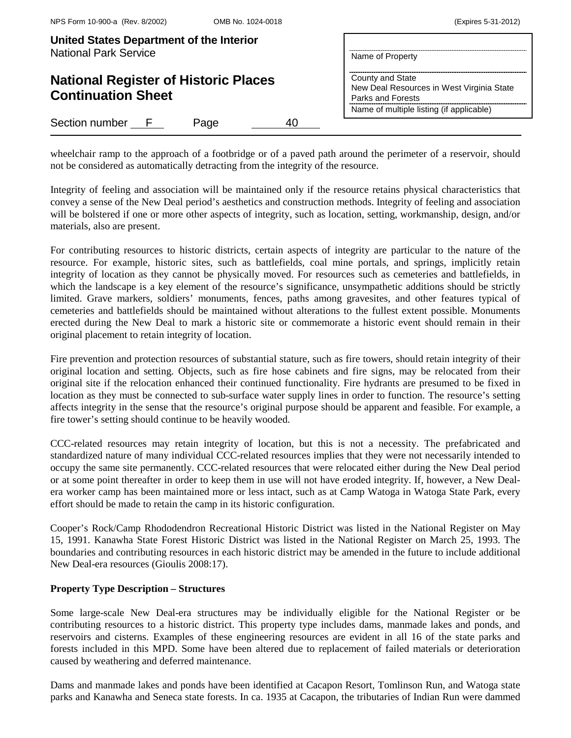wheelchair ramp to the approach of a footbridge or of a paved path around the perimeter of a reservoir, should not be considered as automatically detracting from the integrity of the resource.

Integrity of feeling and association will be maintained only if the resource retains physical characteristics that convey a sense of the New Deal period's aesthetics and construction methods. Integrity of feeling and association will be bolstered if one or more other aspects of integrity, such as location, setting, workmanship, design, and/or materials, also are present.

For contributing resources to historic districts, certain aspects of integrity are particular to the nature of the resource. For example, historic sites, such as battlefields, coal mine portals, and springs, implicitly retain integrity of location as they cannot be physically moved. For resources such as cemeteries and battlefields, in which the landscape is a key element of the resource's significance, unsympathetic additions should be strictly limited. Grave markers, soldiers' monuments, fences, paths among gravesites, and other features typical of cemeteries and battlefields should be maintained without alterations to the fullest extent possible. Monuments erected during the New Deal to mark a historic site or commemorate a historic event should remain in their original placement to retain integrity of location.

Fire prevention and protection resources of substantial stature, such as fire towers, should retain integrity of their original location and setting. Objects, such as fire hose cabinets and fire signs, may be relocated from their original site if the relocation enhanced their continued functionality. Fire hydrants are presumed to be fixed in location as they must be connected to sub-surface water supply lines in order to function. The resource's setting affects integrity in the sense that the resource's original purpose should be apparent and feasible. For example, a fire tower's setting should continue to be heavily wooded.

CCC-related resources may retain integrity of location, but this is not a necessity. The prefabricated and standardized nature of many individual CCC-related resources implies that they were not necessarily intended to occupy the same site permanently. CCC-related resources that were relocated either during the New Deal period or at some point thereafter in order to keep them in use will not have eroded integrity. If, however, a New Deal-era worker camp has been maintained more or less intact, such as at Camp Watoga in Watoga State Park, every effort should be made to retain the camp in its historic configuration.

Cooper's Rock/Camp Rhododendron Recreational Historic District was listed in the National Register on May 15, 1991. Kanawha State Forest Historic District was listed in the National Register on March 25, 1993. The boundaries and contributing resources in each historic district may be amended in the future to include additional New Deal-era resources (Gioulis 2008:17).

**Property Type Description – Structures**

Some large-scale New Deal-era structures may be individually eligible for the National Register or be contributing resources to a historic district. This property type includes dams, manmade lakes and ponds, and reservoirs and cisterns. Examples of these engineering resources are evident in all 16 of the state parks and forests included in this MPD. Some have been altered due to replacement of failed materials or deterioration caused by weathering and deferred maintenance.

Dams and manmade lakes and ponds have been identified at Cacapon Resort, Tomlinson Run, and Watoga state parks and Kanawha and Seneca state forests. In ca. 1935 at Cacapon, the tributaries of Indian Run were dammed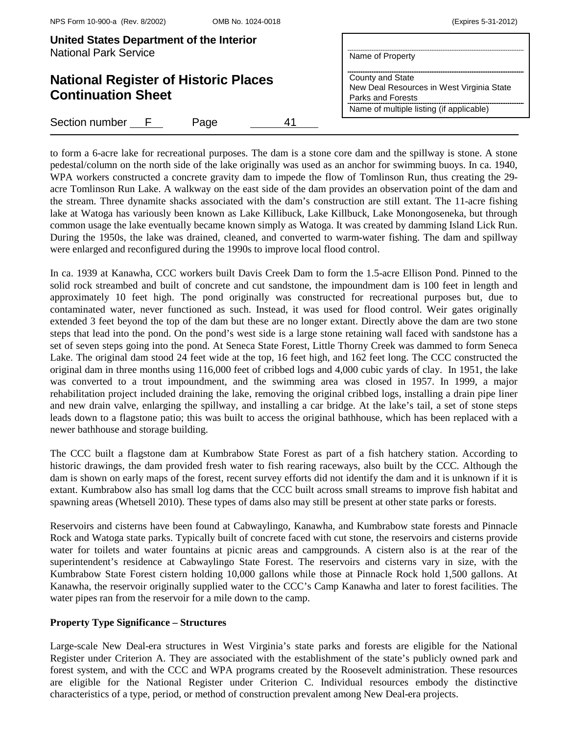to form a 6-acre lake for recreational purposes. The dam is a stone core dam and the spillway is stone. A stone pedestal/column on the north side of the lake originally was used as an anchor for swimming buoys. In ca. 1940, WPA workers constructed a concrete gravity dam to impede the flow of Tomlinson Run, thus creating the 29-acre Tomlinson Run Lake. A walkway on the east side of the dam provides an observation point of the dam and the stream. Three dynamite shacks associated with the dam's construction are still extant. The 11-acre fishing lake at Watoga has variously been known as Lake Killibuck, Lake Killbuck, Lake Monongoseneka, but through common usage the lake eventually became known simply as Watoga. It was created by damming Island Lick Run. During the 1950s, the lake was drained, cleaned, and converted to warm-water fishing. The dam and spillway were enlarged and reconfigured during the 1990s to improve local flood control.

In ca. 1939 at Kanawha, CCC workers built Davis Creek Dam to form the 1.5-acre Ellison Pond. Pinned to the solid rock streambed and built of concrete and cut sandstone, the impoundment dam is 100 feet in length and approximately 10 feet high. The pond originally was constructed for recreational purposes but, due to contaminated water, never functioned as such. Instead, it was used for flood control. Weir gates originally extended 3 feet beyond the top of the dam but these are no longer extant. Directly above the dam are two stone steps that lead into the pond. On the pond's west side is a large stone retaining wall faced with sandstone has a set of seven steps going into the pond. At Seneca State Forest, Little Thorny Creek was dammed to form Seneca Lake. The original dam stood 24 feet wide at the top, 16 feet high, and 162 feet long. The CCC constructed the original dam in three months using 116,000 feet of cribbed logs and 4,000 cubic yards of clay. In 1951, the lake was converted to a trout impoundment, and the swimming area was closed in 1957. In 1999, a major rehabilitation project included draining the lake, removing the original cribbed logs, installing a drain pipe liner and new drain valve, enlarging the spillway, and installing a car bridge. At the lake's tail, a set of stone steps leads down to a flagstone patio; this was built to access the original bathhouse, which has been replaced with a newer bathhouse and storage building.

The CCC built a flagstone dam at Kumbrabow State Forest as part of a fish hatchery station. According to historic drawings, the dam provided fresh water to fish rearing raceways, also built by the CCC. Although the dam is shown on early maps of the forest, recent survey efforts did not identify the dam and it is unknown if it is extant. Kumbrabow also has small log dams that the CCC built across small streams to improve fish habitat and spawning areas (Whetsell 2010). These types of dams also may still be present at other state parks or forests.

Reservoirs and cisterns have been found at Cabwaylingo, Kanawha, and Kumbrabow state forests and Pinnacle Rock and Watoga state parks. Typically built of concrete faced with cut stone, the reservoirs and cisterns provide water for toilets and water fountains at picnic areas and campgrounds. A cistern also is at the rear of the superintendent's residence at Cabwaylingo State Forest. The reservoirs and cisterns vary in size, with the Kumbrabow State Forest cistern holding 10,000 gallons while those at Pinnacle Rock hold 1,500 gallons. At Kanawha, the reservoir originally supplied water to the CCC's Camp Kanawha and later to forest facilities. The water pipes ran from the reservoir for a mile down to the camp.

**Property Type Significance – Structures**

Large-scale New Deal-era structures in West Virginia's state parks and forests are eligible for the National Register under Criterion A. They are associated with the establishment of the state's publicly owned park and forest system, and with the CCC and WPA programs created by the Roosevelt administration. These resources are eligible for the National Register under Criterion C. Individual resources embody the distinctive characteristics of a type, period, or method of construction prevalent among New Deal-era projects.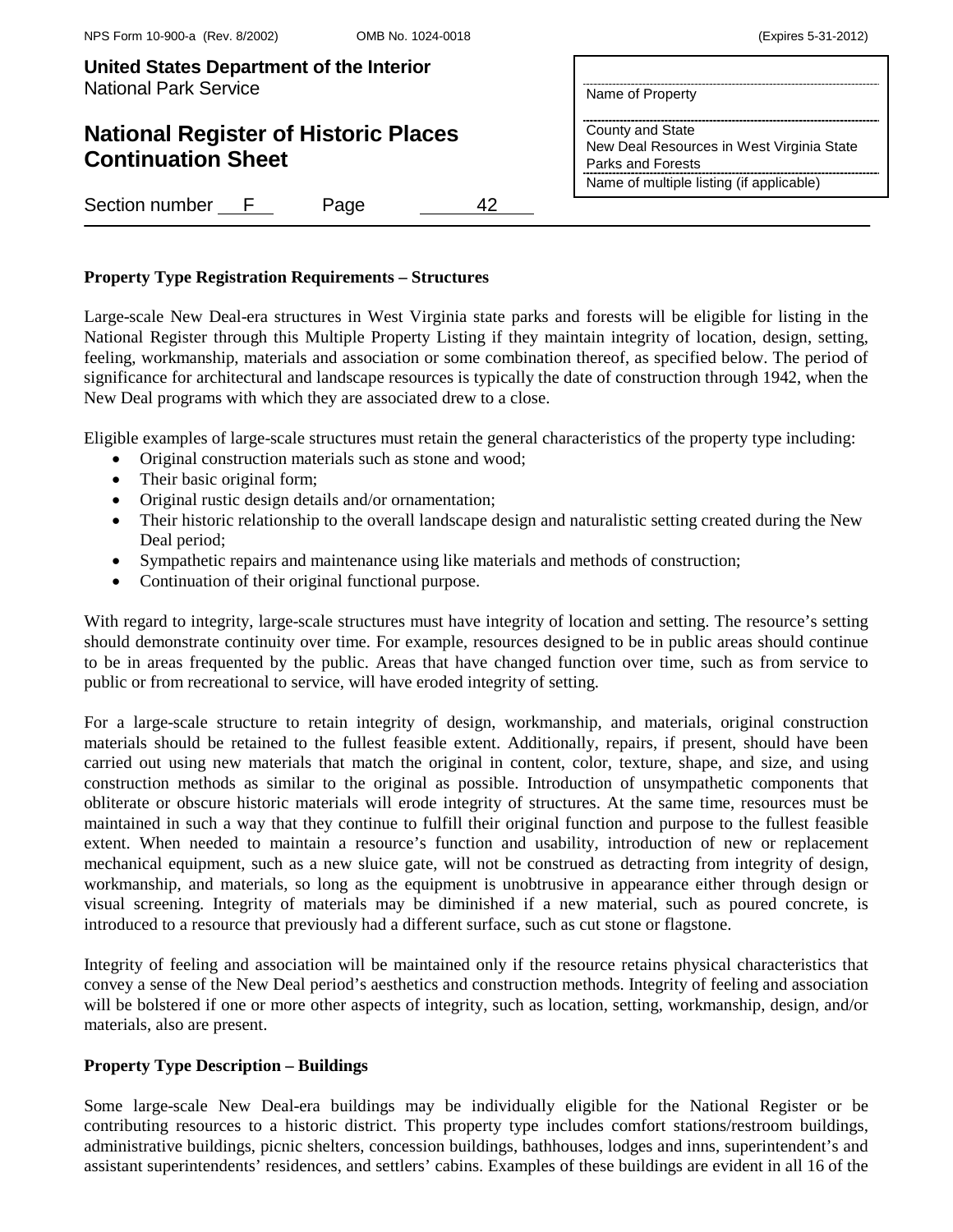**Property Type Registration Requirements – Structures**

Large-scale New Deal-era structures in West Virginia state parks and forests will be eligible for listing in the National Register through this Multiple Property Listing if they maintain integrity of location, design, setting, feeling, workmanship, materials and association or some combination thereof, as specified below. The period of significance for architectural and landscape resources is typically the date of construction through 1942, when the New Deal programs with which they are associated drew to a close.

Eligible examples of large-scale structures must retain the general characteristics of the property type including:

- Original construction materials such as stone and wood;
- Their basic original form;
- Original rustic design details and/or ornamentation;
- Their historic relationship to the overall landscape design and naturalistic setting created during the New Deal period;
- Sympathetic repairs and maintenance using like materials and methods of construction;
- Continuation of their original functional purpose.

With regard to integrity, large-scale structures must have integrity of location and setting. The resource's setting should demonstrate continuity over time. For example, resources designed to be in public areas should continue to be in areas frequented by the public. Areas that have changed function over time, such as from service to public or from recreational to service, will have eroded integrity of setting.

For a large-scale structure to retain integrity of design, workmanship, and materials, original construction materials should be retained to the fullest feasible extent. Additionally, repairs, if present, should have been carried out using new materials that match the original in content, color, texture, shape, and size, and using construction methods as similar to the original as possible. Introduction of unsympathetic components that obliterate or obscure historic materials will erode integrity of structures. At the same time, resources must be maintained in such a way that they continue to fulfill their original function and purpose to the fullest feasible extent. When needed to maintain a resource's function and usability, introduction of new or replacement mechanical equipment, such as a new sluice gate, will not be construed as detracting from integrity of design, workmanship, and materials, so long as the equipment is unobtrusive in appearance either through design or visual screening. Integrity of materials may be diminished if a new material, such as poured concrete, is introduced to a resource that previously had a different surface, such as cut stone or flagstone.

Integrity of feeling and association will be maintained only if the resource retains physical characteristics that convey a sense of the New Deal period's aesthetics and construction methods. Integrity of feeling and association will be bolstered if one or more other aspects of integrity, such as location, setting, workmanship, design, and/or materials, also are present.

**Property Type Description – Buildings**

Some large-scale New Deal-era buildings may be individually eligible for the National Register or be contributing resources to a historic district. This property type includes comfort stations/restroom buildings, administrative buildings, picnic shelters, concession buildings, bathhouses, lodges and inns, superintendent's and assistant superintendents' residences, and settlers' cabins. Examples of these buildings are evident in all 16 of the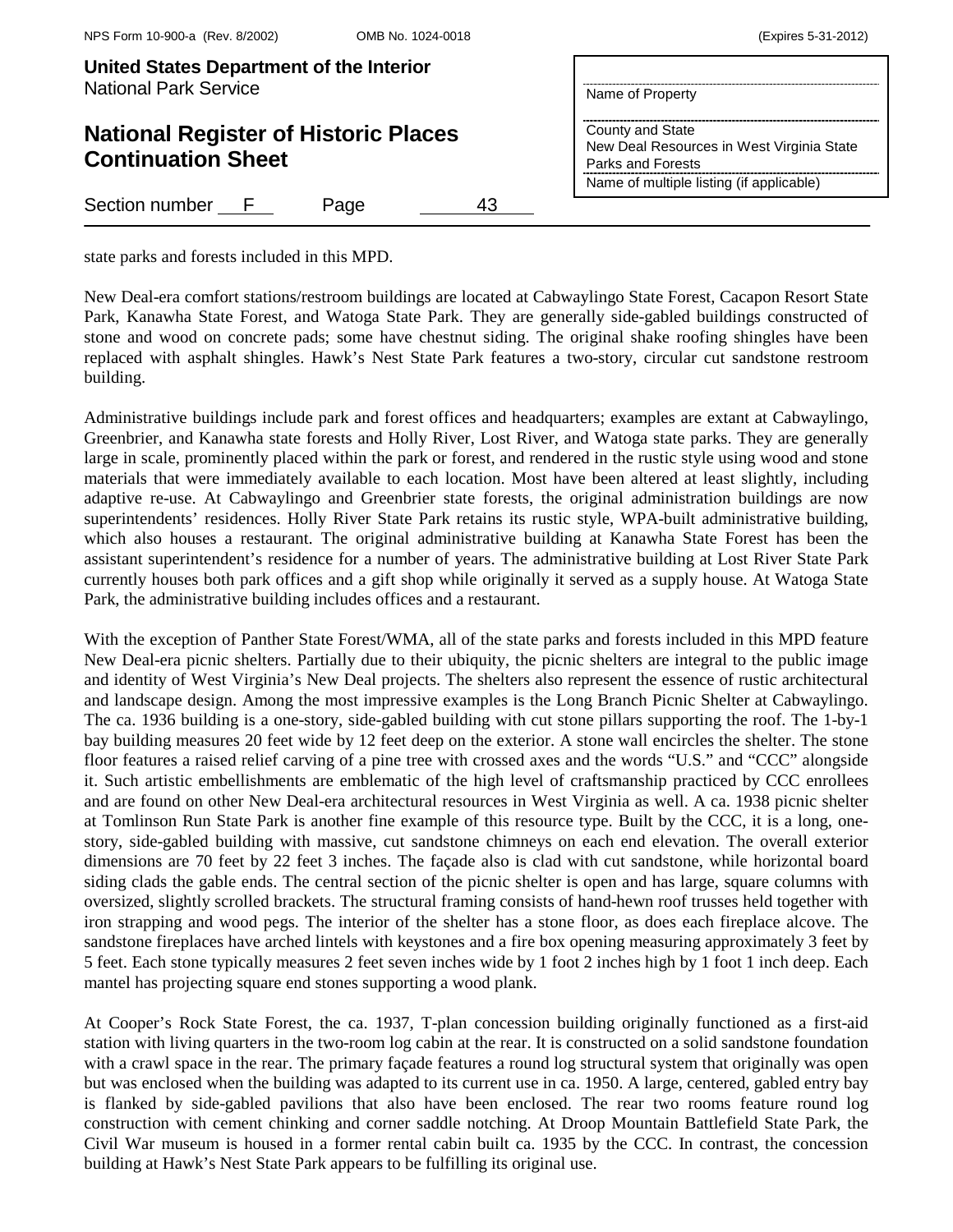state parks and forests included in this MPD.

New Deal-era comfort stations/restroom buildings are located at Cabwaylingo State Forest, Cacapon Resort State Park, Kanawha State Forest, and Watoga State Park. They are generally side-gabled buildings constructed of stone and wood on concrete pads; some have chestnut siding. The original shake roofing shingles have been replaced with asphalt shingles. Hawk's Nest State Park features a two-story, circular cut sandstone restroom building.

Administrative buildings include park and forest offices and headquarters; examples are extant at Cabwaylingo, Greenbrier, and Kanawha state forests and Holly River, Lost River, and Watoga state parks. They are generally large in scale, prominently placed within the park or forest, and rendered in the rustic style using wood and stone materials that were immediately available to each location. Most have been altered at least slightly, including adaptive re-use. At Cabwaylingo and Greenbrier state forests, the original administration buildings are now superintendents' residences. Holly River State Park retains its rustic style, WPA-built administrative building, which also houses a restaurant. The original administrative building at Kanawha State Forest has been the assistant superintendent's residence for a number of years. The administrative building at Lost River State Park currently houses both park offices and a gift shop while originally it served as a supply house. At Watoga State Park, the administrative building includes offices and a restaurant.

With the exception of Panther State Forest/WMA, all of the state parks and forests included in this MPD feature New Deal-era picnic shelters. Partially due to their ubiquity, the picnic shelters are integral to the public image and identity of West Virginia's New Deal projects. The shelters also represent the essence of rustic architectural and landscape design. Among the most impressive examples is the Long Branch Picnic Shelter at Cabwaylingo. The ca. 1936 building is a one-story, side-gabled building with cut stone pillars supporting the roof. The 1-by-1 bay building measures 20 feet wide by 12 feet deep on the exterior. A stone wall encircles the shelter. The stone floor features a raised relief carving of a pine tree with crossed axes and the words "U.S." and "CCC" alongside it. Such artistic embellishments are emblematic of the high level of craftsmanship practiced by CCC enrollees and are found on other New Deal-era architectural resources in West Virginia as well. A ca. 1938 picnic shelter at Tomlinson Run State Park is another fine example of this resource type. Built by the CCC, it is a long, one-story, side-gabled building with massive, cut sandstone chimneys on each end elevation. The overall exterior dimensions are 70 feet by 22 feet 3 inches. The façade also is clad with cut sandstone, while horizontal board siding clads the gable ends. The central section of the picnic shelter is open and has large, square columns with oversized, slightly scrolled brackets. The structural framing consists of hand-hewn roof trusses held together with iron strapping and wood pegs. The interior of the shelter has a stone floor, as does each fireplace alcove. The sandstone fireplaces have arched lintels with keystones and a fire box opening measuring approximately 3 feet by 5 feet. Each stone typically measures 2 feet seven inches wide by 1 foot 2 inches high by 1 foot 1 inch deep. Each mantel has projecting square end stones supporting a wood plank.

At Cooper's Rock State Forest, the ca. 1937, T-plan concession building originally functioned as a first-aid station with living quarters in the two-room log cabin at the rear. It is constructed on a solid sandstone foundation with a crawl space in the rear. The primary façade features a round log structural system that originally was open but was enclosed when the building was adapted to its current use in ca. 1950. A large, centered, gabled entry bay is flanked by side-gabled pavilions that also have been enclosed. The rear two rooms feature round log construction with cement chinking and corner saddle notching. At Droop Mountain Battlefield State Park, the Civil War museum is housed in a former rental cabin built ca. 1935 by the CCC. In contrast, the concession building at Hawk's Nest State Park appears to be fulfilling its original use.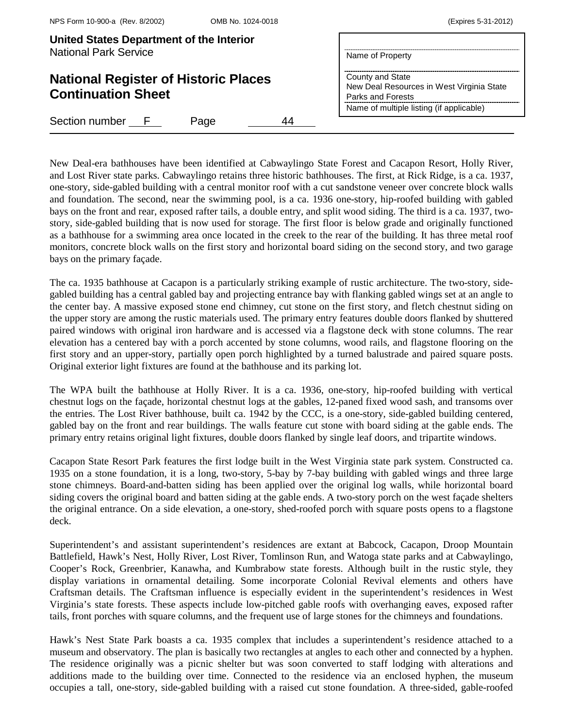New Deal-era bathhouses have been identified at Cabwaylingo State Forest and Cacapon Resort, Holly River, and Lost River state parks. Cabwaylingo retains three historic bathhouses. The first, at Rick Ridge, is a ca. 1937, one-story, side-gabled building with a central monitor roof with a cut sandstone veneer over concrete block walls and foundation. The second, near the swimming pool, is a ca. 1936 one-story, hip-roofed building with gabled bays on the front and rear, exposed rafter tails, a double entry, and split wood siding. The third is a ca. 1937, two-story, side-gabled building that is now used for storage. The first floor is below grade and originally functioned as a bathhouse for a swimming area once located in the creek to the rear of the building. It has three metal roof monitors, concrete block walls on the first story and horizontal board siding on the second story, and two garage bays on the primary façade.

The ca. 1935 bathhouse at Cacapon is a particularly striking example of rustic architecture. The two-story, side-gabled building has a central gabled bay and projecting entrance bay with flanking gabled wings set at an angle to the center bay. A massive exposed stone end chimney, cut stone on the first story, and fletch chestnut siding on the upper story are among the rustic materials used. The primary entry features double doors flanked by shuttered paired windows with original iron hardware and is accessed via a flagstone deck with stone columns. The rear elevation has a centered bay with a porch accented by stone columns, wood rails, and flagstone flooring on the first story and an upper-story, partially open porch highlighted by a turned balustrade and paired square posts. Original exterior light fixtures are found at the bathhouse and its parking lot.

The WPA built the bathhouse at Holly River. It is a ca. 1936, one-story, hip-roofed building with vertical chestnut logs on the façade, horizontal chestnut logs at the gables, 12-paned fixed wood sash, and transoms over the entries. The Lost River bathhouse, built ca. 1942 by the CCC, is a one-story, side-gabled building centered, gabled bay on the front and rear buildings. The walls feature cut stone with board siding at the gable ends. The primary entry retains original light fixtures, double doors flanked by single leaf doors, and tripartite windows.

Cacapon State Resort Park features the first lodge built in the West Virginia state park system. Constructed ca. 1935 on a stone foundation, it is a long, two-story, 5-bay by 7-bay building with gabled wings and three large stone chimneys. Board-and-batten siding has been applied over the original log walls, while horizontal board siding covers the original board and batten siding at the gable ends. A two-story porch on the west façade shelters the original entrance. On a side elevation, a one-story, shed-roofed porch with square posts opens to a flagstone deck.

Superintendent's and assistant superintendent's residences are extant at Babcock, Cacapon, Droop Mountain Battlefield, Hawk's Nest, Holly River, Lost River, Tomlinson Run, and Watoga state parks and at Cabwaylingo, Cooper's Rock, Greenbrier, Kanawha, and Kumbrabow state forests. Although built in the rustic style, they display variations in ornamental detailing. Some incorporate Colonial Revival elements and others have Craftsman details. The Craftsman influence is especially evident in the superintendent's residences in West Virginia's state forests. These aspects include low-pitched gable roofs with overhanging eaves, exposed rafter tails, front porches with square columns, and the frequent use of large stones for the chimneys and foundations.

Hawk's Nest State Park boasts a ca. 1935 complex that includes a superintendent's residence attached to a museum and observatory. The plan is basically two rectangles at angles to each other and connected by a hyphen. The residence originally was a picnic shelter but was soon converted to staff lodging with alterations and additions made to the building over time. Connected to the residence via an enclosed hyphen, the museum occupies a tall, one-story, side-gabled building with a raised cut stone foundation. A three-sided, gable-roofed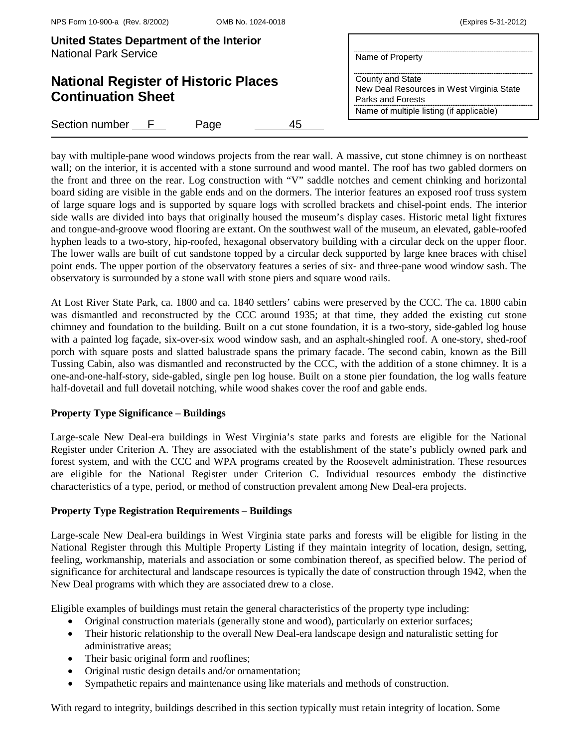bay with multiple-pane wood windows projects from the rear wall. A massive, cut stone chimney is on northeast wall; on the interior, it is accented with a stone surround and wood mantel. The roof has two gabled dormers on the front and three on the rear. Log construction with "V" saddle notches and cement chinking and horizontal board siding are visible in the gable ends and on the dormers. The interior features an exposed roof truss system of large square logs and is supported by square logs with scrolled brackets and chisel-point ends. The interior side walls are divided into bays that originally housed the museum's display cases. Historic metal light fixtures and tongue-and-groove wood flooring are extant. On the southwest wall of the museum, an elevated, gable-roofed hyphen leads to a two-story, hip-roofed, hexagonal observatory building with a circular deck on the upper floor. The lower walls are built of cut sandstone topped by a circular deck supported by large knee braces with chisel point ends. The upper portion of the observatory features a series of six- and three-pane wood window sash. The observatory is surrounded by a stone wall with stone piers and square wood rails.

At Lost River State Park, ca. 1800 and ca. 1840 settlers' cabins were preserved by the CCC. The ca. 1800 cabin was dismantled and reconstructed by the CCC around 1935; at that time, they added the existing cut stone chimney and foundation to the building. Built on a cut stone foundation, it is a two-story, side-gabled log house with a painted log façade, six-over-six wood window sash, and an asphalt-shingled roof. A one-story, shed-roof porch with square posts and slatted balustrade spans the primary facade. The second cabin, known as the Bill Tussing Cabin, also was dismantled and reconstructed by the CCC, with the addition of a stone chimney. It is a one-and-one-half-story, side-gabled, single pen log house. Built on a stone pier foundation, the log walls feature half-dovetail and full dovetail notching, while wood shakes cover the roof and gable ends.

**Property Type Significance – Buildings**

Large-scale New Deal-era buildings in West Virginia's state parks and forests are eligible for the National Register under Criterion A. They are associated with the establishment of the state's publicly owned park and forest system, and with the CCC and WPA programs created by the Roosevelt administration. These resources are eligible for the National Register under Criterion C. Individual resources embody the distinctive characteristics of a type, period, or method of construction prevalent among New Deal-era projects.

**Property Type Registration Requirements – Buildings**

Large-scale New Deal-era buildings in West Virginia state parks and forests will be eligible for listing in the National Register through this Multiple Property Listing if they maintain integrity of location, design, setting, feeling, workmanship, materials and association or some combination thereof, as specified below. The period of significance for architectural and landscape resources is typically the date of construction through 1942, when the New Deal programs with which they are associated drew to a close.

Eligible examples of buildings must retain the general characteristics of the property type including:

- Original construction materials (generally stone and wood), particularly on exterior surfaces;
- Their historic relationship to the overall New Deal-era landscape design and naturalistic setting for administrative areas;
- Their basic original form and rooflines;
- Original rustic design details and/or ornamentation;
- Sympathetic repairs and maintenance using like materials and methods of construction.

With regard to integrity, buildings described in this section typically must retain integrity of location. Some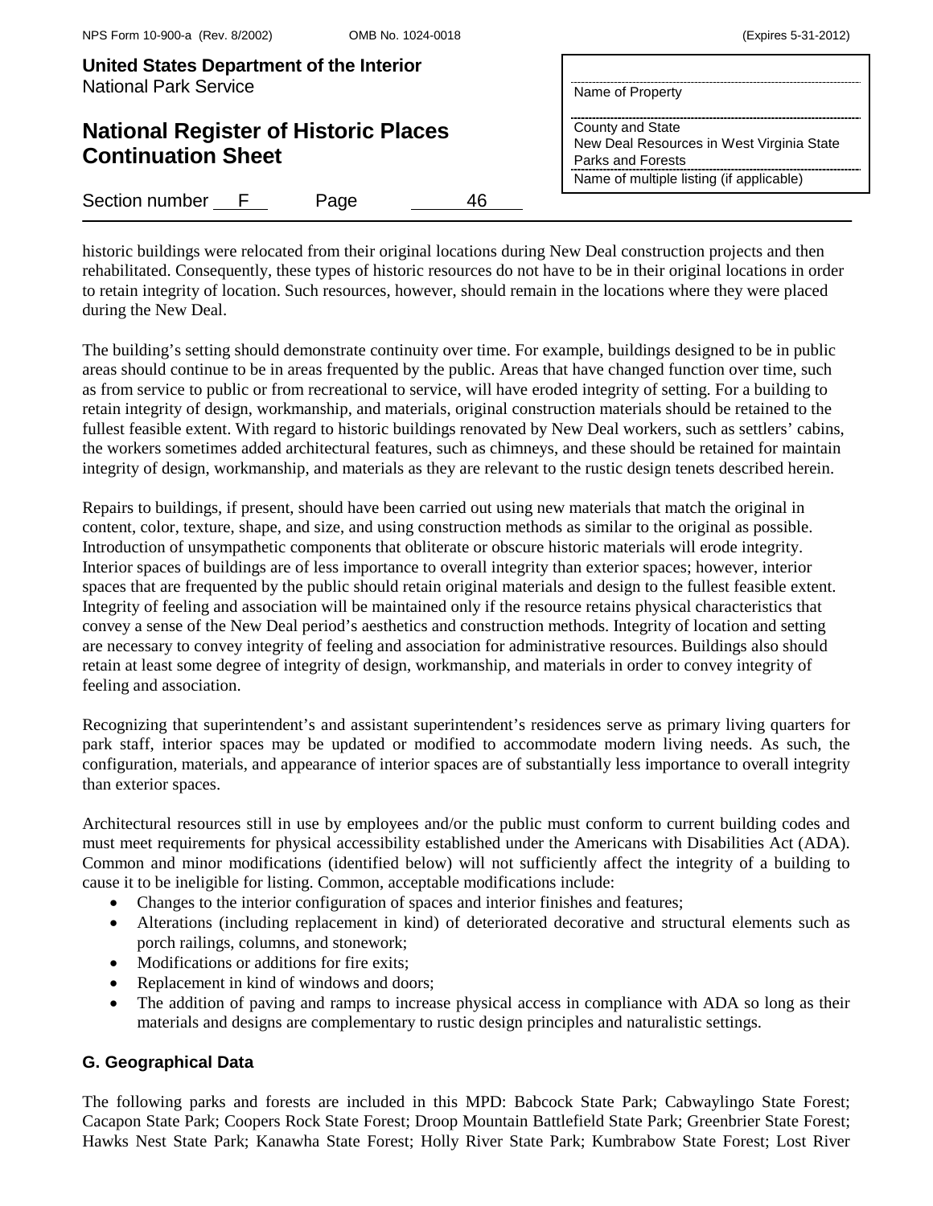historic buildings were relocated from their original locations during New Deal construction projects and then rehabilitated. Consequently, these types of historic resources do not have to be in their original locations in order to retain integrity of location. Such resources, however, should remain in the locations where they were placed during the New Deal.

The building's setting should demonstrate continuity over time. For example, buildings designed to be in public areas should continue to be in areas frequented by the public. Areas that have changed function over time, such as from service to public or from recreational to service, will have eroded integrity of setting. For a building to retain integrity of design, workmanship, and materials, original construction materials should be retained to the fullest feasible extent. With regard to historic buildings renovated by New Deal workers, such as settlers' cabins, the workers sometimes added architectural features, such as chimneys, and these should be retained for maintain integrity of design, workmanship, and materials as they are relevant to the rustic design tenets described herein.

Repairs to buildings, if present, should have been carried out using new materials that match the original in content, color, texture, shape, and size, and using construction methods as similar to the original as possible. Introduction of unsympathetic components that obliterate or obscure historic materials will erode integrity. Interior spaces of buildings are of less importance to overall integrity than exterior spaces; however, interior spaces that are frequented by the public should retain original materials and design to the fullest feasible extent. Integrity of feeling and association will be maintained only if the resource retains physical characteristics that convey a sense of the New Deal period's aesthetics and construction methods. Integrity of location and setting are necessary to convey integrity of feeling and association for administrative resources. Buildings also should retain at least some degree of integrity of design, workmanship, and materials in order to convey integrity of feeling and association.

Recognizing that superintendent's and assistant superintendent's residences serve as primary living quarters for park staff, interior spaces may be updated or modified to accommodate modern living needs. As such, the configuration, materials, and appearance of interior spaces are of substantially less importance to overall integrity than exterior spaces.

Architectural resources still in use by employees and/or the public must conform to current building codes and must meet requirements for physical accessibility established under the Americans with Disabilities Act (ADA). Common and minor modifications (identified below) will not sufficiently affect the integrity of a building to cause it to be ineligible for listing. Common, acceptable modifications include:

- Changes to the interior configuration of spaces and interior finishes and features;
- Alterations (including replacement in kind) of deteriorated decorative and structural elements such as porch railings, columns, and stonework;
- Modifications or additions for fire exits;
- Replacement in kind of windows and doors;
- The addition of paving and ramps to increase physical access in compliance with ADA so long as their materials and designs are complementary to rustic design principles and naturalistic settings.

## G. Geographical Data

The following parks and forests are included in this MPD: Babcock State Park; Cabwaylingo State Forest; Cacapon State Park; Coopers Rock State Forest; Droop Mountain Battlefield State Park; Greenbrier State Forest; Hawks Nest State Park; Kanawha State Forest; Holly River State Park; Kumbrabow State Forest; Lost River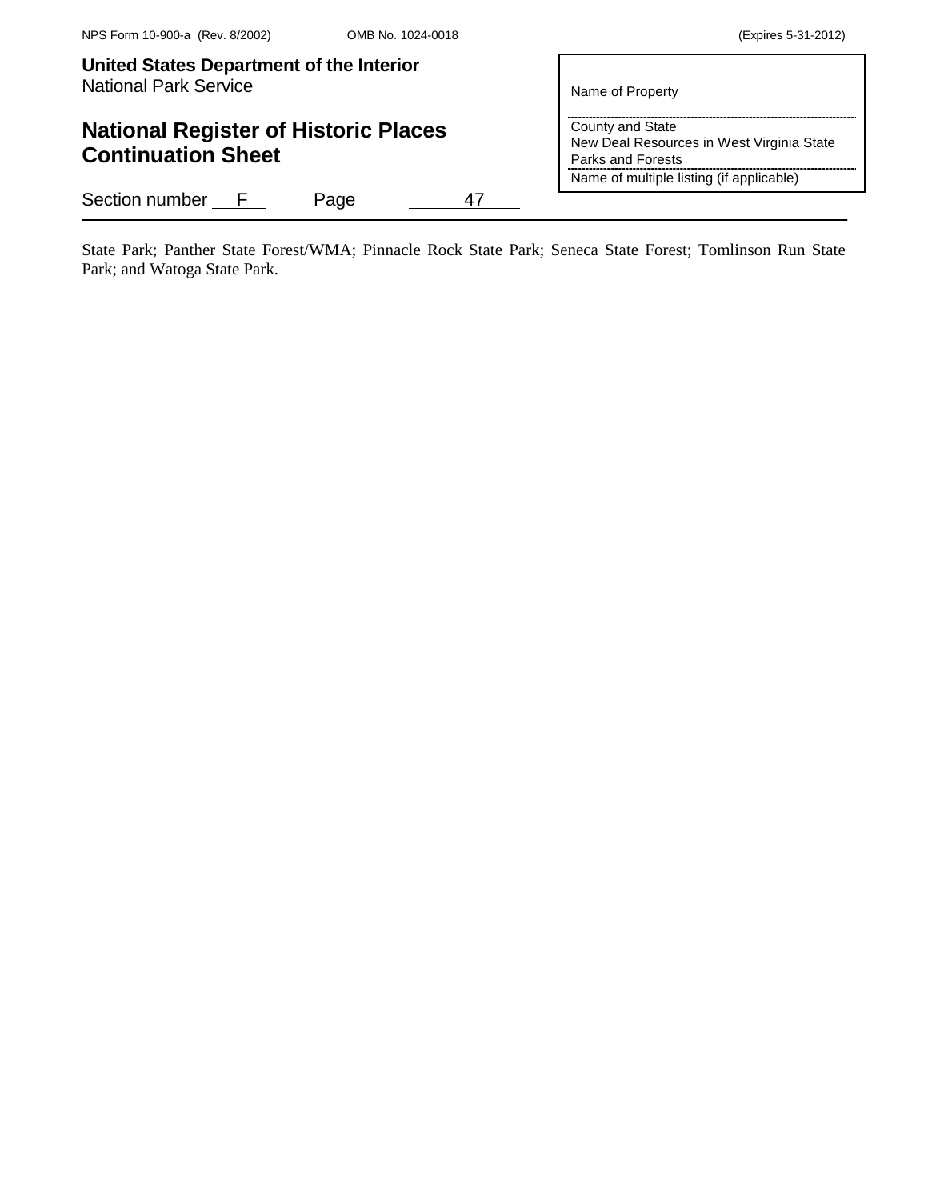State Park; Panther State Forest/WMA; Pinnacle Rock State Park; Seneca State Forest; Tomlinson Run State Park; and Watoga State Park.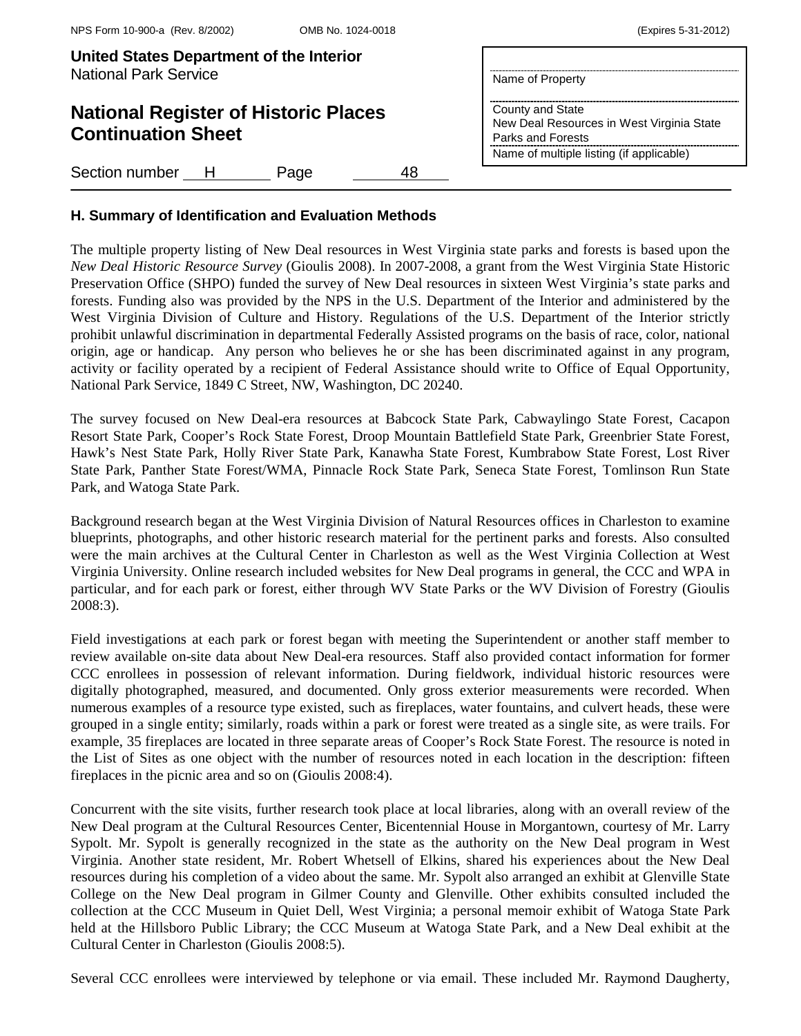## H. Summary of Identification and Evaluation Methods

The multiple property listing of New Deal resources in West Virginia state parks and forests is based upon the *New Deal Historic Resource Survey* (Gioulis 2008). In 2007-2008, a grant from the West Virginia State Historic Preservation Office (SHPO) funded the survey of New Deal resources in sixteen West Virginia's state parks and forests. Funding also was provided by the NPS in the U.S. Department of the Interior and administered by the West Virginia Division of Culture and History. Regulations of the U.S. Department of the Interior strictly prohibit unlawful discrimination in departmental Federally Assisted programs on the basis of race, color, national origin, age or handicap. Any person who believes he or she has been discriminated against in any program, activity or facility operated by a recipient of Federal Assistance should write to Office of Equal Opportunity, National Park Service, 1849 C Street, NW, Washington, DC 20240.

The survey focused on New Deal-era resources at Babcock State Park, Cabwaylingo State Forest, Cacapon Resort State Park, Cooper's Rock State Forest, Droop Mountain Battlefield State Park, Greenbrier State Forest, Hawk's Nest State Park, Holly River State Park, Kanawha State Forest, Kumbrabow State Forest, Lost River State Park, Panther State Forest/WMA, Pinnacle Rock State Park, Seneca State Forest, Tomlinson Run State Park, and Watoga State Park.

Background research began at the West Virginia Division of Natural Resources offices in Charleston to examine blueprints, photographs, and other historic research material for the pertinent parks and forests. Also consulted were the main archives at the Cultural Center in Charleston as well as the West Virginia Collection at West Virginia University. Online research included websites for New Deal programs in general, the CCC and WPA in particular, and for each park or forest, either through WV State Parks or the WV Division of Forestry (Gioulis 2008:3).

Field investigations at each park or forest began with meeting the Superintendent or another staff member to review available on-site data about New Deal-era resources. Staff also provided contact information for former CCC enrollees in possession of relevant information. During fieldwork, individual historic resources were digitally photographed, measured, and documented. Only gross exterior measurements were recorded. When numerous examples of a resource type existed, such as fireplaces, water fountains, and culvert heads, these were grouped in a single entity; similarly, roads within a park or forest were treated as a single site, as were trails. For example, 35 fireplaces are located in three separate areas of Cooper's Rock State Forest. The resource is noted in the List of Sites as one object with the number of resources noted in each location in the description: fifteen fireplaces in the picnic area and so on (Gioulis 2008:4).

Concurrent with the site visits, further research took place at local libraries, along with an overall review of the New Deal program at the Cultural Resources Center, Bicentennial House in Morgantown, courtesy of Mr. Larry Sypolt. Mr. Sypolt is generally recognized in the state as the authority on the New Deal program in West Virginia. Another state resident, Mr. Robert Whetsell of Elkins, shared his experiences about the New Deal resources during his completion of a video about the same. Mr. Sypolt also arranged an exhibit at Glenville State College on the New Deal program in Gilmer County and Glenville. Other exhibits consulted included the collection at the CCC Museum in Quiet Dell, West Virginia; a personal memoir exhibit of Watoga State Park held at the Hillsboro Public Library; the CCC Museum at Watoga State Park, and a New Deal exhibit at the Cultural Center in Charleston (Gioulis 2008:5).

Several CCC enrollees were interviewed by telephone or via email. These included Mr. Raymond Daugherty,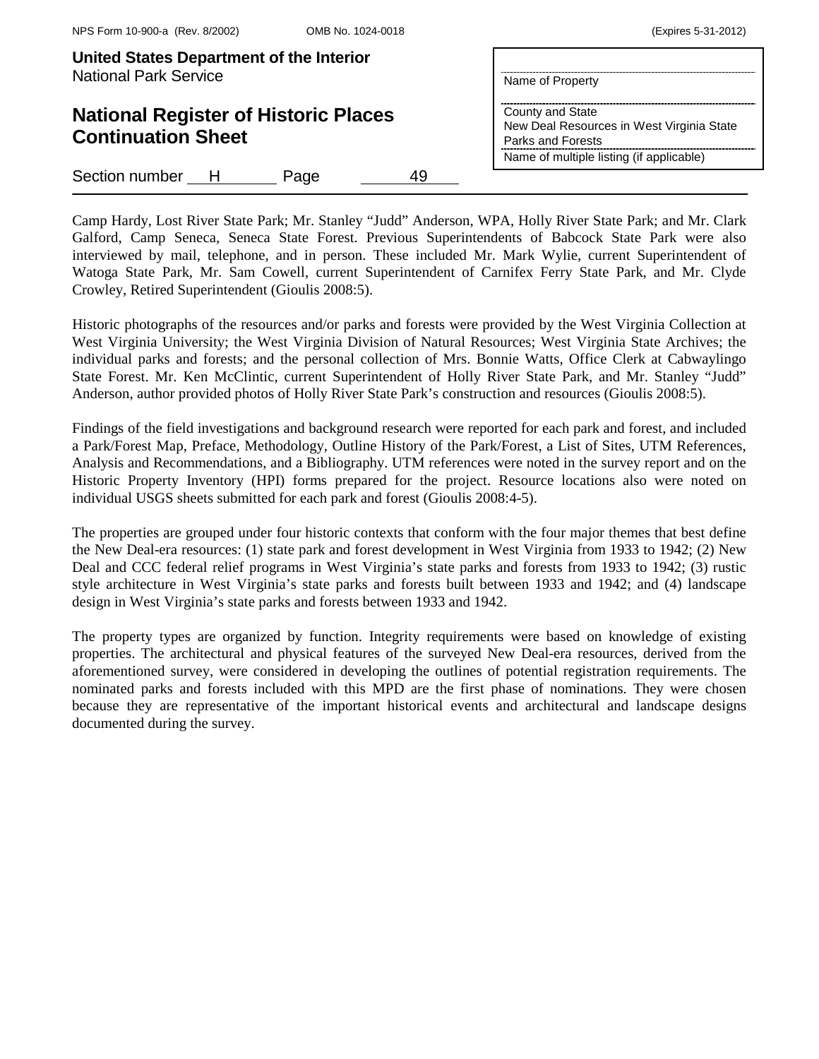Camp Hardy, Lost River State Park; Mr. Stanley "Judd" Anderson, WPA, Holly River State Park; and Mr. Clark Galford, Camp Seneca, Seneca State Forest. Previous Superintendents of Babcock State Park were also interviewed by mail, telephone, and in person. These included Mr. Mark Wylie, current Superintendent of Watoga State Park, Mr. Sam Cowell, current Superintendent of Carnifex Ferry State Park, and Mr. Clyde Crowley, Retired Superintendent (Gioulis 2008:5).

Historic photographs of the resources and/or parks and forests were provided by the West Virginia Collection at West Virginia University; the West Virginia Division of Natural Resources; West Virginia State Archives; the individual parks and forests; and the personal collection of Mrs. Bonnie Watts, Office Clerk at Cabwaylingo State Forest. Mr. Ken McClintic, current Superintendent of Holly River State Park, and Mr. Stanley "Judd" Anderson, author provided photos of Holly River State Park's construction and resources (Gioulis 2008:5).

Findings of the field investigations and background research were reported for each park and forest, and included a Park/Forest Map, Preface, Methodology, Outline History of the Park/Forest, a List of Sites, UTM References, Analysis and Recommendations, and a Bibliography. UTM references were noted in the survey report and on the Historic Property Inventory (HPI) forms prepared for the project. Resource locations also were noted on individual USGS sheets submitted for each park and forest (Gioulis 2008:4-5).

The properties are grouped under four historic contexts that conform with the four major themes that best define the New Deal-era resources: (1) state park and forest development in West Virginia from 1933 to 1942; (2) New Deal and CCC federal relief programs in West Virginia's state parks and forests from 1933 to 1942; (3) rustic style architecture in West Virginia's state parks and forests built between 1933 and 1942; and (4) landscape design in West Virginia's state parks and forests between 1933 and 1942.

The property types are organized by function. Integrity requirements were based on knowledge of existing properties. The architectural and physical features of the surveyed New Deal-era resources, derived from the aforementioned survey, were considered in developing the outlines of potential registration requirements. The nominated parks and forests included with this MPD are the first phase of nominations. They were chosen because they are representative of the important historical events and architectural and landscape designs documented during the survey.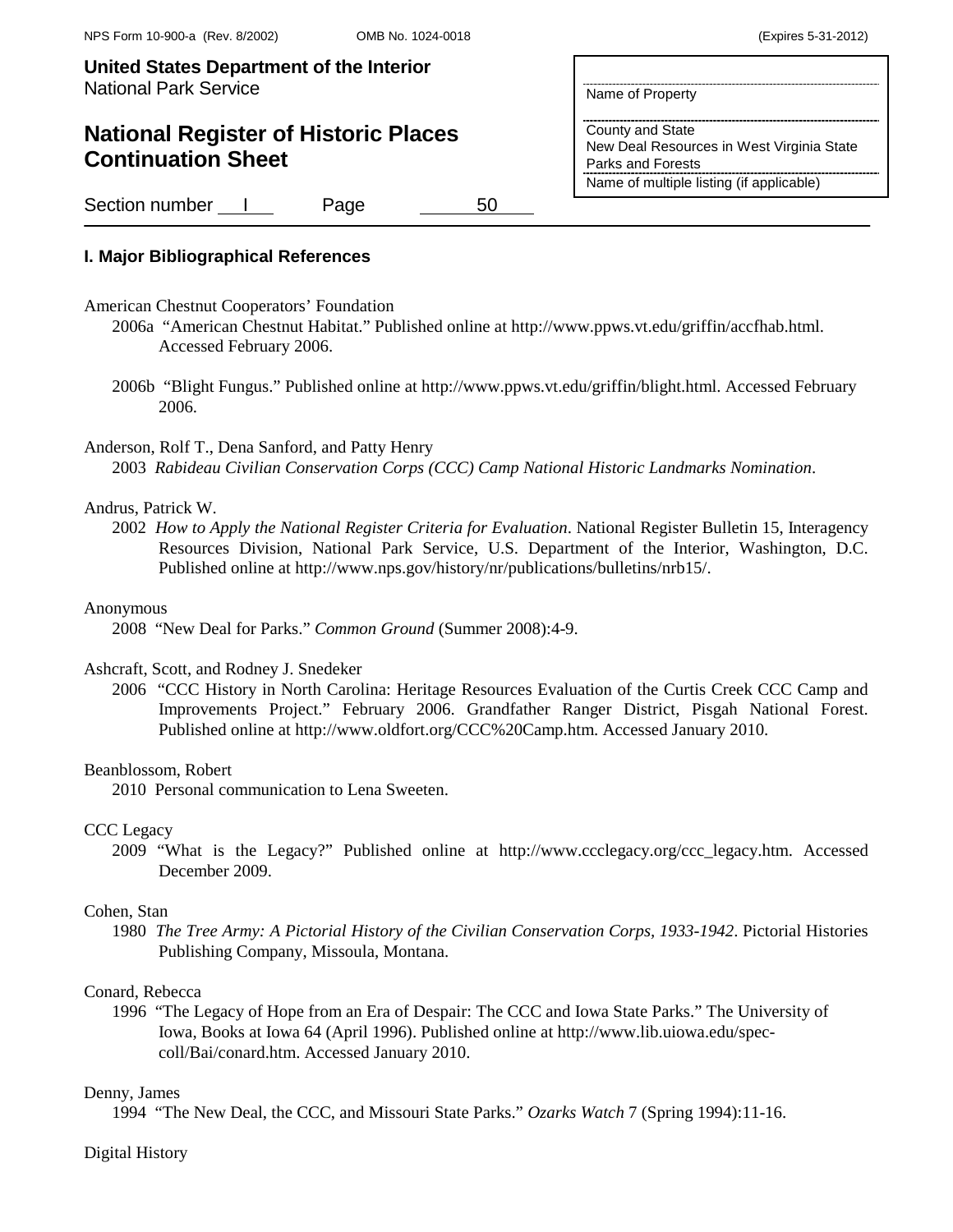## I. Major Bibliographical References

American Chestnut Cooperators' Foundation

2006a "American Chestnut Habitat." Published online at http://www.ppws.vt.edu/griffin/accfhab.html. Accessed February 2006.

2006b "Blight Fungus." Published online at http://www.ppws.vt.edu/griffin/blight.html. Accessed February 2006.

Anderson, Rolf T., Dena Sanford, and Patty Henry

2003 *Rabideau Civilian Conservation Corps (CCC) Camp National Historic Landmarks Nomination*.

Andrus, Patrick W.

2002 *How to Apply the National Register Criteria for Evaluation*. National Register Bulletin 15, Interagency Resources Division, National Park Service, U.S. Department of the Interior, Washington, D.C. Published online at http://www.nps.gov/history/nr/publications/bulletins/nrb15/.

Anonymous

2008 "New Deal for Parks." *Common Ground* (Summer 2008):4-9.

Ashcraft, Scott, and Rodney J. Snedeker

2006 "CCC History in North Carolina: Heritage Resources Evaluation of the Curtis Creek CCC Camp and Improvements Project." February 2006. Grandfather Ranger District, Pisgah National Forest. Published online at http://www.oldfort.org/CCC%20Camp.htm. Accessed January 2010.

Beanblossom, Robert

2010 Personal communication to Lena Sweeten.

CCC Legacy

2009 "What is the Legacy?" Published online at http://www.ccclegacy.org/ccc_legacy.htm. Accessed December 2009.

Cohen, Stan

1980 *The Tree Army: A Pictorial History of the Civilian Conservation Corps, 1933-1942*. Pictorial Histories Publishing Company, Missoula, Montana.

Conard, Rebecca

1996 "The Legacy of Hope from an Era of Despair: The CCC and Iowa State Parks." The University of Iowa, Books at Iowa 64 (April 1996). Published online at http://www.lib.uiowa.edu/spec-coll/Bai/conard.htm. Accessed January 2010.

Denny, James

1994 "The New Deal, the CCC, and Missouri State Parks." *Ozarks Watch* 7 (Spring 1994):11-16.

Digital History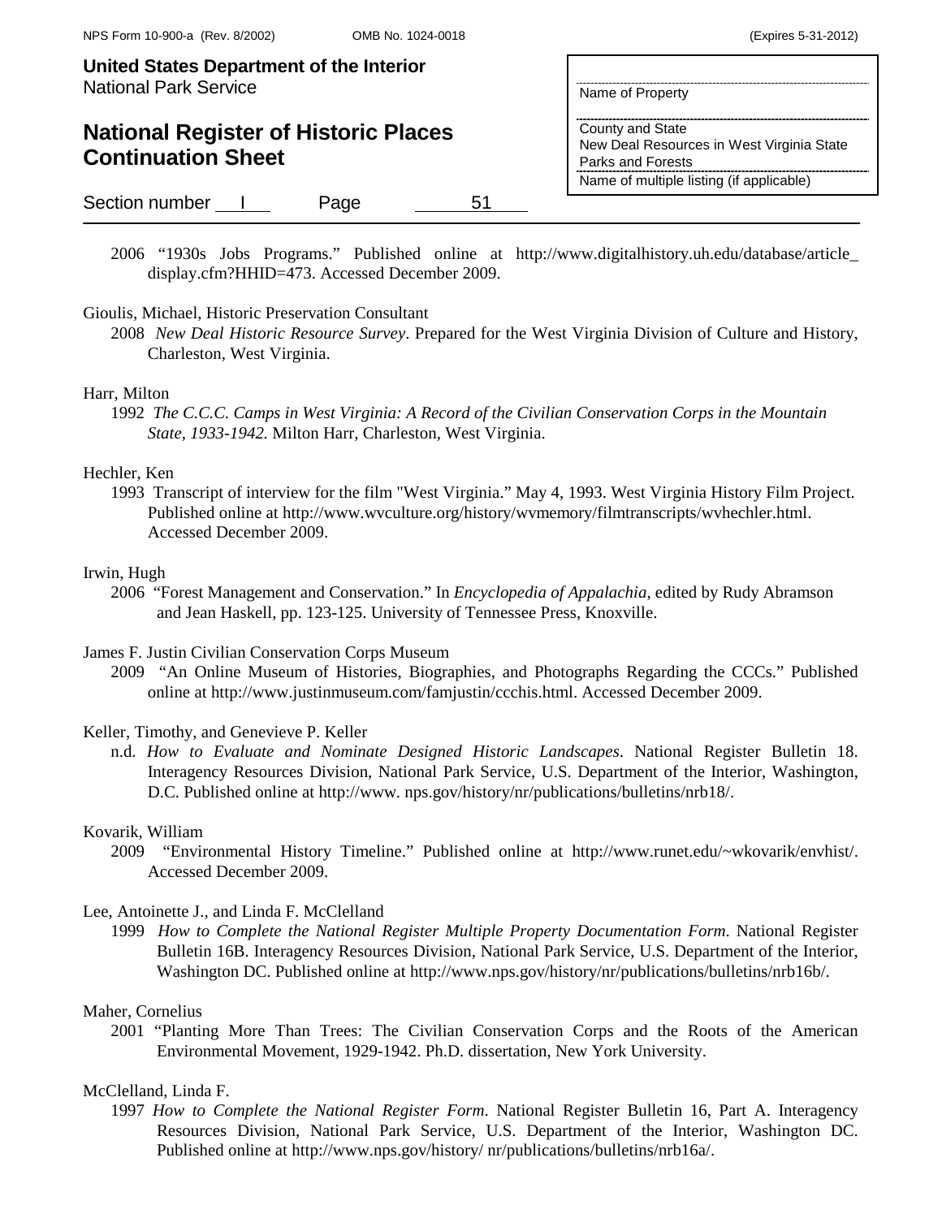2006 "1930s Jobs Programs." Published online at http://www.digitalhistory.uh.edu/database/article_display.cfm?HHID=473. Accessed December 2009.

Gioulis, Michael, Historic Preservation Consultant

2008 *New Deal Historic Resource Survey*. Prepared for the West Virginia Division of Culture and History, Charleston, West Virginia.

Harr, Milton

1992 *The C.C.C. Camps in West Virginia: A Record of the Civilian Conservation Corps in the Mountain State, 1933-1942.* Milton Harr, Charleston, West Virginia.

Hechler, Ken

1993 Transcript of interview for the film "West Virginia." May 4, 1993. West Virginia History Film Project. Published online at http://www.wvculture.org/history/wvmemory/filmtranscripts/wvhechler.html. Accessed December 2009.

Irwin, Hugh

2006 "Forest Management and Conservation." In *Encyclopedia of Appalachia*, edited by Rudy Abramson and Jean Haskell, pp. 123-125. University of Tennessee Press, Knoxville.

James F. Justin Civilian Conservation Corps Museum

2009 "An Online Museum of Histories, Biographies, and Photographs Regarding the CCCs." Published online at http://www.justinmuseum.com/famjustin/ccchis.html. Accessed December 2009.

Keller, Timothy, and Genevieve P. Keller

n.d. *How to Evaluate and Nominate Designed Historic Landscapes*. National Register Bulletin 18. Interagency Resources Division, National Park Service, U.S. Department of the Interior, Washington, D.C. Published online at http://www. nps.gov/history/nr/publications/bulletins/nrb18/.

Kovarik, William

2009 "Environmental History Timeline." Published online at http://www.runet.edu/~wkovarik/envhist/. Accessed December 2009.

Lee, Antoinette J., and Linda F. McClelland

1999 *How to Complete the National Register Multiple Property Documentation Form*. National Register Bulletin 16B. Interagency Resources Division, National Park Service, U.S. Department of the Interior, Washington DC. Published online at http://www.nps.gov/history/nr/publications/bulletins/nrb16b/.

Maher, Cornelius

2001 "Planting More Than Trees: The Civilian Conservation Corps and the Roots of the American Environmental Movement, 1929-1942. Ph.D. dissertation, New York University.

McClelland, Linda F.

1997 *How to Complete the National Register Form*. National Register Bulletin 16, Part A. Interagency Resources Division, National Park Service, U.S. Department of the Interior, Washington DC. Published online at http://www.nps.gov/history/ nr/publications/bulletins/nrb16a/.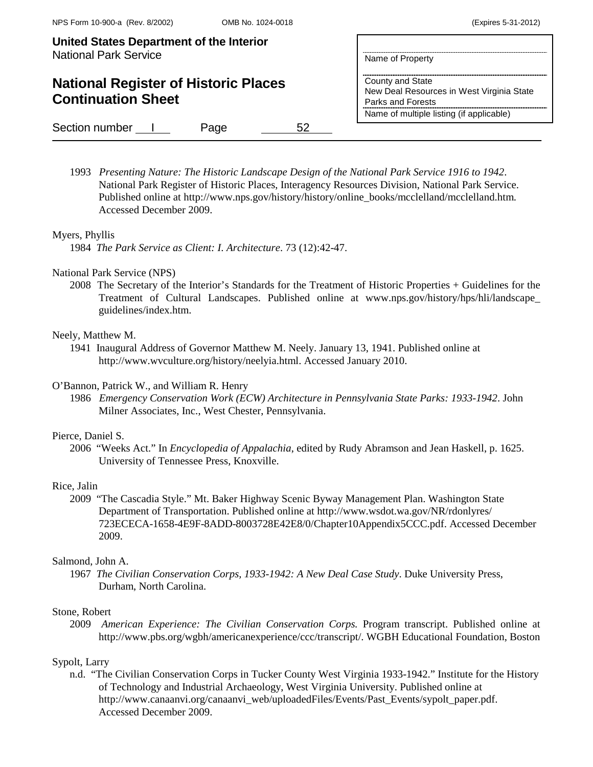1993 *Presenting Nature: The Historic Landscape Design of the National Park Service 1916 to 1942*. National Park Register of Historic Places, Interagency Resources Division, National Park Service. Published online at http://www.nps.gov/history/history/online_books/mcclelland/mcclelland.htm. Accessed December 2009.

Myers, Phyllis
1984 *The Park Service as Client: I. Architecture*. 73 (12):42-47.

National Park Service (NPS)
2008 The Secretary of the Interior's Standards for the Treatment of Historic Properties + Guidelines for the Treatment of Cultural Landscapes. Published online at www.nps.gov/history/hps/hli/landscape_guidelines/index.htm.

Neely, Matthew M.
1941 Inaugural Address of Governor Matthew M. Neely. January 13, 1941. Published online at http://www.wvculture.org/history/neelyia.html. Accessed January 2010.

O'Bannon, Patrick W., and William R. Henry
1986 *Emergency Conservation Work (ECW) Architecture in Pennsylvania State Parks: 1933-1942*. John Milner Associates, Inc., West Chester, Pennsylvania.

Pierce, Daniel S.
2006 "Weeks Act." In *Encyclopedia of Appalachia*, edited by Rudy Abramson and Jean Haskell, p. 1625. University of Tennessee Press, Knoxville.

Rice, Jalin
2009 "The Cascadia Style." Mt. Baker Highway Scenic Byway Management Plan. Washington State Department of Transportation. Published online at http://www.wsdot.wa.gov/NR/rdonlyres/723ECECA-1658-4E9F-8ADD-8003728E42E8/0/Chapter10Appendix5CCC.pdf. Accessed December 2009.

Salmond, John A.
1967 *The Civilian Conservation Corps, 1933-1942: A New Deal Case Study*. Duke University Press, Durham, North Carolina.

Stone, Robert
2009 *American Experience: The Civilian Conservation Corps.* Program transcript. Published online at http://www.pbs.org/wgbh/americanexperience/ccc/transcript/. WGBH Educational Foundation, Boston

Sypolt, Larry
n.d. "The Civilian Conservation Corps in Tucker County West Virginia 1933-1942." Institute for the History of Technology and Industrial Archaeology, West Virginia University. Published online at http://www.canaanvi.org/canaanvi_web/uploadedFiles/Events/Past_Events/sypolt_paper.pdf. Accessed December 2009.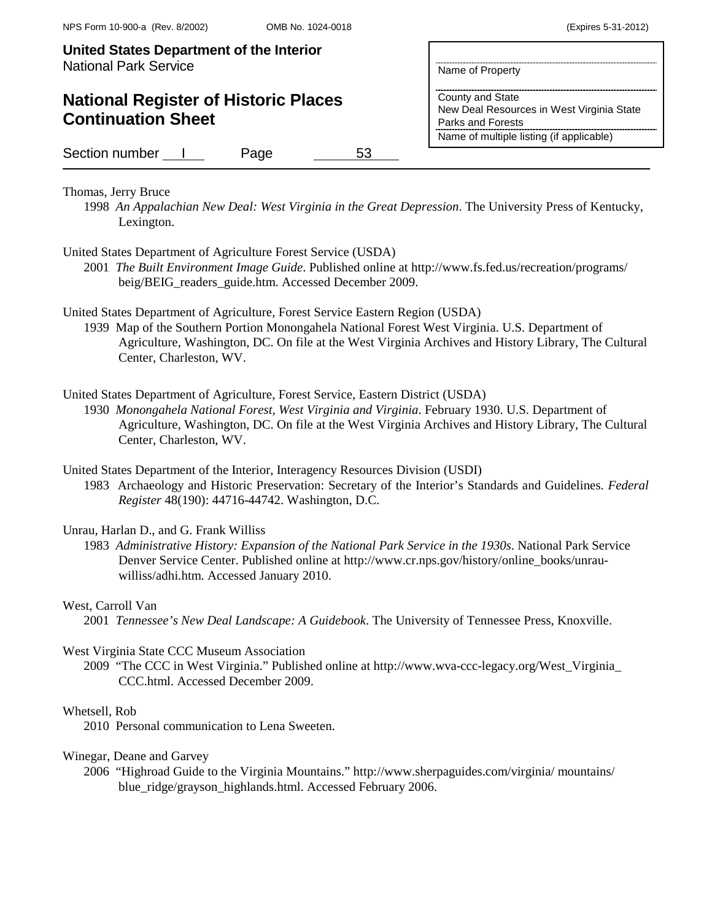Thomas, Jerry Bruce

1998 *An Appalachian New Deal: West Virginia in the Great Depression*. The University Press of Kentucky, Lexington.

United States Department of Agriculture Forest Service (USDA)

2001 *The Built Environment Image Guide*. Published online at http://www.fs.fed.us/recreation/programs/beig/BEIG_readers_guide.htm. Accessed December 2009.

United States Department of Agriculture, Forest Service Eastern Region (USDA)

1939 Map of the Southern Portion Monongahela National Forest West Virginia. U.S. Department of Agriculture, Washington, DC. On file at the West Virginia Archives and History Library, The Cultural Center, Charleston, WV.

United States Department of Agriculture, Forest Service, Eastern District (USDA)

1930 *Monongahela National Forest, West Virginia and Virginia*. February 1930. U.S. Department of Agriculture, Washington, DC. On file at the West Virginia Archives and History Library, The Cultural Center, Charleston, WV.

United States Department of the Interior, Interagency Resources Division (USDI)

1983 Archaeology and Historic Preservation: Secretary of the Interior's Standards and Guidelines. *Federal Register* 48(190): 44716-44742. Washington, D.C.

Unrau, Harlan D., and G. Frank Williss

1983 *Administrative History: Expansion of the National Park Service in the 1930s*. National Park Service Denver Service Center. Published online at http://www.cr.nps.gov/history/online_books/unrau-williss/adhi.htm. Accessed January 2010.

West, Carroll Van

2001 *Tennessee's New Deal Landscape: A Guidebook*. The University of Tennessee Press, Knoxville.

West Virginia State CCC Museum Association

2009 "The CCC in West Virginia." Published online at http://www.wva-ccc-legacy.org/West_Virginia_CCC.html. Accessed December 2009.

Whetsell, Rob

2010 Personal communication to Lena Sweeten.

Winegar, Deane and Garvey

2006 "Highroad Guide to the Virginia Mountains." http://www.sherpaguides.com/virginia/ mountains/blue_ridge/grayson_highlands.html. Accessed February 2006.